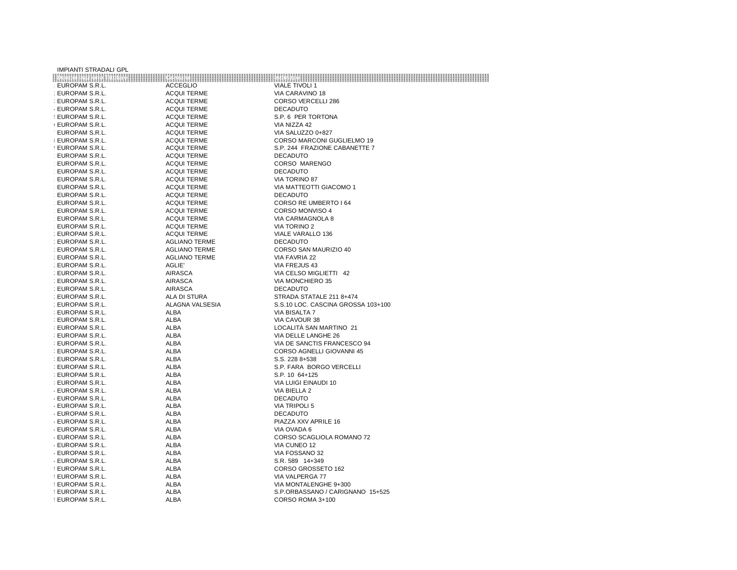IMPIANTI STRADALI GPL

| | | |
|---|---|---|
| EUROPAM S.R.L. | ACCEGLIO | VIALE TIVOLI 1 |
| EUROPAM S.R.L. | ACQUI TERME | VIA CARAVINO 18 |
| EUROPAM S.R.L. | ACQUI TERME | CORSO VERCELLI 286 |
| EUROPAM S.R.L. | ACQUI TERME | DECADUTO |
| EUROPAM S.R.L. | ACQUI TERME | S.P. 6 PER TORTONA |
| EUROPAM S.R.L. | ACQUI TERME | VIA NIZZA 42 |
| EUROPAM S.R.L. | ACQUI TERME | VIA SALUZZO 0+827 |
| EUROPAM S.R.L. | ACQUI TERME | CORSO MARCONI GUGLIELMO 19 |
| EUROPAM S.R.L. | ACQUI TERME | S.P. 244 FRAZIONE CABANETTE 7 |
| EUROPAM S.R.L. | ACQUI TERME | DECADUTO |
| EUROPAM S.R.L. | ACQUI TERME | CORSO MARENGO |
| EUROPAM S.R.L. | ACQUI TERME | DECADUTO |
| EUROPAM S.R.L. | ACQUI TERME | VIA TORINO 87 |
| EUROPAM S.R.L. | ACQUI TERME | VIA MATTEOTTI GIACOMO 1 |
| EUROPAM S.R.L. | ACQUI TERME | DECADUTO |
| EUROPAM S.R.L. | ACQUI TERME | CORSO RE UMBERTO I 64 |
| EUROPAM S.R.L. | ACQUI TERME | CORSO MONVISO 4 |
| EUROPAM S.R.L. | ACQUI TERME | VIA CARMAGNOLA 8 |
| EUROPAM S.R.L. | ACQUI TERME | VIA TORINO 2 |
| EUROPAM S.R.L. | ACQUI TERME | VIALE VARALLO 136 |
| EUROPAM S.R.L. | AGLIANO TERME | DECADUTO |
| EUROPAM S.R.L. | AGLIANO TERME | CORSO SAN MAURIZIO 40 |
| EUROPAM S.R.L. | AGLIANO TERME | VIA FAVRIA 22 |
| EUROPAM S.R.L. | AGLIE' | VIA FREJUS 43 |
| EUROPAM S.R.L. | AIRASCA | VIA CELSO MIGLIETTI 42 |
| EUROPAM S.R.L. | AIRASCA | VIA MONCHIERO 35 |
| EUROPAM S.R.L. | AIRASCA | DECADUTO |
| EUROPAM S.R.L. | ALA DI STURA | STRADA STATALE 211 8+474 |
| EUROPAM S.R.L. | ALAGNA VALSESIA | S.S.10 LOC. CASCINA GROSSA 103+100 |
| EUROPAM S.R.L. | ALBA | VIA BISALTA 7 |
| EUROPAM S.R.L. | ALBA | VIA CAVOUR 38 |
| EUROPAM S.R.L. | ALBA | LOCALITÀ SAN MARTINO 21 |
| EUROPAM S.R.L. | ALBA | VIA DELLE LANGHE 26 |
| EUROPAM S.R.L. | ALBA | VIA DE SANCTIS FRANCESCO 94 |
| EUROPAM S.R.L. | ALBA | CORSO AGNELLI GIOVANNI 45 |
| EUROPAM S.R.L. | ALBA | S.S. 228 8+538 |
| EUROPAM S.R.L. | ALBA | S.P. FARA BORGO VERCELLI |
| EUROPAM S.R.L. | ALBA | S.P. 10 64+125 |
| EUROPAM S.R.L. | ALBA | VIA LUIGI EINAUDI 10 |
| EUROPAM S.R.L. | ALBA | VIA BIELLA 2 |
| EUROPAM S.R.L. | ALBA | DECADUTO |
| EUROPAM S.R.L. | ALBA | VIA TRIPOLI 5 |
| EUROPAM S.R.L. | ALBA | DECADUTO |
| EUROPAM S.R.L. | ALBA | PIAZZA XXV APRILE 16 |
| EUROPAM S.R.L. | ALBA | VIA OVADA 6 |
| EUROPAM S.R.L. | ALBA | CORSO SCAGLIOLA ROMANO 72 |
| EUROPAM S.R.L. | ALBA | VIA CUNEO 12 |
| EUROPAM S.R.L. | ALBA | VIA FOSSANO 32 |
| EUROPAM S.R.L. | ALBA | S.R. 589 14+349 |
| EUROPAM S.R.L. | ALBA | CORSO GROSSETO 162 |
| EUROPAM S.R.L. | ALBA | VIA VALPERGA 77 |
| EUROPAM S.R.L. | ALBA | VIA MONTALENGHE 9+300 |
| EUROPAM S.R.L. | ALBA | S.P.ORBASSANO / CARIGNANO 15+525 |
| EUROPAM S.R.L. | ALBA | CORSO ROMA 3+100 |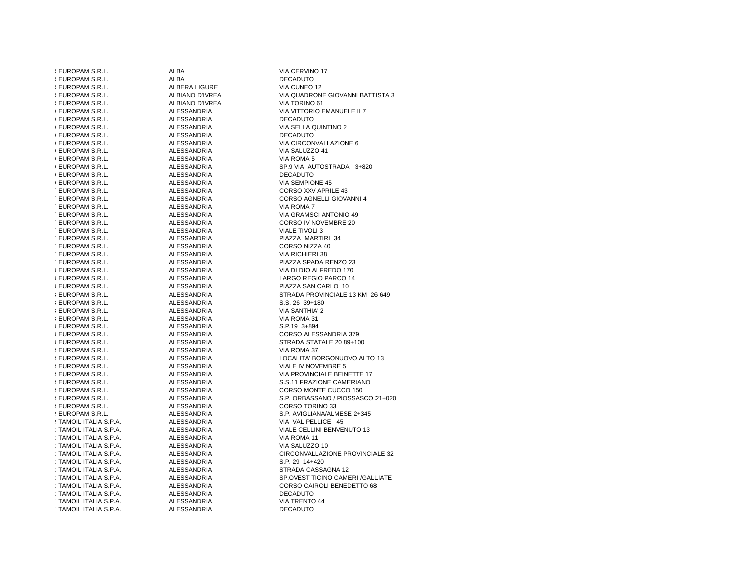| | | |
|---|---|---|
| EUROPAM S.R.L. | ALBA | VIA CERVINO 17 |
| EUROPAM S.R.L. | ALBA | DECADUTO |
| EUROPAM S.R.L. | ALBERA LIGURE | VIA CUNEO 12 |
| EUROPAM S.R.L. | ALBIANO D'IVREA | VIA QUADRONE GIOVANNI BATTISTA 3 |
| EUROPAM S.R.L. | ALBIANO D'IVREA | VIA TORINO 61 |
| EUROPAM S.R.L. | ALESSANDRIA | VIA VITTORIO EMANUELE II 7 |
| EUROPAM S.R.L. | ALESSANDRIA | DECADUTO |
| EUROPAM S.R.L. | ALESSANDRIA | VIA SELLA QUINTINO 2 |
| EUROPAM S.R.L. | ALESSANDRIA | DECADUTO |
| EUROPAM S.R.L. | ALESSANDRIA | VIA CIRCONVALLAZIONE 6 |
| EUROPAM S.R.L. | ALESSANDRIA | VIA SALUZZO 41 |
| EUROPAM S.R.L. | ALESSANDRIA | VIA ROMA 5 |
| EUROPAM S.R.L. | ALESSANDRIA | SP.9 VIA AUTOSTRADA 3+820 |
| EUROPAM S.R.L. | ALESSANDRIA | DECADUTO |
| EUROPAM S.R.L. | ALESSANDRIA | VIA SEMPIONE 45 |
| EUROPAM S.R.L. | ALESSANDRIA | CORSO XXV APRILE 43 |
| EUROPAM S.R.L. | ALESSANDRIA | CORSO AGNELLI GIOVANNI 4 |
| EUROPAM S.R.L. | ALESSANDRIA | VIA ROMA 7 |
| EUROPAM S.R.L. | ALESSANDRIA | VIA GRAMSCI ANTONIO 49 |
| EUROPAM S.R.L. | ALESSANDRIA | CORSO IV NOVEMBRE 20 |
| EUROPAM S.R.L. | ALESSANDRIA | VIALE TIVOLI 3 |
| EUROPAM S.R.L. | ALESSANDRIA | PIAZZA MARTIRI 34 |
| EUROPAM S.R.L. | ALESSANDRIA | CORSO NIZZA 40 |
| EUROPAM S.R.L. | ALESSANDRIA | VIA RICHIERI 38 |
| EUROPAM S.R.L. | ALESSANDRIA | PIAZZA SPADA RENZO 23 |
| EUROPAM S.R.L. | ALESSANDRIA | VIA DI DIO ALFREDO 170 |
| EUROPAM S.R.L. | ALESSANDRIA | LARGO REGIO PARCO 14 |
| EUROPAM S.R.L. | ALESSANDRIA | PIAZZA SAN CARLO 10 |
| EUROPAM S.R.L. | ALESSANDRIA | STRADA PROVINCIALE 13 KM 26 649 |
| EUROPAM S.R.L. | ALESSANDRIA | S.S. 26 39+180 |
| EUROPAM S.R.L. | ALESSANDRIA | VIA SANTHIA' 2 |
| EUROPAM S.R.L. | ALESSANDRIA | VIA ROMA 31 |
| EUROPAM S.R.L. | ALESSANDRIA | S.P.19 3+894 |
| EUROPAM S.R.L. | ALESSANDRIA | CORSO ALESSANDRIA 379 |
| EUROPAM S.R.L. | ALESSANDRIA | STRADA STATALE 20 89+100 |
| EUROPAM S.R.L. | ALESSANDRIA | VIA ROMA 37 |
| EUROPAM S.R.L. | ALESSANDRIA | LOCALITA' BORGONUOVO ALTO 13 |
| EUROPAM S.R.L. | ALESSANDRIA | VIALE IV NOVEMBRE 5 |
| EUROPAM S.R.L. | ALESSANDRIA | VIA PROVINCIALE BEINETTE 17 |
| EUROPAM S.R.L. | ALESSANDRIA | S.S.11 FRAZIONE CAMERIANO |
| EUROPAM S.R.L. | ALESSANDRIA | CORSO MONTE CUCCO 150 |
| EUROPAM S.R.L. | ALESSANDRIA | S.P. ORBASSANO / PIOSSASCO 21+020 |
| EUROPAM S.R.L. | ALESSANDRIA | CORSO TORINO 33 |
| EUROPAM S.R.L. | ALESSANDRIA | S.P. AVIGLIANA/ALMESE 2+345 |
| TAMOIL ITALIA S.P.A. | ALESSANDRIA | VIA VAL PELLICE 45 |
| TAMOIL ITALIA S.P.A. | ALESSANDRIA | VIALE CELLINI BENVENUTO 13 |
| TAMOIL ITALIA S.P.A. | ALESSANDRIA | VIA ROMA 11 |
| TAMOIL ITALIA S.P.A. | ALESSANDRIA | VIA SALUZZO 10 |
| TAMOIL ITALIA S.P.A. | ALESSANDRIA | CIRCONVALLAZIONE PROVINCIALE 32 |
| TAMOIL ITALIA S.P.A. | ALESSANDRIA | S.P. 29 14+420 |
| TAMOIL ITALIA S.P.A. | ALESSANDRIA | STRADA CASSAGNA 12 |
| TAMOIL ITALIA S.P.A. | ALESSANDRIA | SP.OVEST TICINO CAMERI /GALLIATE |
| TAMOIL ITALIA S.P.A. | ALESSANDRIA | CORSO CAIROLI BENEDETTO 68 |
| TAMOIL ITALIA S.P.A. | ALESSANDRIA | DECADUTO |
| TAMOIL ITALIA S.P.A. | ALESSANDRIA | VIA TRENTO 44 |
| TAMOIL ITALIA S.P.A. | ALESSANDRIA | DECADUTO |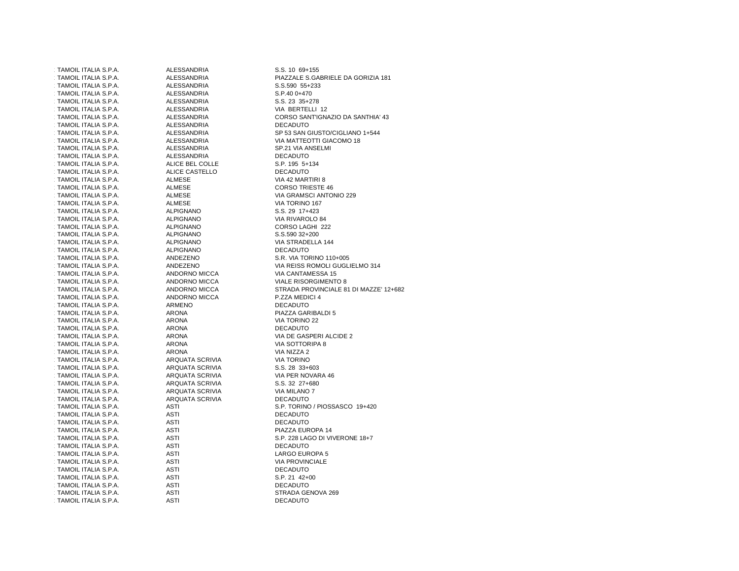| | | |
|---|---|---|
| TAMOIL ITALIA S.P.A. | ALESSANDRIA | S.S. 10 69+155 |
| TAMOIL ITALIA S.P.A. | ALESSANDRIA | PIAZZALE S.GABRIELE DA GORIZIA 181 |
| TAMOIL ITALIA S.P.A. | ALESSANDRIA | S.S.590 55+233 |
| TAMOIL ITALIA S.P.A. | ALESSANDRIA | S.P.40 0+470 |
| TAMOIL ITALIA S.P.A. | ALESSANDRIA | S.S. 23 35+278 |
| TAMOIL ITALIA S.P.A. | ALESSANDRIA | VIA BERTELLI 12 |
| TAMOIL ITALIA S.P.A. | ALESSANDRIA | CORSO SANT'IGNAZIO DA SANTHIA' 43 |
| TAMOIL ITALIA S.P.A. | ALESSANDRIA | DECADUTO |
| TAMOIL ITALIA S.P.A. | ALESSANDRIA | SP 53 SAN GIUSTO/CIGLIANO 1+544 |
| TAMOIL ITALIA S.P.A. | ALESSANDRIA | VIA MATTEOTTI GIACOMO 18 |
| TAMOIL ITALIA S.P.A. | ALESSANDRIA | SP.21 VIA ANSELMI |
| TAMOIL ITALIA S.P.A. | ALESSANDRIA | DECADUTO |
| TAMOIL ITALIA S.P.A. | ALICE BEL COLLE | S.P. 195 5+134 |
| TAMOIL ITALIA S.P.A. | ALICE CASTELLO | DECADUTO |
| TAMOIL ITALIA S.P.A. | ALMESE | VIA 42 MARTIRI 8 |
| TAMOIL ITALIA S.P.A. | ALMESE | CORSO TRIESTE 46 |
| TAMOIL ITALIA S.P.A. | ALMESE | VIA GRAMSCI ANTONIO 229 |
| TAMOIL ITALIA S.P.A. | ALMESE | VIA TORINO 167 |
| TAMOIL ITALIA S.P.A. | ALPIGNANO | S.S. 29 17+423 |
| TAMOIL ITALIA S.P.A. | ALPIGNANO | VIA RIVAROLO 84 |
| TAMOIL ITALIA S.P.A. | ALPIGNANO | CORSO LAGHI 222 |
| TAMOIL ITALIA S.P.A. | ALPIGNANO | S.S.590 32+200 |
| TAMOIL ITALIA S.P.A. | ALPIGNANO | VIA STRADELLA 144 |
| TAMOIL ITALIA S.P.A. | ALPIGNANO | DECADUTO |
| TAMOIL ITALIA S.P.A. | ANDEZENO | S.R. VIA TORINO 110+005 |
| TAMOIL ITALIA S.P.A. | ANDEZENO | VIA REISS ROMOLI GUGLIELMO 314 |
| TAMOIL ITALIA S.P.A. | ANDORNO MICCA | VIA CANTAMESSA 15 |
| TAMOIL ITALIA S.P.A. | ANDORNO MICCA | VIALE RISORGIMENTO 8 |
| TAMOIL ITALIA S.P.A. | ANDORNO MICCA | STRADA PROVINCIALE 81 DI MAZZE' 12+682 |
| TAMOIL ITALIA S.P.A. | ANDORNO MICCA | P.ZZA MEDICI 4 |
| TAMOIL ITALIA S.P.A. | ARMENO | DECADUTO |
| TAMOIL ITALIA S.P.A. | ARONA | PIAZZA GARIBALDI 5 |
| TAMOIL ITALIA S.P.A. | ARONA | VIA TORINO 22 |
| TAMOIL ITALIA S.P.A. | ARONA | DECADUTO |
| TAMOIL ITALIA S.P.A. | ARONA | VIA DE GASPERI ALCIDE 2 |
| TAMOIL ITALIA S.P.A. | ARONA | VIA SOTTORIPA 8 |
| TAMOIL ITALIA S.P.A. | ARONA | VIA NIZZA 2 |
| TAMOIL ITALIA S.P.A. | ARQUATA SCRIVIA | VIA TORINO |
| TAMOIL ITALIA S.P.A. | ARQUATA SCRIVIA | S.S. 28 33+603 |
| TAMOIL ITALIA S.P.A. | ARQUATA SCRIVIA | VIA PER NOVARA 46 |
| TAMOIL ITALIA S.P.A. | ARQUATA SCRIVIA | S.S. 32 27+680 |
| TAMOIL ITALIA S.P.A. | ARQUATA SCRIVIA | VIA MILANO 7 |
| TAMOIL ITALIA S.P.A. | ARQUATA SCRIVIA | DECADUTO |
| TAMOIL ITALIA S.P.A. | ASTI | S.P. TORINO / PIOSSASCO 19+420 |
| TAMOIL ITALIA S.P.A. | ASTI | DECADUTO |
| TAMOIL ITALIA S.P.A. | ASTI | DECADUTO |
| TAMOIL ITALIA S.P.A. | ASTI | PIAZZA EUROPA 14 |
| TAMOIL ITALIA S.P.A. | ASTI | S.P. 228 LAGO DI VIVERONE 18+7 |
| TAMOIL ITALIA S.P.A. | ASTI | DECADUTO |
| TAMOIL ITALIA S.P.A. | ASTI | LARGO EUROPA 5 |
| TAMOIL ITALIA S.P.A. | ASTI | VIA PROVINCIALE |
| TAMOIL ITALIA S.P.A. | ASTI | DECADUTO |
| TAMOIL ITALIA S.P.A. | ASTI | S.P. 21 42+00 |
| TAMOIL ITALIA S.P.A. | ASTI | DECADUTO |
| TAMOIL ITALIA S.P.A. | ASTI | STRADA GENOVA 269 |
| TAMOIL ITALIA S.P.A. | ASTI | DECADUTO |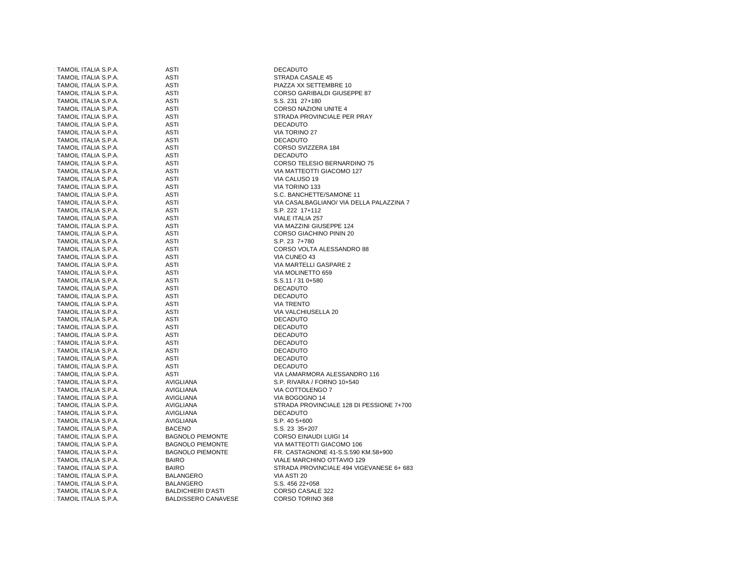| | | |
|---|---|---|
| TAMOIL ITALIA S.P.A. | ASTI | DECADUTO |
| TAMOIL ITALIA S.P.A. | ASTI | STRADA CASALE 45 |
| TAMOIL ITALIA S.P.A. | ASTI | PIAZZA XX SETTEMBRE 10 |
| TAMOIL ITALIA S.P.A. | ASTI | CORSO GARIBALDI GIUSEPPE 87 |
| TAMOIL ITALIA S.P.A. | ASTI | S.S. 231 27+180 |
| TAMOIL ITALIA S.P.A. | ASTI | CORSO NAZIONI UNITE 4 |
| TAMOIL ITALIA S.P.A. | ASTI | STRADA PROVINCIALE PER PRAY |
| TAMOIL ITALIA S.P.A. | ASTI | DECADUTO |
| TAMOIL ITALIA S.P.A. | ASTI | VIA TORINO 27 |
| TAMOIL ITALIA S.P.A. | ASTI | DECADUTO |
| TAMOIL ITALIA S.P.A. | ASTI | CORSO SVIZZERA 184 |
| TAMOIL ITALIA S.P.A. | ASTI | DECADUTO |
| TAMOIL ITALIA S.P.A. | ASTI | CORSO TELESIO BERNARDINO 75 |
| TAMOIL ITALIA S.P.A. | ASTI | VIA MATTEOTTI GIACOMO 127 |
| TAMOIL ITALIA S.P.A. | ASTI | VIA CALUSO 19 |
| TAMOIL ITALIA S.P.A. | ASTI | VIA TORINO 133 |
| TAMOIL ITALIA S.P.A. | ASTI | S.C. BANCHETTE/SAMONE 11 |
| TAMOIL ITALIA S.P.A. | ASTI | VIA CASALBAGLIANO/ VIA DELLA PALAZZINA 7 |
| TAMOIL ITALIA S.P.A. | ASTI | S.P. 222 17+112 |
| TAMOIL ITALIA S.P.A. | ASTI | VIALE ITALIA 257 |
| TAMOIL ITALIA S.P.A. | ASTI | VIA MAZZINI GIUSEPPE 124 |
| TAMOIL ITALIA S.P.A. | ASTI | CORSO GIACHINO PININ 20 |
| TAMOIL ITALIA S.P.A. | ASTI | S.P. 23 7+780 |
| TAMOIL ITALIA S.P.A. | ASTI | CORSO VOLTA ALESSANDRO 88 |
| TAMOIL ITALIA S.P.A. | ASTI | VIA CUNEO 43 |
| TAMOIL ITALIA S.P.A. | ASTI | VIA MARTELLI GASPARE 2 |
| TAMOIL ITALIA S.P.A. | ASTI | VIA MOLINETTO 659 |
| TAMOIL ITALIA S.P.A. | ASTI | S.S.11 / 31 0+580 |
| TAMOIL ITALIA S.P.A. | ASTI | DECADUTO |
| TAMOIL ITALIA S.P.A. | ASTI | DECADUTO |
| TAMOIL ITALIA S.P.A. | ASTI | VIA TRENTO |
| TAMOIL ITALIA S.P.A. | ASTI | VIA VALCHIUSELLA 20 |
| TAMOIL ITALIA S.P.A. | ASTI | DECADUTO |
| TAMOIL ITALIA S.P.A. | ASTI | DECADUTO |
| TAMOIL ITALIA S.P.A. | ASTI | DECADUTO |
| TAMOIL ITALIA S.P.A. | ASTI | DECADUTO |
| TAMOIL ITALIA S.P.A. | ASTI | DECADUTO |
| TAMOIL ITALIA S.P.A. | ASTI | DECADUTO |
| TAMOIL ITALIA S.P.A. | ASTI | DECADUTO |
| TAMOIL ITALIA S.P.A. | ASTI | VIA LAMARMORA ALESSANDRO 116 |
| TAMOIL ITALIA S.P.A. | AVIGLIANA | S.P. RIVARA / FORNO 10+540 |
| TAMOIL ITALIA S.P.A. | AVIGLIANA | VIA COTTOLENGO 7 |
| TAMOIL ITALIA S.P.A. | AVIGLIANA | VIA BOGOGNO 14 |
| TAMOIL ITALIA S.P.A. | AVIGLIANA | STRADA PROVINCIALE 128 DI PESSIONE 7+700 |
| TAMOIL ITALIA S.P.A. | AVIGLIANA | DECADUTO |
| TAMOIL ITALIA S.P.A. | AVIGLIANA | S.P. 40 5+600 |
| TAMOIL ITALIA S.P.A. | BACENO | S.S. 23 35+207 |
| TAMOIL ITALIA S.P.A. | BAGNOLO PIEMONTE | CORSO EINAUDI LUIGI 14 |
| TAMOIL ITALIA S.P.A. | BAGNOLO PIEMONTE | VIA MATTEOTTI GIACOMO 106 |
| TAMOIL ITALIA S.P.A. | BAGNOLO PIEMONTE | FR. CASTAGNONE 41-S.S.590 KM.58+900 |
| TAMOIL ITALIA S.P.A. | BAIRO | VIALE MARCHINO OTTAVIO 129 |
| TAMOIL ITALIA S.P.A. | BAIRO | STRADA PROVINCIALE 494 VIGEVANESE 6+ 683 |
| TAMOIL ITALIA S.P.A. | BALANGERO | VIA ASTI 20 |
| TAMOIL ITALIA S.P.A. | BALANGERO | S.S. 456 22+058 |
| TAMOIL ITALIA S.P.A. | BALDICHIERI D'ASTI | CORSO CASALE 322 |
| TAMOIL ITALIA S.P.A. | BALDISSERO CANAVESE | CORSO TORINO 368 |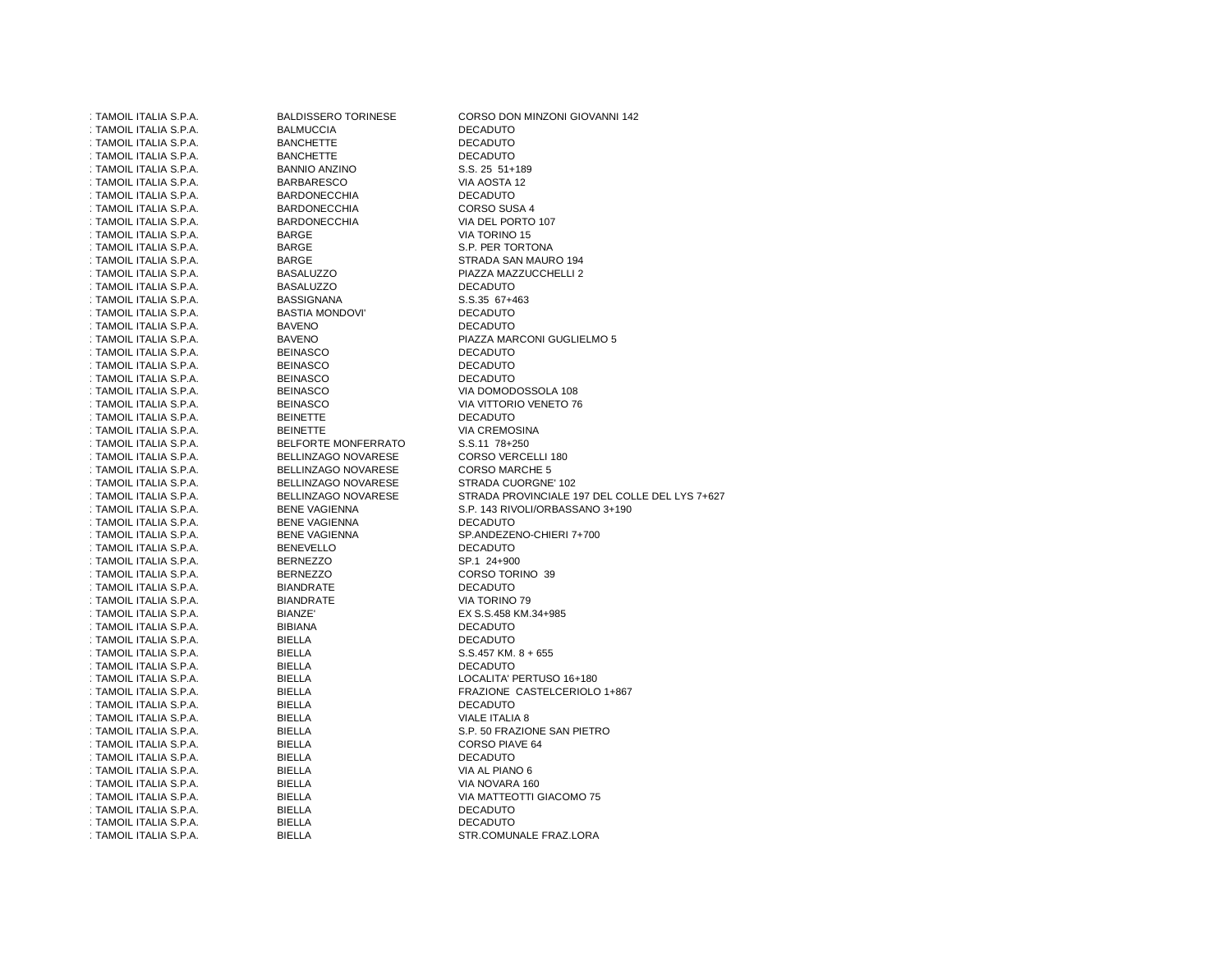| | | |
|---|---|---|
| : TAMOIL ITALIA S.P.A. | BALDISSERO TORINESE | CORSO DON MINZONI GIOVANNI 142 |
| : TAMOIL ITALIA S.P.A. | BALMUCCIA | DECADUTO |
| : TAMOIL ITALIA S.P.A. | BANCHETTE | DECADUTO |
| : TAMOIL ITALIA S.P.A. | BANCHETTE | DECADUTO |
| : TAMOIL ITALIA S.P.A. | BANNIO ANZINO | S.S. 25 51+189 |
| : TAMOIL ITALIA S.P.A. | BARBARESCO | VIA AOSTA 12 |
| : TAMOIL ITALIA S.P.A. | BARDONECCHIA | DECADUTO |
| : TAMOIL ITALIA S.P.A. | BARDONECCHIA | CORSO SUSA 4 |
| : TAMOIL ITALIA S.P.A. | BARDONECCHIA | VIA DEL PORTO 107 |
| : TAMOIL ITALIA S.P.A. | BARGE | VIA TORINO 15 |
| : TAMOIL ITALIA S.P.A. | BARGE | S.P. PER TORTONA |
| : TAMOIL ITALIA S.P.A. | BARGE | STRADA SAN MAURO 194 |
| : TAMOIL ITALIA S.P.A. | BASALUZZO | PIAZZA MAZZUCCHELLI 2 |
| : TAMOIL ITALIA S.P.A. | BASALUZZO | DECADUTO |
| : TAMOIL ITALIA S.P.A. | BASSIGNANA | S.S.35 67+463 |
| : TAMOIL ITALIA S.P.A. | BASTIA MONDOVI' | DECADUTO |
| : TAMOIL ITALIA S.P.A. | BAVENO | DECADUTO |
| : TAMOIL ITALIA S.P.A. | BAVENO | PIAZZA MARCONI GUGLIELMO 5 |
| : TAMOIL ITALIA S.P.A. | BEINASCO | DECADUTO |
| : TAMOIL ITALIA S.P.A. | BEINASCO | DECADUTO |
| : TAMOIL ITALIA S.P.A. | BEINASCO | DECADUTO |
| : TAMOIL ITALIA S.P.A. | BEINASCO | VIA DOMODOSSOLA 108 |
| : TAMOIL ITALIA S.P.A. | BEINASCO | VIA VITTORIO VENETO 76 |
| : TAMOIL ITALIA S.P.A. | BEINETTE | DECADUTO |
| : TAMOIL ITALIA S.P.A. | BEINETTE | VIA CREMOSINA |
| : TAMOIL ITALIA S.P.A. | BELFORTE MONFERRATO | S.S.11 78+250 |
| : TAMOIL ITALIA S.P.A. | BELLINZAGO NOVARESE | CORSO VERCELLI 180 |
| : TAMOIL ITALIA S.P.A. | BELLINZAGO NOVARESE | CORSO MARCHE 5 |
| : TAMOIL ITALIA S.P.A. | BELLINZAGO NOVARESE | STRADA CUORGNE' 102 |
| : TAMOIL ITALIA S.P.A. | BELLINZAGO NOVARESE | STRADA PROVINCIALE 197 DEL COLLE DEL LYS 7+627 |
| : TAMOIL ITALIA S.P.A. | BENE VAGIENNA | S.P. 143 RIVOLI/ORBASSANO 3+190 |
| : TAMOIL ITALIA S.P.A. | BENE VAGIENNA | DECADUTO |
| : TAMOIL ITALIA S.P.A. | BENE VAGIENNA | SP.ANDEZENO-CHIERI 7+700 |
| : TAMOIL ITALIA S.P.A. | BENEVELLO | DECADUTO |
| : TAMOIL ITALIA S.P.A. | BERNEZZO | SP.1 24+900 |
| : TAMOIL ITALIA S.P.A. | BERNEZZO | CORSO TORINO 39 |
| : TAMOIL ITALIA S.P.A. | BIANDRATE | DECADUTO |
| : TAMOIL ITALIA S.P.A. | BIANDRATE | VIA TORINO 79 |
| : TAMOIL ITALIA S.P.A. | BIANZE' | EX S.S.458 KM.34+985 |
| : TAMOIL ITALIA S.P.A. | BIBIANA | DECADUTO |
| : TAMOIL ITALIA S.P.A. | BIELLA | DECADUTO |
| : TAMOIL ITALIA S.P.A. | BIELLA | S.S.457 KM. 8 + 655 |
| : TAMOIL ITALIA S.P.A. | BIELLA | DECADUTO |
| : TAMOIL ITALIA S.P.A. | BIELLA | LOCALITA' PERTUSO 16+180 |
| : TAMOIL ITALIA S.P.A. | BIELLA | FRAZIONE CASTELCERIOLO 1+867 |
| : TAMOIL ITALIA S.P.A. | BIELLA | DECADUTO |
| : TAMOIL ITALIA S.P.A. | BIELLA | VIALE ITALIA 8 |
| : TAMOIL ITALIA S.P.A. | BIELLA | S.P. 50 FRAZIONE SAN PIETRO |
| : TAMOIL ITALIA S.P.A. | BIELLA | CORSO PIAVE 64 |
| : TAMOIL ITALIA S.P.A. | BIELLA | DECADUTO |
| : TAMOIL ITALIA S.P.A. | BIELLA | VIA AL PIANO 6 |
| : TAMOIL ITALIA S.P.A. | BIELLA | VIA NOVARA 160 |
| : TAMOIL ITALIA S.P.A. | BIELLA | VIA MATTEOTTI GIACOMO 75 |
| : TAMOIL ITALIA S.P.A. | BIELLA | DECADUTO |
| : TAMOIL ITALIA S.P.A. | BIELLA | DECADUTO |
| : TAMOIL ITALIA S.P.A. | BIELLA | STR.COMUNALE FRAZ.LORA |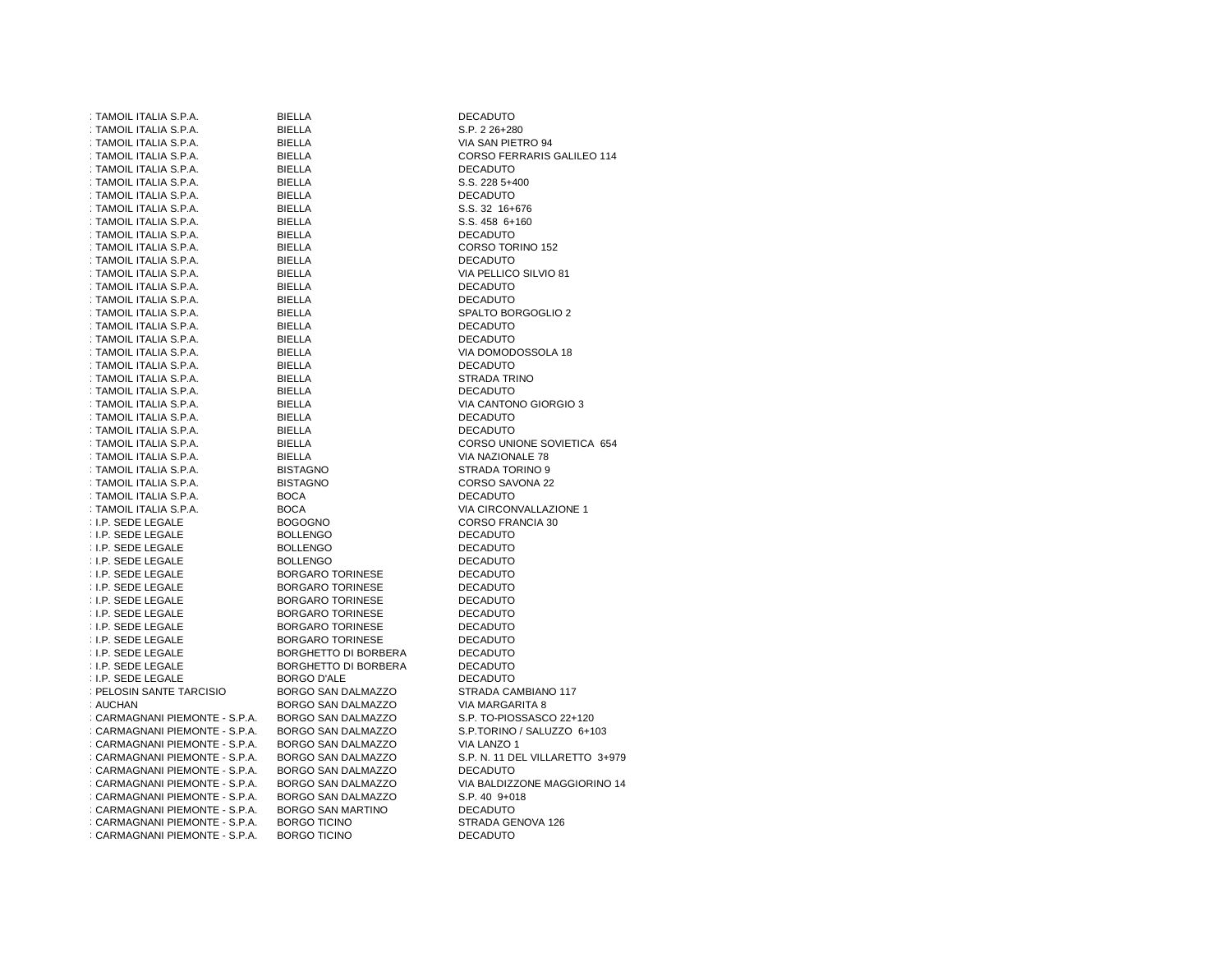| | | |
|---|---|---|
| : TAMOIL ITALIA S.P.A. | BIELLA | DECADUTO |
| : TAMOIL ITALIA S.P.A. | BIELLA | S.P. 2 26+280 |
| : TAMOIL ITALIA S.P.A. | BIELLA | VIA SAN PIETRO 94 |
| : TAMOIL ITALIA S.P.A. | BIELLA | CORSO FERRARIS GALILEO 114 |
| : TAMOIL ITALIA S.P.A. | BIELLA | DECADUTO |
| : TAMOIL ITALIA S.P.A. | BIELLA | S.S. 228 5+400 |
| : TAMOIL ITALIA S.P.A. | BIELLA | DECADUTO |
| : TAMOIL ITALIA S.P.A. | BIELLA | S.S. 32 16+676 |
| : TAMOIL ITALIA S.P.A. | BIELLA | S.S. 458 6+160 |
| : TAMOIL ITALIA S.P.A. | BIELLA | DECADUTO |
| : TAMOIL ITALIA S.P.A. | BIELLA | CORSO TORINO 152 |
| : TAMOIL ITALIA S.P.A. | BIELLA | DECADUTO |
| : TAMOIL ITALIA S.P.A. | BIELLA | VIA PELLICO SILVIO 81 |
| : TAMOIL ITALIA S.P.A. | BIELLA | DECADUTO |
| : TAMOIL ITALIA S.P.A. | BIELLA | DECADUTO |
| : TAMOIL ITALIA S.P.A. | BIELLA | SPALTO BORGOGLIO 2 |
| : TAMOIL ITALIA S.P.A. | BIELLA | DECADUTO |
| : TAMOIL ITALIA S.P.A. | BIELLA | DECADUTO |
| : TAMOIL ITALIA S.P.A. | BIELLA | VIA DOMODOSSOLA 18 |
| : TAMOIL ITALIA S.P.A. | BIELLA | DECADUTO |
| : TAMOIL ITALIA S.P.A. | BIELLA | STRADA TRINO |
| : TAMOIL ITALIA S.P.A. | BIELLA | DECADUTO |
| : TAMOIL ITALIA S.P.A. | BIELLA | VIA CANTONO GIORGIO 3 |
| : TAMOIL ITALIA S.P.A. | BIELLA | DECADUTO |
| : TAMOIL ITALIA S.P.A. | BIELLA | DECADUTO |
| : TAMOIL ITALIA S.P.A. | BIELLA | CORSO UNIONE SOVIETICA 654 |
| : TAMOIL ITALIA S.P.A. | BIELLA | VIA NAZIONALE 78 |
| : TAMOIL ITALIA S.P.A. | BISTAGNO | STRADA TORINO 9 |
| : TAMOIL ITALIA S.P.A. | BISTAGNO | CORSO SAVONA 22 |
| : TAMOIL ITALIA S.P.A. | BOCA | DECADUTO |
| : TAMOIL ITALIA S.P.A. | BOCA | VIA CIRCONVALLAZIONE 1 |
| : I.P. SEDE LEGALE | BOGOGNO | CORSO FRANCIA 30 |
| : I.P. SEDE LEGALE | BOLLENGO | DECADUTO |
| : I.P. SEDE LEGALE | BOLLENGO | DECADUTO |
| : I.P. SEDE LEGALE | BOLLENGO | DECADUTO |
| : I.P. SEDE LEGALE | BORGARO TORINESE | DECADUTO |
| : I.P. SEDE LEGALE | BORGARO TORINESE | DECADUTO |
| : I.P. SEDE LEGALE | BORGARO TORINESE | DECADUTO |
| : I.P. SEDE LEGALE | BORGARO TORINESE | DECADUTO |
| : I.P. SEDE LEGALE | BORGARO TORINESE | DECADUTO |
| : I.P. SEDE LEGALE | BORGARO TORINESE | DECADUTO |
| : I.P. SEDE LEGALE | BORGHETTO DI BORBERA | DECADUTO |
| : I.P. SEDE LEGALE | BORGHETTO DI BORBERA | DECADUTO |
| : I.P. SEDE LEGALE | BORGO D'ALE | DECADUTO |
| : PELOSIN SANTE TARCISIO | BORGO SAN DALMAZZO | STRADA CAMBIANO 117 |
| : AUCHAN | BORGO SAN DALMAZZO | VIA MARGARITA 8 |
| : CARMAGNANI PIEMONTE - S.P.A. | BORGO SAN DALMAZZO | S.P. TO-PIOSSASCO 22+120 |
| : CARMAGNANI PIEMONTE - S.P.A. | BORGO SAN DALMAZZO | S.P.TORINO / SALUZZO 6+103 |
| : CARMAGNANI PIEMONTE - S.P.A. | BORGO SAN DALMAZZO | VIA LANZO 1 |
| : CARMAGNANI PIEMONTE - S.P.A. | BORGO SAN DALMAZZO | S.P. N. 11 DEL VILLARETTO 3+979 |
| : CARMAGNANI PIEMONTE - S.P.A. | BORGO SAN DALMAZZO | DECADUTO |
| : CARMAGNANI PIEMONTE - S.P.A. | BORGO SAN DALMAZZO | VIA BALDIZZONE MAGGIORINO 14 |
| : CARMAGNANI PIEMONTE - S.P.A. | BORGO SAN DALMAZZO | S.P. 40 9+018 |
| : CARMAGNANI PIEMONTE - S.P.A. | BORGO SAN MARTINO | DECADUTO |
| : CARMAGNANI PIEMONTE - S.P.A. | BORGO TICINO | STRADA GENOVA 126 |
| : CARMAGNANI PIEMONTE - S.P.A. | BORGO TICINO | DECADUTO |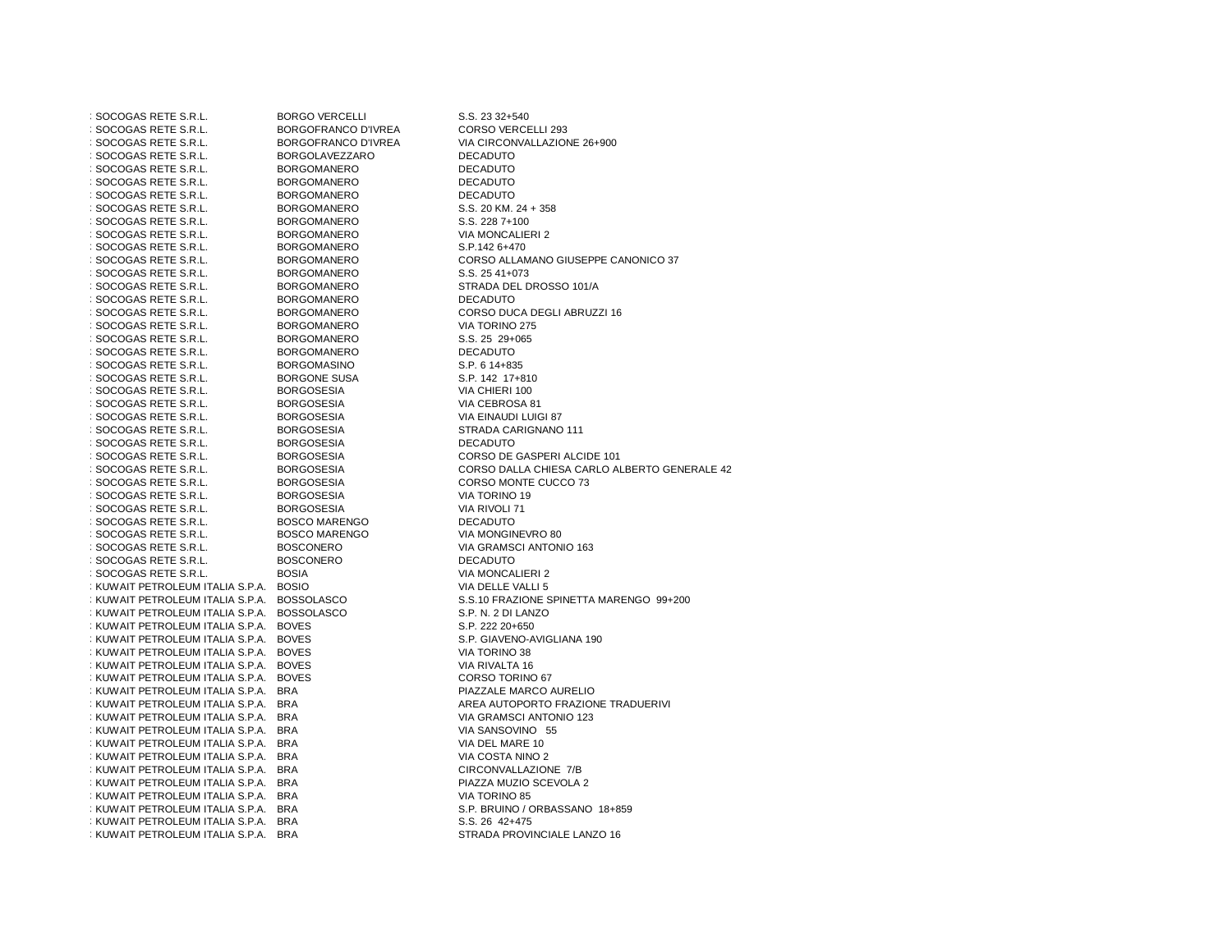| | | |
|---|---|---|
| : SOCOGAS RETE S.R.L. | BORGO VERCELLI | S.S. 23 32+540 |
| : SOCOGAS RETE S.R.L. | BORGOFRANCO D'IVREA | CORSO VERCELLI 293 |
| : SOCOGAS RETE S.R.L. | BORGOFRANCO D'IVREA | VIA CIRCONVALLAZIONE 26+900 |
| : SOCOGAS RETE S.R.L. | BORGOLAVEZZARO | DECADUTO |
| : SOCOGAS RETE S.R.L. | BORGOMANERO | DECADUTO |
| : SOCOGAS RETE S.R.L. | BORGOMANERO | DECADUTO |
| : SOCOGAS RETE S.R.L. | BORGOMANERO | DECADUTO |
| : SOCOGAS RETE S.R.L. | BORGOMANERO | S.S. 20 KM. 24 + 358 |
| : SOCOGAS RETE S.R.L. | BORGOMANERO | S.S. 228 7+100 |
| : SOCOGAS RETE S.R.L. | BORGOMANERO | VIA MONCALIERI 2 |
| : SOCOGAS RETE S.R.L. | BORGOMANERO | S.P.142 6+470 |
| : SOCOGAS RETE S.R.L. | BORGOMANERO | CORSO ALLAMANO GIUSEPPE CANONICO 37 |
| : SOCOGAS RETE S.R.L. | BORGOMANERO | S.S. 25 41+073 |
| : SOCOGAS RETE S.R.L. | BORGOMANERO | STRADA DEL DROSSO 101/A |
| : SOCOGAS RETE S.R.L. | BORGOMANERO | DECADUTO |
| : SOCOGAS RETE S.R.L. | BORGOMANERO | CORSO DUCA DEGLI ABRUZZI 16 |
| : SOCOGAS RETE S.R.L. | BORGOMANERO | VIA TORINO 275 |
| : SOCOGAS RETE S.R.L. | BORGOMANERO | S.S. 25 29+065 |
| : SOCOGAS RETE S.R.L. | BORGOMANERO | DECADUTO |
| : SOCOGAS RETE S.R.L. | BORGOMASINO | S.P. 6 14+835 |
| : SOCOGAS RETE S.R.L. | BORGONE SUSA | S.P. 142 17+810 |
| : SOCOGAS RETE S.R.L. | BORGOSESIA | VIA CHIERI 100 |
| : SOCOGAS RETE S.R.L. | BORGOSESIA | VIA CEBROSA 81 |
| : SOCOGAS RETE S.R.L. | BORGOSESIA | VIA EINAUDI LUIGI 87 |
| : SOCOGAS RETE S.R.L. | BORGOSESIA | STRADA CARIGNANO 111 |
| : SOCOGAS RETE S.R.L. | BORGOSESIA | DECADUTO |
| : SOCOGAS RETE S.R.L. | BORGOSESIA | CORSO DE GASPERI ALCIDE 101 |
| : SOCOGAS RETE S.R.L. | BORGOSESIA | CORSO DALLA CHIESA CARLO ALBERTO GENERALE 42 |
| : SOCOGAS RETE S.R.L. | BORGOSESIA | CORSO MONTE CUCCO 73 |
| : SOCOGAS RETE S.R.L. | BORGOSESIA | VIA TORINO 19 |
| : SOCOGAS RETE S.R.L. | BORGOSESIA | VIA RIVOLI 71 |
| : SOCOGAS RETE S.R.L. | BOSCO MARENGO | DECADUTO |
| : SOCOGAS RETE S.R.L. | BOSCO MARENGO | VIA MONGINEVRO 80 |
| : SOCOGAS RETE S.R.L. | BOSCONERO | VIA GRAMSCI ANTONIO 163 |
| : SOCOGAS RETE S.R.L. | BOSCONERO | DECADUTO |
| : SOCOGAS RETE S.R.L. | BOSIA | VIA MONCALIERI 2 |
| : KUWAIT PETROLEUM ITALIA S.P.A. | BOSIO | VIA DELLE VALLI 5 |
| : KUWAIT PETROLEUM ITALIA S.P.A. | BOSSOLASCO | S.S.10 FRAZIONE SPINETTA MARENGO 99+200 |
| : KUWAIT PETROLEUM ITALIA S.P.A. | BOSSOLASCO | S.P. N. 2 DI LANZO |
| : KUWAIT PETROLEUM ITALIA S.P.A. | BOVES | S.P. 222 20+650 |
| : KUWAIT PETROLEUM ITALIA S.P.A. | BOVES | S.P. GIAVENO-AVIGLIANA 190 |
| : KUWAIT PETROLEUM ITALIA S.P.A. | BOVES | VIA TORINO 38 |
| : KUWAIT PETROLEUM ITALIA S.P.A. | BOVES | VIA RIVALTA 16 |
| : KUWAIT PETROLEUM ITALIA S.P.A. | BOVES | CORSO TORINO 67 |
| : KUWAIT PETROLEUM ITALIA S.P.A. | BRA | PIAZZALE MARCO AURELIO |
| : KUWAIT PETROLEUM ITALIA S.P.A. | BRA | AREA AUTOPORTO FRAZIONE TRADUERIVI |
| : KUWAIT PETROLEUM ITALIA S.P.A. | BRA | VIA GRAMSCI ANTONIO 123 |
| : KUWAIT PETROLEUM ITALIA S.P.A. | BRA | VIA SANSOVINO 55 |
| : KUWAIT PETROLEUM ITALIA S.P.A. | BRA | VIA DEL MARE 10 |
| : KUWAIT PETROLEUM ITALIA S.P.A. | BRA | VIA COSTA NINO 2 |
| : KUWAIT PETROLEUM ITALIA S.P.A. | BRA | CIRCONVALLAZIONE 7/B |
| : KUWAIT PETROLEUM ITALIA S.P.A. | BRA | PIAZZA MUZIO SCEVOLA 2 |
| : KUWAIT PETROLEUM ITALIA S.P.A. | BRA | VIA TORINO 85 |
| : KUWAIT PETROLEUM ITALIA S.P.A. | BRA | S.P. BRUINO / ORBASSANO 18+859 |
| : KUWAIT PETROLEUM ITALIA S.P.A. | BRA | S.S. 26 42+475 |
| : KUWAIT PETROLEUM ITALIA S.P.A. | BRA | STRADA PROVINCIALE LANZO 16 |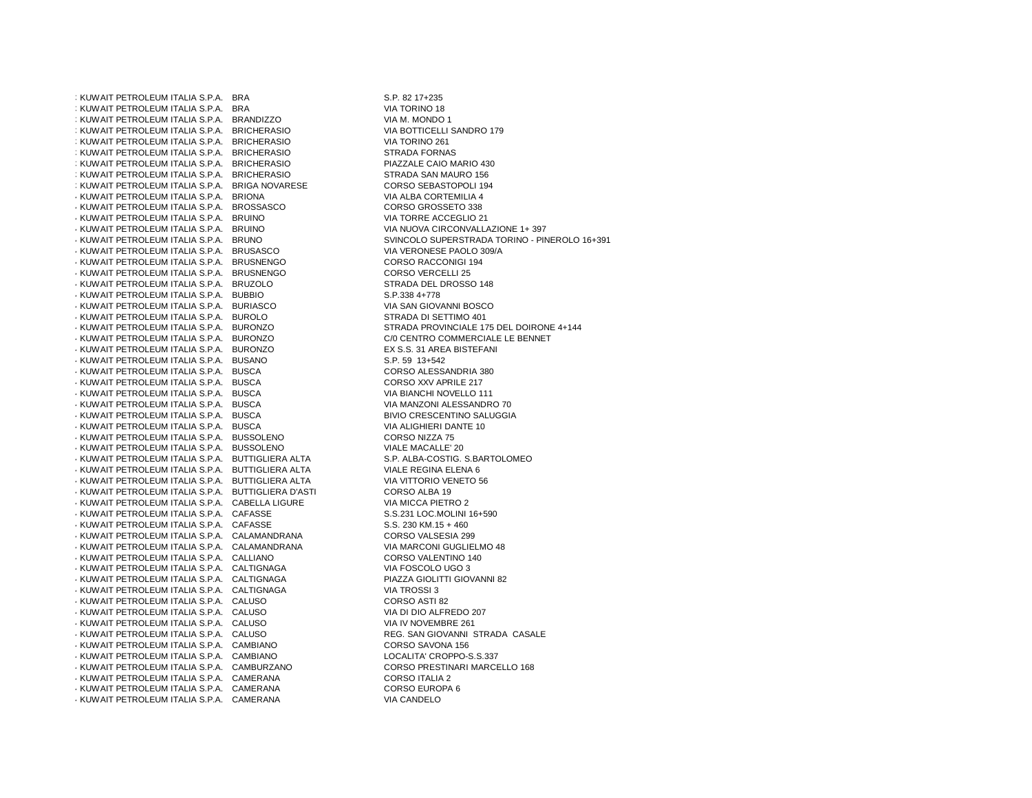| | | | |
|---|---|---|---|
| : | KUWAIT PETROLEUM ITALIA S.P.A. | BRA | S.P. 82 17+235 |
| : | KUWAIT PETROLEUM ITALIA S.P.A. | BRA | VIA TORINO 18 |
| : | KUWAIT PETROLEUM ITALIA S.P.A. | BRANDIZZO | VIA M. MONDO 1 |
| : | KUWAIT PETROLEUM ITALIA S.P.A. | BRICHERASIO | VIA BOTTICELLI SANDRO 179 |
| : | KUWAIT PETROLEUM ITALIA S.P.A. | BRICHERASIO | VIA TORINO 261 |
| : | KUWAIT PETROLEUM ITALIA S.P.A. | BRICHERASIO | STRADA FORNAS |
| : | KUWAIT PETROLEUM ITALIA S.P.A. | BRICHERASIO | PIAZZALE CAIO MARIO 430 |
| : | KUWAIT PETROLEUM ITALIA S.P.A. | BRICHERASIO | STRADA SAN MAURO 156 |
| : | KUWAIT PETROLEUM ITALIA S.P.A. | BRIGA NOVARESE | CORSO SEBASTOPOLI 194 |
| · | KUWAIT PETROLEUM ITALIA S.P.A. | BRIONA | VIA ALBA CORTEMILIA 4 |
| · | KUWAIT PETROLEUM ITALIA S.P.A. | BROSSASCO | CORSO GROSSETO 338 |
| · | KUWAIT PETROLEUM ITALIA S.P.A. | BRUINO | VIA TORRE ACCEGLIO 21 |
| · | KUWAIT PETROLEUM ITALIA S.P.A. | BRUINO | VIA NUOVA CIRCONVALLAZIONE 1+ 397 |
| · | KUWAIT PETROLEUM ITALIA S.P.A. | BRUNO | SVINCOLO SUPERSTRADA TORINO - PINEROLO 16+391 |
| · | KUWAIT PETROLEUM ITALIA S.P.A. | BRUSASCO | VIA VERONESE PAOLO 309/A |
| · | KUWAIT PETROLEUM ITALIA S.P.A. | BRUSNENGO | CORSO RACCONIGI 194 |
| · | KUWAIT PETROLEUM ITALIA S.P.A. | BRUSNENGO | CORSO VERCELLI 25 |
| · | KUWAIT PETROLEUM ITALIA S.P.A. | BRUZOLO | STRADA DEL DROSSO 148 |
| · | KUWAIT PETROLEUM ITALIA S.P.A. | BUBBIO | S.P.338 4+778 |
| · | KUWAIT PETROLEUM ITALIA S.P.A. | BURIASCO | VIA SAN GIOVANNI BOSCO |
| · | KUWAIT PETROLEUM ITALIA S.P.A. | BUROLO | STRADA DI SETTIMO 401 |
| · | KUWAIT PETROLEUM ITALIA S.P.A. | BURONZO | STRADA PROVINCIALE 175 DEL DOIRONE 4+144 |
| · | KUWAIT PETROLEUM ITALIA S.P.A. | BURONZO | C/0 CENTRO COMMERCIALE LE BENNET |
| · | KUWAIT PETROLEUM ITALIA S.P.A. | BURONZO | EX S.S. 31 AREA BISTEFANI |
| · | KUWAIT PETROLEUM ITALIA S.P.A. | BUSANO | S.P. 59 13+542 |
| · | KUWAIT PETROLEUM ITALIA S.P.A. | BUSCA | CORSO ALESSANDRIA 380 |
| · | KUWAIT PETROLEUM ITALIA S.P.A. | BUSCA | CORSO XXV APRILE 217 |
| · | KUWAIT PETROLEUM ITALIA S.P.A. | BUSCA | VIA BIANCHI NOVELLO 111 |
| · | KUWAIT PETROLEUM ITALIA S.P.A. | BUSCA | VIA MANZONI ALESSANDRO 70 |
| · | KUWAIT PETROLEUM ITALIA S.P.A. | BUSCA | BIVIO CRESCENTINO SALUGGIA |
| · | KUWAIT PETROLEUM ITALIA S.P.A. | BUSCA | VIA ALIGHIERI DANTE 10 |
| · | KUWAIT PETROLEUM ITALIA S.P.A. | BUSSOLENO | CORSO NIZZA 75 |
| · | KUWAIT PETROLEUM ITALIA S.P.A. | BUSSOLENO | VIALE MACALLE' 20 |
| · | KUWAIT PETROLEUM ITALIA S.P.A. | BUTTIGLIERA ALTA | S.P. ALBA-COSTIG. S.BARTOLOMEO |
| · | KUWAIT PETROLEUM ITALIA S.P.A. | BUTTIGLIERA ALTA | VIALE REGINA ELENA 6 |
| · | KUWAIT PETROLEUM ITALIA S.P.A. | BUTTIGLIERA ALTA | VIA VITTORIO VENETO 56 |
| · | KUWAIT PETROLEUM ITALIA S.P.A. | BUTTIGLIERA D'ASTI | CORSO ALBA 19 |
| · | KUWAIT PETROLEUM ITALIA S.P.A. | CABELLA LIGURE | VIA MICCA PIETRO 2 |
| · | KUWAIT PETROLEUM ITALIA S.P.A. | CAFASSE | S.S.231 LOC.MOLINI 16+590 |
| · | KUWAIT PETROLEUM ITALIA S.P.A. | CAFASSE | S.S. 230 KM.15 + 460 |
| · | KUWAIT PETROLEUM ITALIA S.P.A. | CALAMANDRANA | CORSO VALSESIA 299 |
| · | KUWAIT PETROLEUM ITALIA S.P.A. | CALAMANDRANA | VIA MARCONI GUGLIELMO 48 |
| · | KUWAIT PETROLEUM ITALIA S.P.A. | CALLIANO | CORSO VALENTINO 140 |
| · | KUWAIT PETROLEUM ITALIA S.P.A. | CALTIGNAGA | VIA FOSCOLO UGO 3 |
| · | KUWAIT PETROLEUM ITALIA S.P.A. | CALTIGNAGA | PIAZZA GIOLITTI GIOVANNI 82 |
| · | KUWAIT PETROLEUM ITALIA S.P.A. | CALTIGNAGA | VIA TROSSI 3 |
| · | KUWAIT PETROLEUM ITALIA S.P.A. | CALUSO | CORSO ASTI 82 |
| · | KUWAIT PETROLEUM ITALIA S.P.A. | CALUSO | VIA DI DIO ALFREDO 207 |
| · | KUWAIT PETROLEUM ITALIA S.P.A. | CALUSO | VIA IV NOVEMBRE 261 |
| · | KUWAIT PETROLEUM ITALIA S.P.A. | CALUSO | REG. SAN GIOVANNI STRADA CASALE |
| · | KUWAIT PETROLEUM ITALIA S.P.A. | CAMBIANO | CORSO SAVONA 156 |
| · | KUWAIT PETROLEUM ITALIA S.P.A. | CAMBIANO | LOCALITA' CROPPO-S.S.337 |
| · | KUWAIT PETROLEUM ITALIA S.P.A. | CAMBURZANO | CORSO PRESTINARI MARCELLO 168 |
| · | KUWAIT PETROLEUM ITALIA S.P.A. | CAMERANA | CORSO ITALIA 2 |
| · | KUWAIT PETROLEUM ITALIA S.P.A. | CAMERANA | CORSO EUROPA 6 |
| · | KUWAIT PETROLEUM ITALIA S.P.A. | CAMERANA | VIA CANDELO |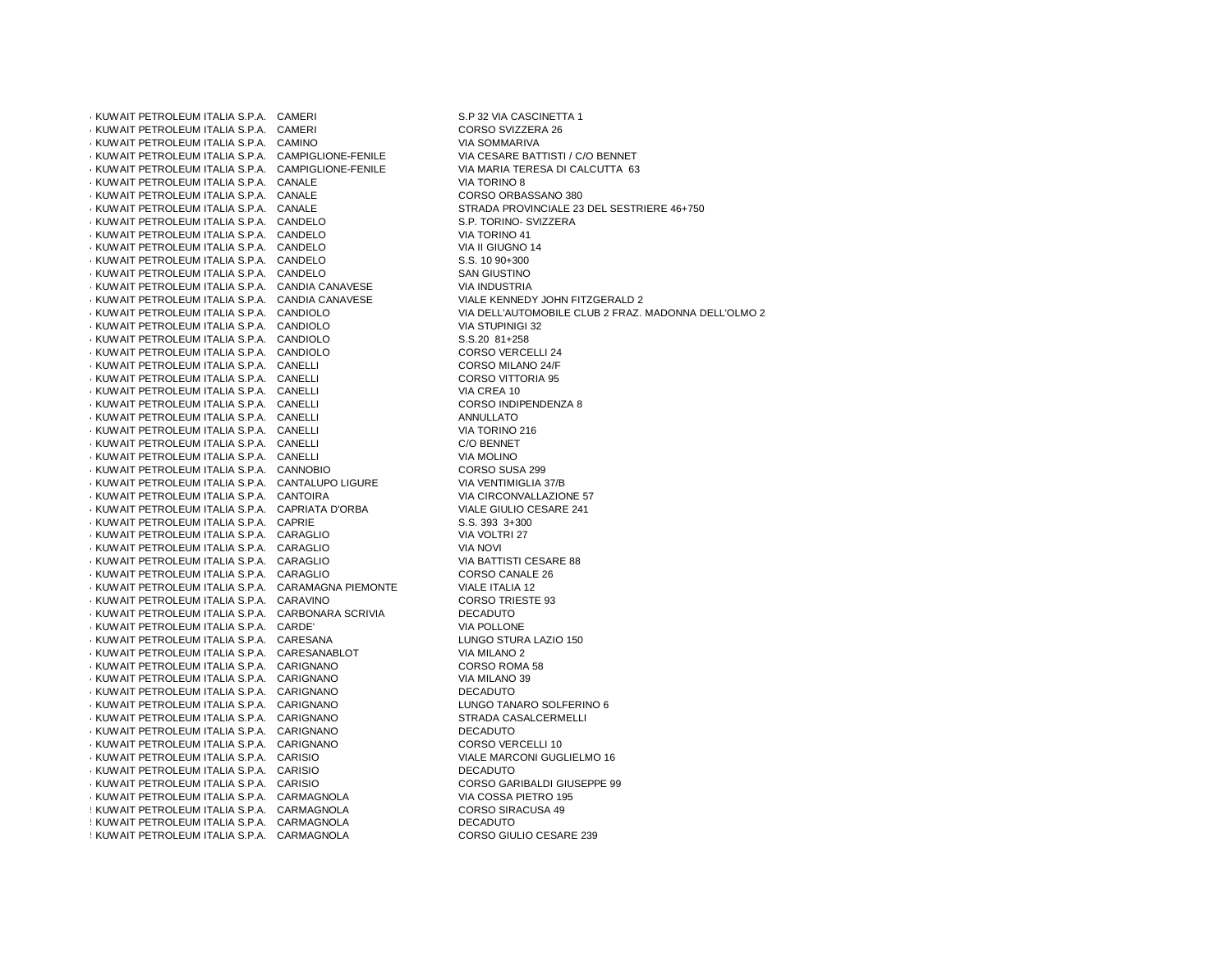| | | |
|---|---|---|
| KUWAIT PETROLEUM ITALIA S.P.A. | CAMERI | S.P 32 VIA CASCINETTA 1 |
| KUWAIT PETROLEUM ITALIA S.P.A. | CAMERI | CORSO SVIZZERA 26 |
| KUWAIT PETROLEUM ITALIA S.P.A. | CAMINO | VIA SOMMARIVA |
| KUWAIT PETROLEUM ITALIA S.P.A. | CAMPIGLIONE-FENILE | VIA CESARE BATTISTI / C/O BENNET |
| KUWAIT PETROLEUM ITALIA S.P.A. | CAMPIGLIONE-FENILE | VIA MARIA TERESA DI CALCUTTA 63 |
| KUWAIT PETROLEUM ITALIA S.P.A. | CANALE | VIA TORINO 8 |
| KUWAIT PETROLEUM ITALIA S.P.A. | CANALE | CORSO ORBASSANO 380 |
| KUWAIT PETROLEUM ITALIA S.P.A. | CANALE | STRADA PROVINCIALE 23 DEL SESTRIERE 46+750 |
| KUWAIT PETROLEUM ITALIA S.P.A. | CANDELO | S.P. TORINO- SVIZZERA |
| KUWAIT PETROLEUM ITALIA S.P.A. | CANDELO | VIA TORINO 41 |
| KUWAIT PETROLEUM ITALIA S.P.A. | CANDELO | VIA II GIUGNO 14 |
| KUWAIT PETROLEUM ITALIA S.P.A. | CANDELO | S.S. 10 90+300 |
| KUWAIT PETROLEUM ITALIA S.P.A. | CANDELO | SAN GIUSTINO |
| KUWAIT PETROLEUM ITALIA S.P.A. | CANDIA CANAVESE | VIA INDUSTRIA |
| KUWAIT PETROLEUM ITALIA S.P.A. | CANDIA CANAVESE | VIALE KENNEDY JOHN FITZGERALD 2 |
| KUWAIT PETROLEUM ITALIA S.P.A. | CANDIOLO | VIA DELL'AUTOMOBILE CLUB 2 FRAZ. MADONNA DELL'OLMO 2 |
| KUWAIT PETROLEUM ITALIA S.P.A. | CANDIOLO | VIA STUPINIGI 32 |
| KUWAIT PETROLEUM ITALIA S.P.A. | CANDIOLO | S.S.20 81+258 |
| KUWAIT PETROLEUM ITALIA S.P.A. | CANDIOLO | CORSO VERCELLI 24 |
| KUWAIT PETROLEUM ITALIA S.P.A. | CANELLI | CORSO MILANO 24/F |
| KUWAIT PETROLEUM ITALIA S.P.A. | CANELLI | CORSO VITTORIA 95 |
| KUWAIT PETROLEUM ITALIA S.P.A. | CANELLI | VIA CREA 10 |
| KUWAIT PETROLEUM ITALIA S.P.A. | CANELLI | CORSO INDIPENDENZA 8 |
| KUWAIT PETROLEUM ITALIA S.P.A. | CANELLI | ANNULLATO |
| KUWAIT PETROLEUM ITALIA S.P.A. | CANELLI | VIA TORINO 216 |
| KUWAIT PETROLEUM ITALIA S.P.A. | CANELLI | C/O BENNET |
| KUWAIT PETROLEUM ITALIA S.P.A. | CANELLI | VIA MOLINO |
| KUWAIT PETROLEUM ITALIA S.P.A. | CANNOBIO | CORSO SUSA 299 |
| KUWAIT PETROLEUM ITALIA S.P.A. | CANTALUPO LIGURE | VIA VENTIMIGLIA 37/B |
| KUWAIT PETROLEUM ITALIA S.P.A. | CANTOIRA | VIA CIRCONVALLAZIONE 57 |
| KUWAIT PETROLEUM ITALIA S.P.A. | CAPRIATA D'ORBA | VIALE GIULIO CESARE 241 |
| KUWAIT PETROLEUM ITALIA S.P.A. | CAPRIE | S.S. 393 3+300 |
| KUWAIT PETROLEUM ITALIA S.P.A. | CARAGLIO | VIA VOLTRI 27 |
| KUWAIT PETROLEUM ITALIA S.P.A. | CARAGLIO | VIA NOVI |
| KUWAIT PETROLEUM ITALIA S.P.A. | CARAGLIO | VIA BATTISTI CESARE 88 |
| KUWAIT PETROLEUM ITALIA S.P.A. | CARAGLIO | CORSO CANALE 26 |
| KUWAIT PETROLEUM ITALIA S.P.A. | CARAMAGNA PIEMONTE | VIALE ITALIA 12 |
| KUWAIT PETROLEUM ITALIA S.P.A. | CARAVINO | CORSO TRIESTE 93 |
| KUWAIT PETROLEUM ITALIA S.P.A. | CARBONARA SCRIVIA | DECADUTO |
| KUWAIT PETROLEUM ITALIA S.P.A. | CARDE' | VIA POLLONE |
| KUWAIT PETROLEUM ITALIA S.P.A. | CARESANA | LUNGO STURA LAZIO 150 |
| KUWAIT PETROLEUM ITALIA S.P.A. | CARESANABLOT | VIA MILANO 2 |
| KUWAIT PETROLEUM ITALIA S.P.A. | CARIGNANO | CORSO ROMA 58 |
| KUWAIT PETROLEUM ITALIA S.P.A. | CARIGNANO | VIA MILANO 39 |
| KUWAIT PETROLEUM ITALIA S.P.A. | CARIGNANO | DECADUTO |
| KUWAIT PETROLEUM ITALIA S.P.A. | CARIGNANO | LUNGO TANARO SOLFERINO 6 |
| KUWAIT PETROLEUM ITALIA S.P.A. | CARIGNANO | STRADA CASALCERMELLI |
| KUWAIT PETROLEUM ITALIA S.P.A. | CARIGNANO | DECADUTO |
| KUWAIT PETROLEUM ITALIA S.P.A. | CARIGNANO | CORSO VERCELLI 10 |
| KUWAIT PETROLEUM ITALIA S.P.A. | CARISIO | VIALE MARCONI GUGLIELMO 16 |
| KUWAIT PETROLEUM ITALIA S.P.A. | CARISIO | DECADUTO |
| KUWAIT PETROLEUM ITALIA S.P.A. | CARISIO | CORSO GARIBALDI GIUSEPPE 99 |
| KUWAIT PETROLEUM ITALIA S.P.A. | CARMAGNOLA | VIA COSSA PIETRO 195 |
| KUWAIT PETROLEUM ITALIA S.P.A. | CARMAGNOLA | CORSO SIRACUSA 49 |
| KUWAIT PETROLEUM ITALIA S.P.A. | CARMAGNOLA | DECADUTO |
| KUWAIT PETROLEUM ITALIA S.P.A. | CARMAGNOLA | CORSO GIULIO CESARE 239 |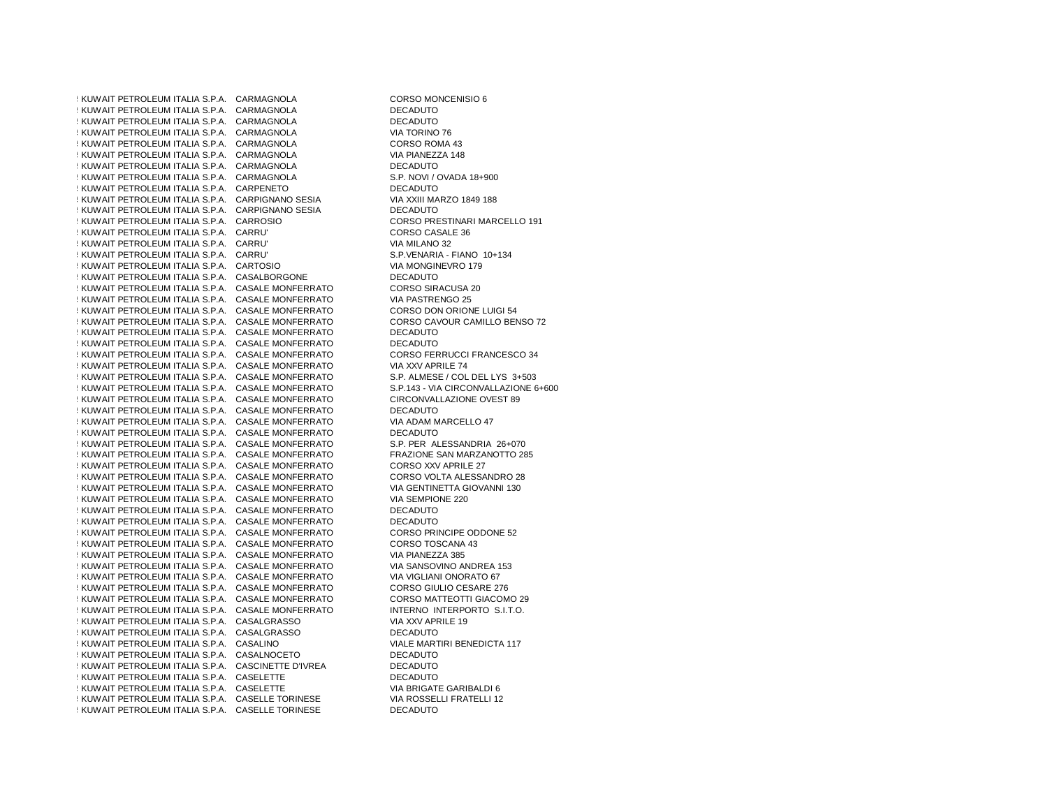| | | | |
|---|---|---|---|
| ! | KUWAIT PETROLEUM ITALIA S.P.A. | CARMAGNOLA | CORSO MONCENISIO 6 |
| ! | KUWAIT PETROLEUM ITALIA S.P.A. | CARMAGNOLA | DECADUTO |
| ! | KUWAIT PETROLEUM ITALIA S.P.A. | CARMAGNOLA | DECADUTO |
| ! | KUWAIT PETROLEUM ITALIA S.P.A. | CARMAGNOLA | VIA TORINO 76 |
| ! | KUWAIT PETROLEUM ITALIA S.P.A. | CARMAGNOLA | CORSO ROMA 43 |
| ! | KUWAIT PETROLEUM ITALIA S.P.A. | CARMAGNOLA | VIA PIANEZZA 148 |
| ! | KUWAIT PETROLEUM ITALIA S.P.A. | CARMAGNOLA | DECADUTO |
| ! | KUWAIT PETROLEUM ITALIA S.P.A. | CARMAGNOLA | S.P. NOVI / OVADA 18+900 |
| ! | KUWAIT PETROLEUM ITALIA S.P.A. | CARPENETO | DECADUTO |
| ! | KUWAIT PETROLEUM ITALIA S.P.A. | CARPIGNANO SESIA | VIA XXIII MARZO 1849 188 |
| ! | KUWAIT PETROLEUM ITALIA S.P.A. | CARPIGNANO SESIA | DECADUTO |
| ! | KUWAIT PETROLEUM ITALIA S.P.A. | CARROSIO | CORSO PRESTINARI MARCELLO 191 |
| ! | KUWAIT PETROLEUM ITALIA S.P.A. | CARRU' | CORSO CASALE 36 |
| ! | KUWAIT PETROLEUM ITALIA S.P.A. | CARRU' | VIA MILANO 32 |
| ! | KUWAIT PETROLEUM ITALIA S.P.A. | CARRU' | S.P.VENARIA - FIANO 10+134 |
| ! | KUWAIT PETROLEUM ITALIA S.P.A. | CARTOSIO | VIA MONGINEVRO 179 |
| ! | KUWAIT PETROLEUM ITALIA S.P.A. | CASALBORGONE | DECADUTO |
| ! | KUWAIT PETROLEUM ITALIA S.P.A. | CASALE MONFERRATO | CORSO SIRACUSA 20 |
| ! | KUWAIT PETROLEUM ITALIA S.P.A. | CASALE MONFERRATO | VIA PASTRENGO 25 |
| ! | KUWAIT PETROLEUM ITALIA S.P.A. | CASALE MONFERRATO | CORSO DON ORIONE LUIGI 54 |
| ! | KUWAIT PETROLEUM ITALIA S.P.A. | CASALE MONFERRATO | CORSO CAVOUR CAMILLO BENSO 72 |
| ! | KUWAIT PETROLEUM ITALIA S.P.A. | CASALE MONFERRATO | DECADUTO |
| ! | KUWAIT PETROLEUM ITALIA S.P.A. | CASALE MONFERRATO | DECADUTO |
| ! | KUWAIT PETROLEUM ITALIA S.P.A. | CASALE MONFERRATO | CORSO FERRUCCI FRANCESCO 34 |
| ! | KUWAIT PETROLEUM ITALIA S.P.A. | CASALE MONFERRATO | VIA XXV APRILE 74 |
| ! | KUWAIT PETROLEUM ITALIA S.P.A. | CASALE MONFERRATO | S.P. ALMESE / COL DEL LYS 3+503 |
| ! | KUWAIT PETROLEUM ITALIA S.P.A. | CASALE MONFERRATO | S.P.143 - VIA CIRCONVALLAZIONE 6+600 |
| ! | KUWAIT PETROLEUM ITALIA S.P.A. | CASALE MONFERRATO | CIRCONVALLAZIONE OVEST 89 |
| ! | KUWAIT PETROLEUM ITALIA S.P.A. | CASALE MONFERRATO | DECADUTO |
| ! | KUWAIT PETROLEUM ITALIA S.P.A. | CASALE MONFERRATO | VIA ADAM MARCELLO 47 |
| ! | KUWAIT PETROLEUM ITALIA S.P.A. | CASALE MONFERRATO | DECADUTO |
| ! | KUWAIT PETROLEUM ITALIA S.P.A. | CASALE MONFERRATO | S.P. PER ALESSANDRIA 26+070 |
| ! | KUWAIT PETROLEUM ITALIA S.P.A. | CASALE MONFERRATO | FRAZIONE SAN MARZANOTTO 285 |
| ! | KUWAIT PETROLEUM ITALIA S.P.A. | CASALE MONFERRATO | CORSO XXV APRILE 27 |
| ! | KUWAIT PETROLEUM ITALIA S.P.A. | CASALE MONFERRATO | CORSO VOLTA ALESSANDRO 28 |
| ! | KUWAIT PETROLEUM ITALIA S.P.A. | CASALE MONFERRATO | VIA GENTINETTA GIOVANNI 130 |
| ! | KUWAIT PETROLEUM ITALIA S.P.A. | CASALE MONFERRATO | VIA SEMPIONE 220 |
| ! | KUWAIT PETROLEUM ITALIA S.P.A. | CASALE MONFERRATO | DECADUTO |
| ! | KUWAIT PETROLEUM ITALIA S.P.A. | CASALE MONFERRATO | DECADUTO |
| ! | KUWAIT PETROLEUM ITALIA S.P.A. | CASALE MONFERRATO | CORSO PRINCIPE ODDONE 52 |
| ! | KUWAIT PETROLEUM ITALIA S.P.A. | CASALE MONFERRATO | CORSO TOSCANA 43 |
| ! | KUWAIT PETROLEUM ITALIA S.P.A. | CASALE MONFERRATO | VIA PIANEZZA 385 |
| ! | KUWAIT PETROLEUM ITALIA S.P.A. | CASALE MONFERRATO | VIA SANSOVINO ANDREA 153 |
| ! | KUWAIT PETROLEUM ITALIA S.P.A. | CASALE MONFERRATO | VIA VIGLIANI ONORATO 67 |
| ! | KUWAIT PETROLEUM ITALIA S.P.A. | CASALE MONFERRATO | CORSO GIULIO CESARE 276 |
| ! | KUWAIT PETROLEUM ITALIA S.P.A. | CASALE MONFERRATO | CORSO MATTEOTTI GIACOMO 29 |
| ! | KUWAIT PETROLEUM ITALIA S.P.A. | CASALE MONFERRATO | INTERNO INTERPORTO S.I.T.O. |
| ! | KUWAIT PETROLEUM ITALIA S.P.A. | CASALGRASSO | VIA XXV APRILE 19 |
| ! | KUWAIT PETROLEUM ITALIA S.P.A. | CASALGRASSO | DECADUTO |
| ! | KUWAIT PETROLEUM ITALIA S.P.A. | CASALINO | VIALE MARTIRI BENEDICTA 117 |
| ! | KUWAIT PETROLEUM ITALIA S.P.A. | CASALNOCETO | DECADUTO |
| ! | KUWAIT PETROLEUM ITALIA S.P.A. | CASCINETTE D'IVREA | DECADUTO |
| ! | KUWAIT PETROLEUM ITALIA S.P.A. | CASELETTE | DECADUTO |
| ! | KUWAIT PETROLEUM ITALIA S.P.A. | CASELETTE | VIA BRIGATE GARIBALDI 6 |
| ! | KUWAIT PETROLEUM ITALIA S.P.A. | CASELLE TORINESE | VIA ROSSELLI FRATELLI 12 |
| ! | KUWAIT PETROLEUM ITALIA S.P.A. | CASELLE TORINESE | DECADUTO |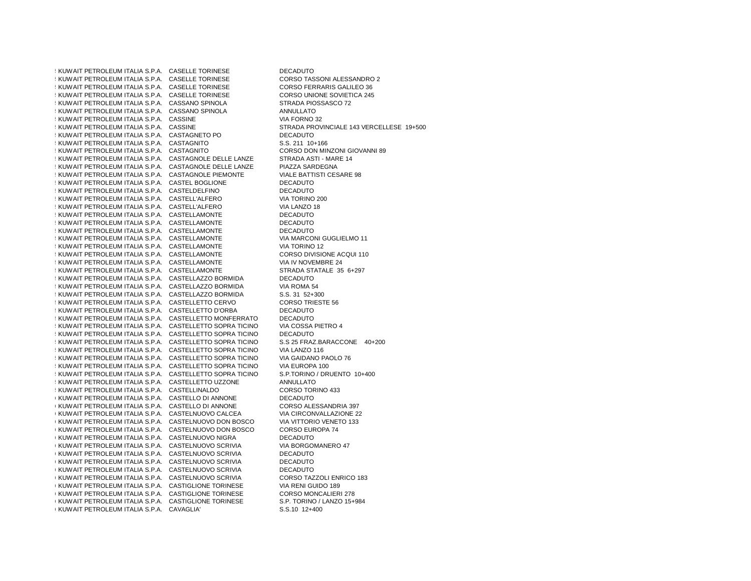| | | | |
|---|---|---|---|
| ! | KUWAIT PETROLEUM ITALIA S.P.A. | CASELLE TORINESE | DECADUTO |
| ! | KUWAIT PETROLEUM ITALIA S.P.A. | CASELLE TORINESE | CORSO TASSONI ALESSANDRO 2 |
| ! | KUWAIT PETROLEUM ITALIA S.P.A. | CASELLE TORINESE | CORSO FERRARIS GALILEO 36 |
| ! | KUWAIT PETROLEUM ITALIA S.P.A. | CASELLE TORINESE | CORSO UNIONE SOVIETICA 245 |
| ! | KUWAIT PETROLEUM ITALIA S.P.A. | CASSANO SPINOLA | STRADA PIOSSASCO 72 |
| ! | KUWAIT PETROLEUM ITALIA S.P.A. | CASSANO SPINOLA | ANNULLATO |
| ! | KUWAIT PETROLEUM ITALIA S.P.A. | CASSINE | VIA FORNO 32 |
| ! | KUWAIT PETROLEUM ITALIA S.P.A. | CASSINE | STRADA PROVINCIALE 143 VERCELLESE 19+500 |
| ! | KUWAIT PETROLEUM ITALIA S.P.A. | CASTAGNETO PO | DECADUTO |
| ! | KUWAIT PETROLEUM ITALIA S.P.A. | CASTAGNITO | S.S. 211 10+166 |
| ! | KUWAIT PETROLEUM ITALIA S.P.A. | CASTAGNITO | CORSO DON MINZONI GIOVANNI 89 |
| ! | KUWAIT PETROLEUM ITALIA S.P.A. | CASTAGNOLE DELLE LANZE | STRADA ASTI - MARE 14 |
| ! | KUWAIT PETROLEUM ITALIA S.P.A. | CASTAGNOLE DELLE LANZE | PIAZZA SARDEGNA |
| ! | KUWAIT PETROLEUM ITALIA S.P.A. | CASTAGNOLE PIEMONTE | VIALE BATTISTI CESARE 98 |
| ! | KUWAIT PETROLEUM ITALIA S.P.A. | CASTEL BOGLIONE | DECADUTO |
| ! | KUWAIT PETROLEUM ITALIA S.P.A. | CASTELDELFINO | DECADUTO |
| ! | KUWAIT PETROLEUM ITALIA S.P.A. | CASTELL'ALFERO | VIA TORINO 200 |
| ! | KUWAIT PETROLEUM ITALIA S.P.A. | CASTELL'ALFERO | VIA LANZO 18 |
| ! | KUWAIT PETROLEUM ITALIA S.P.A. | CASTELLAMONTE | DECADUTO |
| ! | KUWAIT PETROLEUM ITALIA S.P.A. | CASTELLAMONTE | DECADUTO |
| ! | KUWAIT PETROLEUM ITALIA S.P.A. | CASTELLAMONTE | DECADUTO |
| ! | KUWAIT PETROLEUM ITALIA S.P.A. | CASTELLAMONTE | VIA MARCONI GUGLIELMO 11 |
| ! | KUWAIT PETROLEUM ITALIA S.P.A. | CASTELLAMONTE | VIA TORINO 12 |
| ! | KUWAIT PETROLEUM ITALIA S.P.A. | CASTELLAMONTE | CORSO DIVISIONE ACQUI 110 |
| ! | KUWAIT PETROLEUM ITALIA S.P.A. | CASTELLAMONTE | VIA IV NOVEMBRE 24 |
| ! | KUWAIT PETROLEUM ITALIA S.P.A. | CASTELLAMONTE | STRADA STATALE 35 6+297 |
| ! | KUWAIT PETROLEUM ITALIA S.P.A. | CASTELLAZZO BORMIDA | DECADUTO |
| ! | KUWAIT PETROLEUM ITALIA S.P.A. | CASTELLAZZO BORMIDA | VIA ROMA 54 |
| ! | KUWAIT PETROLEUM ITALIA S.P.A. | CASTELLAZZO BORMIDA | S.S. 31 52+300 |
| ! | KUWAIT PETROLEUM ITALIA S.P.A. | CASTELLETTO CERVO | CORSO TRIESTE 56 |
| ! | KUWAIT PETROLEUM ITALIA S.P.A. | CASTELLETTO D'ORBA | DECADUTO |
| ! | KUWAIT PETROLEUM ITALIA S.P.A. | CASTELLETTO MONFERRATO | DECADUTO |
| ! | KUWAIT PETROLEUM ITALIA S.P.A. | CASTELLETTO SOPRA TICINO | VIA COSSA PIETRO 4 |
| ! | KUWAIT PETROLEUM ITALIA S.P.A. | CASTELLETTO SOPRA TICINO | DECADUTO |
| ! | KUWAIT PETROLEUM ITALIA S.P.A. | CASTELLETTO SOPRA TICINO | S.S 25 FRAZ.BARACCONE 40+200 |
| ! | KUWAIT PETROLEUM ITALIA S.P.A. | CASTELLETTO SOPRA TICINO | VIA LANZO 116 |
| ! | KUWAIT PETROLEUM ITALIA S.P.A. | CASTELLETTO SOPRA TICINO | VIA GAIDANO PAOLO 76 |
| ! | KUWAIT PETROLEUM ITALIA S.P.A. | CASTELLETTO SOPRA TICINO | VIA EUROPA 100 |
| ! | KUWAIT PETROLEUM ITALIA S.P.A. | CASTELLETTO SOPRA TICINO | S.P.TORINO / DRUENTO 10+400 |
| ! | KUWAIT PETROLEUM ITALIA S.P.A. | CASTELLETTO UZZONE | ANNULLATO |
| ! | KUWAIT PETROLEUM ITALIA S.P.A. | CASTELLINALDO | CORSO TORINO 433 |
| ( | KUWAIT PETROLEUM ITALIA S.P.A. | CASTELLO DI ANNONE | DECADUTO |
| ( | KUWAIT PETROLEUM ITALIA S.P.A. | CASTELLO DI ANNONE | CORSO ALESSANDRIA 397 |
| ( | KUWAIT PETROLEUM ITALIA S.P.A. | CASTELNUOVO CALCEA | VIA CIRCONVALLAZIONE 22 |
| ( | KUWAIT PETROLEUM ITALIA S.P.A. | CASTELNUOVO DON BOSCO | VIA VITTORIO VENETO 133 |
| ( | KUWAIT PETROLEUM ITALIA S.P.A. | CASTELNUOVO DON BOSCO | CORSO EUROPA 74 |
| ( | KUWAIT PETROLEUM ITALIA S.P.A. | CASTELNUOVO NIGRA | DECADUTO |
| ( | KUWAIT PETROLEUM ITALIA S.P.A. | CASTELNUOVO SCRIVIA | VIA BORGOMANERO 47 |
| ( | KUWAIT PETROLEUM ITALIA S.P.A. | CASTELNUOVO SCRIVIA | DECADUTO |
| ( | KUWAIT PETROLEUM ITALIA S.P.A. | CASTELNUOVO SCRIVIA | DECADUTO |
| ( | KUWAIT PETROLEUM ITALIA S.P.A. | CASTELNUOVO SCRIVIA | DECADUTO |
| ( | KUWAIT PETROLEUM ITALIA S.P.A. | CASTELNUOVO SCRIVIA | CORSO TAZZOLI ENRICO 183 |
| ( | KUWAIT PETROLEUM ITALIA S.P.A. | CASTIGLIONE TORINESE | VIA RENI GUIDO 189 |
| ( | KUWAIT PETROLEUM ITALIA S.P.A. | CASTIGLIONE TORINESE | CORSO MONCALIERI 278 |
| ( | KUWAIT PETROLEUM ITALIA S.P.A. | CASTIGLIONE TORINESE | S.P. TORINO / LANZO 15+984 |
| ( | KUWAIT PETROLEUM ITALIA S.P.A. | CAVAGLIA' | S.S.10 12+400 |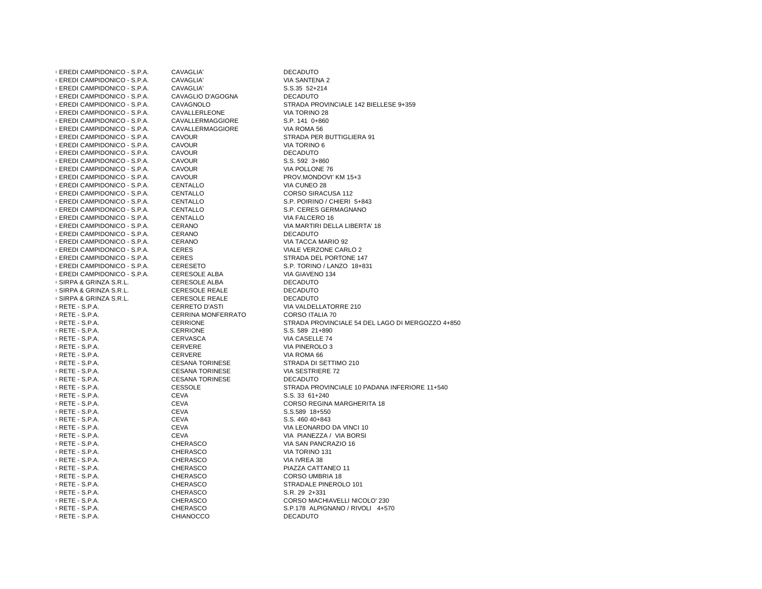| | | |
|---|---|---|
| EREDI CAMPIDONICO - S.P.A. | CAVAGLIA' | DECADUTO |
| EREDI CAMPIDONICO - S.P.A. | CAVAGLIA' | VIA SANTENA 2 |
| EREDI CAMPIDONICO - S.P.A. | CAVAGLIA' | S.S.35 52+214 |
| EREDI CAMPIDONICO - S.P.A. | CAVAGLIO D'AGOGNA | DECADUTO |
| EREDI CAMPIDONICO - S.P.A. | CAVAGNOLO | STRADA PROVINCIALE 142 BIELLESE 9+359 |
| EREDI CAMPIDONICO - S.P.A. | CAVALLERLEONE | VIA TORINO 28 |
| EREDI CAMPIDONICO - S.P.A. | CAVALLERMAGGIORE | S.P. 141 0+860 |
| EREDI CAMPIDONICO - S.P.A. | CAVALLERMAGGIORE | VIA ROMA 56 |
| EREDI CAMPIDONICO - S.P.A. | CAVOUR | STRADA PER BUTTIGLIERA 91 |
| EREDI CAMPIDONICO - S.P.A. | CAVOUR | VIA TORINO 6 |
| EREDI CAMPIDONICO - S.P.A. | CAVOUR | DECADUTO |
| EREDI CAMPIDONICO - S.P.A. | CAVOUR | S.S. 592 3+860 |
| EREDI CAMPIDONICO - S.P.A. | CAVOUR | VIA POLLONE 76 |
| EREDI CAMPIDONICO - S.P.A. | CAVOUR | PROV.MONDOVI' KM 15+3 |
| EREDI CAMPIDONICO - S.P.A. | CENTALLO | VIA CUNEO 28 |
| EREDI CAMPIDONICO - S.P.A. | CENTALLO | CORSO SIRACUSA 112 |
| EREDI CAMPIDONICO - S.P.A. | CENTALLO | S.P. POIRINO / CHIERI 5+843 |
| EREDI CAMPIDONICO - S.P.A. | CENTALLO | S.P. CERES GERMAGNANO |
| EREDI CAMPIDONICO - S.P.A. | CENTALLO | VIA FALCERO 16 |
| EREDI CAMPIDONICO - S.P.A. | CERANO | VIA MARTIRI DELLA LIBERTA' 18 |
| EREDI CAMPIDONICO - S.P.A. | CERANO | DECADUTO |
| EREDI CAMPIDONICO - S.P.A. | CERANO | VIA TACCA MARIO 92 |
| EREDI CAMPIDONICO - S.P.A. | CERES | VIALE VERZONE CARLO 2 |
| EREDI CAMPIDONICO - S.P.A. | CERES | STRADA DEL PORTONE 147 |
| EREDI CAMPIDONICO - S.P.A. | CERESETO | S.P. TORINO / LANZO 18+831 |
| EREDI CAMPIDONICO - S.P.A. | CERESOLE ALBA | VIA GIAVENO 134 |
| SIRPA & GRINZA S.R.L. | CERESOLE ALBA | DECADUTO |
| SIRPA & GRINZA S.R.L. | CERESOLE REALE | DECADUTO |
| SIRPA & GRINZA S.R.L. | CERESOLE REALE | DECADUTO |
| RETE - S.P.A. | CERRETO D'ASTI | VIA VALDELLATORRE 210 |
| RETE - S.P.A. | CERRINA MONFERRATO | CORSO ITALIA 70 |
| RETE - S.P.A. | CERRIONE | STRADA PROVINCIALE 54 DEL LAGO DI MERGOZZO 4+850 |
| RETE - S.P.A. | CERRIONE | S.S. 589 21+890 |
| RETE - S.P.A. | CERVASCA | VIA CASELLE 74 |
| RETE - S.P.A. | CERVERE | VIA PINEROLO 3 |
| RETE - S.P.A. | CERVERE | VIA ROMA 66 |
| RETE - S.P.A. | CESANA TORINESE | STRADA DI SETTIMO 210 |
| RETE - S.P.A. | CESANA TORINESE | VIA SESTRIERE 72 |
| RETE - S.P.A. | CESANA TORINESE | DECADUTO |
| RETE - S.P.A. | CESSOLE | STRADA PROVINCIALE 10 PADANA INFERIORE 11+540 |
| RETE - S.P.A. | CEVA | S.S. 33 61+240 |
| RETE - S.P.A. | CEVA | CORSO REGINA MARGHERITA 18 |
| RETE - S.P.A. | CEVA | S.S.589 18+550 |
| RETE - S.P.A. | CEVA | S.S. 460 40+843 |
| RETE - S.P.A. | CEVA | VIA LEONARDO DA VINCI 10 |
| RETE - S.P.A. | CEVA | VIA PIANEZZA / VIA BORSI |
| RETE - S.P.A. | CHERASCO | VIA SAN PANCRAZIO 16 |
| RETE - S.P.A. | CHERASCO | VIA TORINO 131 |
| RETE - S.P.A. | CHERASCO | VIA IVREA 38 |
| RETE - S.P.A. | CHERASCO | PIAZZA CATTANEO 11 |
| RETE - S.P.A. | CHERASCO | CORSO UMBRIA 18 |
| RETE - S.P.A. | CHERASCO | STRADALE PINEROLO 101 |
| RETE - S.P.A. | CHERASCO | S.R. 29 2+331 |
| RETE - S.P.A. | CHERASCO | CORSO MACHIAVELLI NICOLO' 230 |
| RETE - S.P.A. | CHERASCO | S.P.178 ALPIGNANO / RIVOLI 4+570 |
| RETE - S.P.A. | CHIANOCCO | DECADUTO |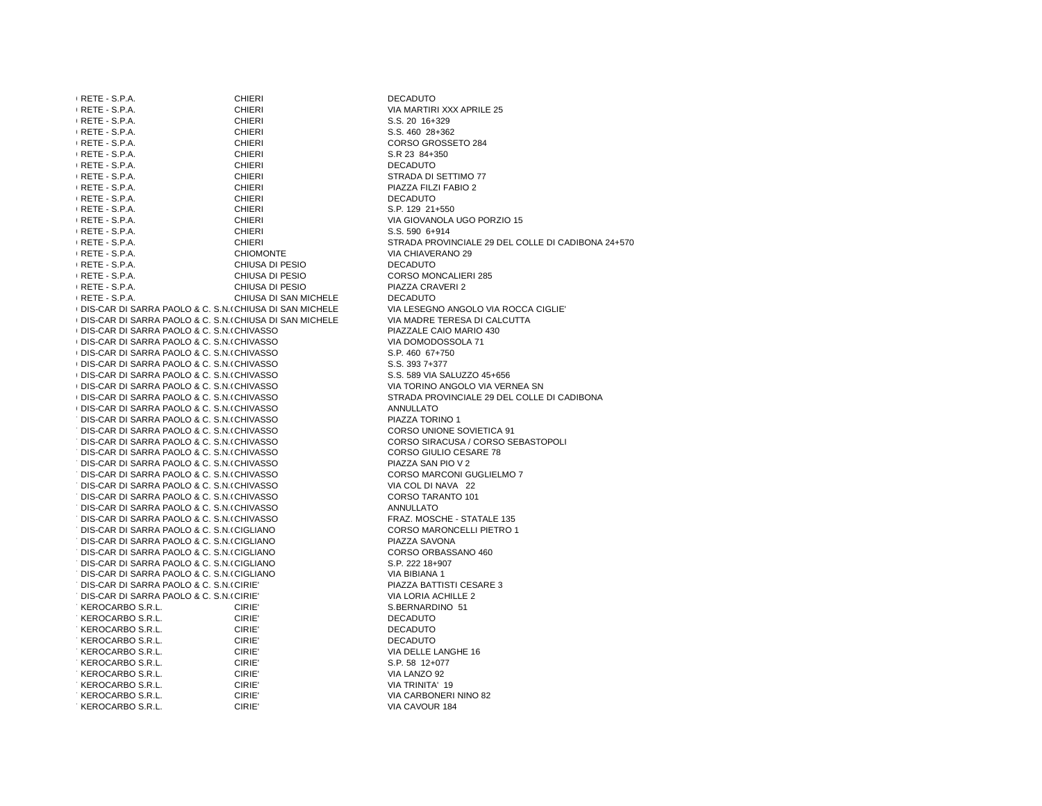| | | |
|---|---|---|
| RETE - S.P.A. | CHIERI | DECADUTO |
| RETE - S.P.A. | CHIERI | VIA MARTIRI XXX APRILE 25 |
| RETE - S.P.A. | CHIERI | S.S. 20 16+329 |
| RETE - S.P.A. | CHIERI | S.S. 460 28+362 |
| RETE - S.P.A. | CHIERI | CORSO GROSSETO 284 |
| RETE - S.P.A. | CHIERI | S.R 23 84+350 |
| RETE - S.P.A. | CHIERI | DECADUTO |
| RETE - S.P.A. | CHIERI | STRADA DI SETTIMO 77 |
| RETE - S.P.A. | CHIERI | PIAZZA FILZI FABIO 2 |
| RETE - S.P.A. | CHIERI | DECADUTO |
| RETE - S.P.A. | CHIERI | S.P. 129 21+550 |
| RETE - S.P.A. | CHIERI | VIA GIOVANOLA UGO PORZIO 15 |
| RETE - S.P.A. | CHIERI | S.S. 590 6+914 |
| RETE - S.P.A. | CHIERI | STRADA PROVINCIALE 29 DEL COLLE DI CADIBONA 24+570 |
| RETE - S.P.A. | CHIOMONTE | VIA CHIAVERANO 29 |
| RETE - S.P.A. | CHIUSA DI PESIO | DECADUTO |
| RETE - S.P.A. | CHIUSA DI PESIO | CORSO MONCALIERI 285 |
| RETE - S.P.A. | CHIUSA DI PESIO | PIAZZA CRAVERI 2 |
| RETE - S.P.A. | CHIUSA DI SAN MICHELE | DECADUTO |
| DIS-CAR DI SARRA PAOLO & C. S.N.( | CHIUSA DI SAN MICHELE | VIA LESEGNO ANGOLO VIA ROCCA CIGLIE' |
| DIS-CAR DI SARRA PAOLO & C. S.N.( | CHIUSA DI SAN MICHELE | VIA MADRE TERESA DI CALCUTTA |
| DIS-CAR DI SARRA PAOLO & C. S.N.( | CHIVASSO | PIAZZALE CAIO MARIO 430 |
| DIS-CAR DI SARRA PAOLO & C. S.N.( | CHIVASSO | VIA DOMODOSSOLA 71 |
| DIS-CAR DI SARRA PAOLO & C. S.N.( | CHIVASSO | S.P. 460 67+750 |
| DIS-CAR DI SARRA PAOLO & C. S.N.( | CHIVASSO | S.S. 393 7+377 |
| DIS-CAR DI SARRA PAOLO & C. S.N.( | CHIVASSO | S.S. 589 VIA SALUZZO 45+656 |
| DIS-CAR DI SARRA PAOLO & C. S.N.( | CHIVASSO | VIA TORINO ANGOLO VIA VERNEA SN |
| DIS-CAR DI SARRA PAOLO & C. S.N.( | CHIVASSO | STRADA PROVINCIALE 29 DEL COLLE DI CADIBONA |
| DIS-CAR DI SARRA PAOLO & C. S.N.( | CHIVASSO | ANNULLATO |
| DIS-CAR DI SARRA PAOLO & C. S.N.( | CHIVASSO | PIAZZA TORINO 1 |
| DIS-CAR DI SARRA PAOLO & C. S.N.( | CHIVASSO | CORSO UNIONE SOVIETICA 91 |
| DIS-CAR DI SARRA PAOLO & C. S.N.( | CHIVASSO | CORSO SIRACUSA / CORSO SEBASTOPOLI |
| DIS-CAR DI SARRA PAOLO & C. S.N.( | CHIVASSO | CORSO GIULIO CESARE 78 |
| DIS-CAR DI SARRA PAOLO & C. S.N.( | CHIVASSO | PIAZZA SAN PIO V 2 |
| DIS-CAR DI SARRA PAOLO & C. S.N.( | CHIVASSO | CORSO MARCONI GUGLIELMO 7 |
| DIS-CAR DI SARRA PAOLO & C. S.N.( | CHIVASSO | VIA COL DI NAVA 22 |
| DIS-CAR DI SARRA PAOLO & C. S.N.( | CHIVASSO | CORSO TARANTO 101 |
| DIS-CAR DI SARRA PAOLO & C. S.N.( | CHIVASSO | ANNULLATO |
| DIS-CAR DI SARRA PAOLO & C. S.N.( | CHIVASSO | FRAZ. MOSCHE - STATALE 135 |
| DIS-CAR DI SARRA PAOLO & C. S.N.( | CIGLIANO | CORSO MARONCELLI PIETRO 1 |
| DIS-CAR DI SARRA PAOLO & C. S.N.( | CIGLIANO | PIAZZA SAVONA |
| DIS-CAR DI SARRA PAOLO & C. S.N.( | CIGLIANO | CORSO ORBASSANO 460 |
| DIS-CAR DI SARRA PAOLO & C. S.N.( | CIGLIANO | S.P. 222 18+907 |
| DIS-CAR DI SARRA PAOLO & C. S.N.( | CIGLIANO | VIA BIBIANA 1 |
| DIS-CAR DI SARRA PAOLO & C. S.N.( | CIRIE' | PIAZZA BATTISTI CESARE 3 |
| DIS-CAR DI SARRA PAOLO & C. S.N.( | CIRIE' | VIA LORIA ACHILLE 2 |
| KEROCARBO S.R.L. | CIRIE' | S.BERNARDINO 51 |
| KEROCARBO S.R.L. | CIRIE' | DECADUTO |
| KEROCARBO S.R.L. | CIRIE' | DECADUTO |
| KEROCARBO S.R.L. | CIRIE' | DECADUTO |
| KEROCARBO S.R.L. | CIRIE' | VIA DELLE LANGHE 16 |
| KEROCARBO S.R.L. | CIRIE' | S.P. 58 12+077 |
| KEROCARBO S.R.L. | CIRIE' | VIA LANZO 92 |
| KEROCARBO S.R.L. | CIRIE' | VIA TRINITA' 19 |
| KEROCARBO S.R.L. | CIRIE' | VIA CARBONERI NINO 82 |
| KEROCARBO S.R.L. | CIRIE' | VIA CAVOUR 184 |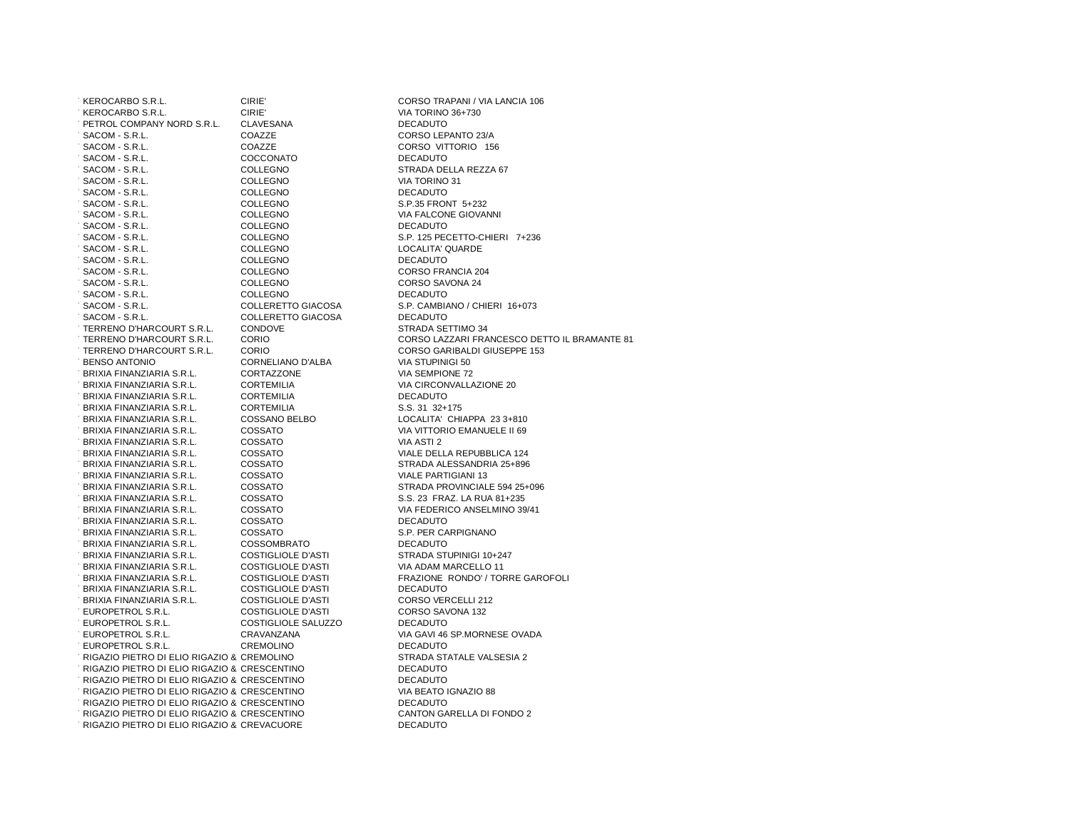| | | |
|---|---|---|
| KEROCARBO S.R.L. | CIRIE' | CORSO TRAPANI / VIA LANCIA 106 |
| KEROCARBO S.R.L. | CIRIE' | VIA TORINO 36+730 |
| PETROL COMPANY NORD S.R.L. | CLAVESANA | DECADUTO |
| SACOM - S.R.L. | COAZZE | CORSO LEPANTO 23/A |
| SACOM - S.R.L. | COAZZE | CORSO VITTORIO 156 |
| SACOM - S.R.L. | COCCONATO | DECADUTO |
| SACOM - S.R.L. | COLLEGNO | STRADA DELLA REZZA 67 |
| SACOM - S.R.L. | COLLEGNO | VIA TORINO 31 |
| SACOM - S.R.L. | COLLEGNO | DECADUTO |
| SACOM - S.R.L. | COLLEGNO | S.P.35 FRONT 5+232 |
| SACOM - S.R.L. | COLLEGNO | VIA FALCONE GIOVANNI |
| SACOM - S.R.L. | COLLEGNO | DECADUTO |
| SACOM - S.R.L. | COLLEGNO | S.P. 125 PECETTO-CHIERI 7+236 |
| SACOM - S.R.L. | COLLEGNO | LOCALITA' QUARDE |
| SACOM - S.R.L. | COLLEGNO | DECADUTO |
| SACOM - S.R.L. | COLLEGNO | CORSO FRANCIA 204 |
| SACOM - S.R.L. | COLLEGNO | CORSO SAVONA 24 |
| SACOM - S.R.L. | COLLEGNO | DECADUTO |
| SACOM - S.R.L. | COLLERETTO GIACOSA | S.P. CAMBIANO / CHIERI 16+073 |
| SACOM - S.R.L. | COLLERETTO GIACOSA | DECADUTO |
| TERRENO D'HARCOURT S.R.L. | CONDOVE | STRADA SETTIMO 34 |
| TERRENO D'HARCOURT S.R.L. | CORIO | CORSO LAZZARI FRANCESCO DETTO IL BRAMANTE 81 |
| TERRENO D'HARCOURT S.R.L. | CORIO | CORSO GARIBALDI GIUSEPPE 153 |
| BENSO ANTONIO | CORNELIANO D'ALBA | VIA STUPINIGI 50 |
| BRIXIA FINANZIARIA S.R.L. | CORTAZZONE | VIA SEMPIONE 72 |
| BRIXIA FINANZIARIA S.R.L. | CORTEMILIA | VIA CIRCONVALLAZIONE 20 |
| BRIXIA FINANZIARIA S.R.L. | CORTEMILIA | DECADUTO |
| BRIXIA FINANZIARIA S.R.L. | CORTEMILIA | S.S. 31 32+175 |
| BRIXIA FINANZIARIA S.R.L. | COSSANO BELBO | LOCALITA' CHIAPPA 23 3+810 |
| BRIXIA FINANZIARIA S.R.L. | COSSATO | VIA VITTORIO EMANUELE II 69 |
| BRIXIA FINANZIARIA S.R.L. | COSSATO | VIA ASTI 2 |
| BRIXIA FINANZIARIA S.R.L. | COSSATO | VIALE DELLA REPUBBLICA 124 |
| BRIXIA FINANZIARIA S.R.L. | COSSATO | STRADA ALESSANDRIA 25+896 |
| BRIXIA FINANZIARIA S.R.L. | COSSATO | VIALE PARTIGIANI 13 |
| BRIXIA FINANZIARIA S.R.L. | COSSATO | STRADA PROVINCIALE 594 25+096 |
| BRIXIA FINANZIARIA S.R.L. | COSSATO | S.S. 23 FRAZ. LA RUA 81+235 |
| BRIXIA FINANZIARIA S.R.L. | COSSATO | VIA FEDERICO ANSELMINO 39/41 |
| BRIXIA FINANZIARIA S.R.L. | COSSATO | DECADUTO |
| BRIXIA FINANZIARIA S.R.L. | COSSATO | S.P. PER CARPIGNANO |
| BRIXIA FINANZIARIA S.R.L. | COSSOMBRATO | DECADUTO |
| BRIXIA FINANZIARIA S.R.L. | COSTIGLIOLE D'ASTI | STRADA STUPINIGI 10+247 |
| BRIXIA FINANZIARIA S.R.L. | COSTIGLIOLE D'ASTI | VIA ADAM MARCELLO 11 |
| BRIXIA FINANZIARIA S.R.L. | COSTIGLIOLE D'ASTI | FRAZIONE RONDO' / TORRE GAROFOLI |
| BRIXIA FINANZIARIA S.R.L. | COSTIGLIOLE D'ASTI | DECADUTO |
| BRIXIA FINANZIARIA S.R.L. | COSTIGLIOLE D'ASTI | CORSO VERCELLI 212 |
| EUROPETROL S.R.L. | COSTIGLIOLE D'ASTI | CORSO SAVONA 132 |
| EUROPETROL S.R.L. | COSTIGLIOLE SALUZZO | DECADUTO |
| EUROPETROL S.R.L. | CRAVANZANA | VIA GAVI 46 SP.MORNESE OVADA |
| EUROPETROL S.R.L. | CREMOLINO | DECADUTO |
| RIGAZIO PIETRO DI ELIO RIGAZIO & | CREMOLINO | STRADA STATALE VALSESIA 2 |
| RIGAZIO PIETRO DI ELIO RIGAZIO & | CRESCENTINO | DECADUTO |
| RIGAZIO PIETRO DI ELIO RIGAZIO & | CRESCENTINO | DECADUTO |
| RIGAZIO PIETRO DI ELIO RIGAZIO & | CRESCENTINO | VIA BEATO IGNAZIO 88 |
| RIGAZIO PIETRO DI ELIO RIGAZIO & | CRESCENTINO | DECADUTO |
| RIGAZIO PIETRO DI ELIO RIGAZIO & | CRESCENTINO | CANTON GARELLA DI FONDO 2 |
| RIGAZIO PIETRO DI ELIO RIGAZIO & | CREVACUORE | DECADUTO |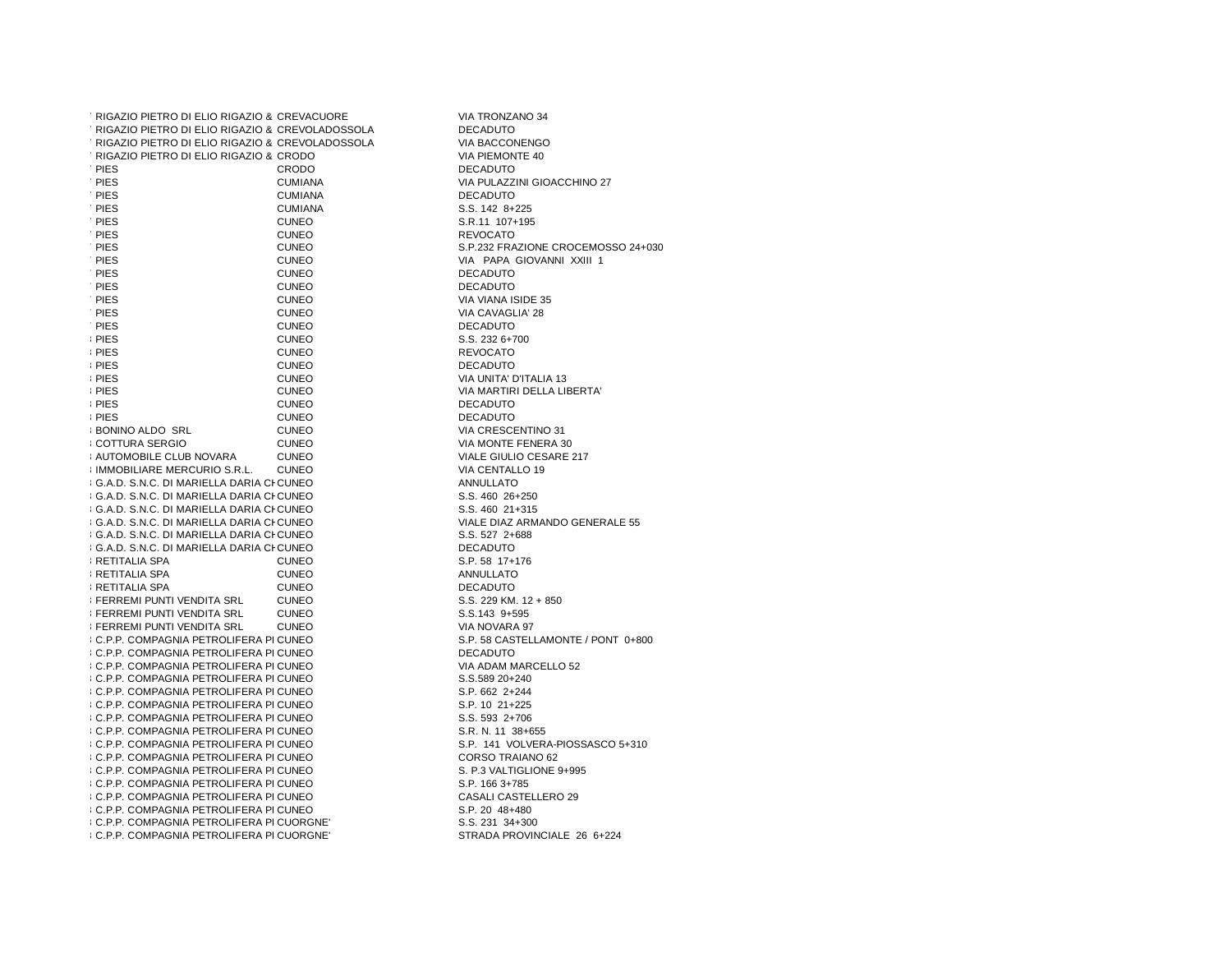| | | | |
|---|---|---|---|
| ' | RIGAZIO PIETRO DI ELIO RIGAZIO & | CREVACUORE | VIA TRONZANO 34 |
| ' | RIGAZIO PIETRO DI ELIO RIGAZIO & | CREVOLADOSSOLA | DECADUTO |
| ' | RIGAZIO PIETRO DI ELIO RIGAZIO & | CREVOLADOSSOLA | VIA BACCONENGO |
| ' | RIGAZIO PIETRO DI ELIO RIGAZIO & | CRODO | VIA PIEMONTE 40 |
| ' | PIES | CRODO | DECADUTO |
| ' | PIES | CUMIANA | VIA PULAZZINI GIOACCHINO 27 |
| ' | PIES | CUMIANA | DECADUTO |
| ' | PIES | CUMIANA | S.S. 142 8+225 |
| ' | PIES | CUNEO | S.R.11 107+195 |
| ' | PIES | CUNEO | REVOCATO |
| ' | PIES | CUNEO | S.P.232 FRAZIONE CROCEMOSSO 24+030 |
| ' | PIES | CUNEO | VIA PAPA GIOVANNI XXIII 1 |
| ' | PIES | CUNEO | DECADUTO |
| ' | PIES | CUNEO | DECADUTO |
| ' | PIES | CUNEO | VIA VIANA ISIDE 35 |
| ' | PIES | CUNEO | VIA CAVAGLIA' 28 |
| ' | PIES | CUNEO | DECADUTO |
| ; | PIES | CUNEO | S.S. 232 6+700 |
| ; | PIES | CUNEO | REVOCATO |
| ; | PIES | CUNEO | DECADUTO |
| ; | PIES | CUNEO | VIA UNITA' D'ITALIA 13 |
| ; | PIES | CUNEO | VIA MARTIRI DELLA LIBERTA' |
| ; | PIES | CUNEO | DECADUTO |
| ; | PIES | CUNEO | DECADUTO |
| ; | BONINO ALDO SRL | CUNEO | VIA CRESCENTINO 31 |
| ; | COTTURA SERGIO | CUNEO | VIA MONTE FENERA 30 |
| ; | AUTOMOBILE CLUB NOVARA | CUNEO | VIALE GIULIO CESARE 217 |
| ; | IMMOBILIARE MERCURIO S.R.L. | CUNEO | VIA CENTALLO 19 |
| ; | G.A.D. S.N.C. DI MARIELLA DARIA CH | CUNEO | ANNULLATO |
| ; | G.A.D. S.N.C. DI MARIELLA DARIA CH | CUNEO | S.S. 460 26+250 |
| ; | G.A.D. S.N.C. DI MARIELLA DARIA CH | CUNEO | S.S. 460 21+315 |
| ; | G.A.D. S.N.C. DI MARIELLA DARIA CH | CUNEO | VIALE DIAZ ARMANDO GENERALE 55 |
| ; | G.A.D. S.N.C. DI MARIELLA DARIA CH | CUNEO | S.S. 527 2+688 |
| ; | G.A.D. S.N.C. DI MARIELLA DARIA CH | CUNEO | DECADUTO |
| ; | RETITALIA SPA | CUNEO | S.P. 58 17+176 |
| ; | RETITALIA SPA | CUNEO | ANNULLATO |
| ; | RETITALIA SPA | CUNEO | DECADUTO |
| ; | FERREMI PUNTI VENDITA SRL | CUNEO | S.S. 229 KM. 12 + 850 |
| ; | FERREMI PUNTI VENDITA SRL | CUNEO | S.S.143 9+595 |
| ; | FERREMI PUNTI VENDITA SRL | CUNEO | VIA NOVARA 97 |
| ; | C.P.P. COMPAGNIA PETROLIFERA PI | CUNEO | S.P. 58 CASTELLAMONTE / PONT 0+800 |
| ; | C.P.P. COMPAGNIA PETROLIFERA PI | CUNEO | DECADUTO |
| ; | C.P.P. COMPAGNIA PETROLIFERA PI | CUNEO | VIA ADAM MARCELLO 52 |
| ; | C.P.P. COMPAGNIA PETROLIFERA PI | CUNEO | S.S.589 20+240 |
| ; | C.P.P. COMPAGNIA PETROLIFERA PI | CUNEO | S.P. 662 2+244 |
| ; | C.P.P. COMPAGNIA PETROLIFERA PI | CUNEO | S.P. 10 21+225 |
| ; | C.P.P. COMPAGNIA PETROLIFERA PI | CUNEO | S.S. 593 2+706 |
| ; | C.P.P. COMPAGNIA PETROLIFERA PI | CUNEO | S.R. N. 11 38+655 |
| ; | C.P.P. COMPAGNIA PETROLIFERA PI | CUNEO | S.P. 141 VOLVERA-PIOSSASCO 5+310 |
| ; | C.P.P. COMPAGNIA PETROLIFERA PI | CUNEO | CORSO TRAIANO 62 |
| ; | C.P.P. COMPAGNIA PETROLIFERA PI | CUNEO | S. P.3 VALTIGLIONE 9+995 |
| ; | C.P.P. COMPAGNIA PETROLIFERA PI | CUNEO | S.P. 166 3+785 |
| ; | C.P.P. COMPAGNIA PETROLIFERA PI | CUNEO | CASALI CASTELLERO 29 |
| ; | C.P.P. COMPAGNIA PETROLIFERA PI | CUNEO | S.P. 20 48+480 |
| ; | C.P.P. COMPAGNIA PETROLIFERA PI | CUORGNE' | S.S. 231 34+300 |
| ; | C.P.P. COMPAGNIA PETROLIFERA PI | CUORGNE' | STRADA PROVINCIALE 26 6+224 |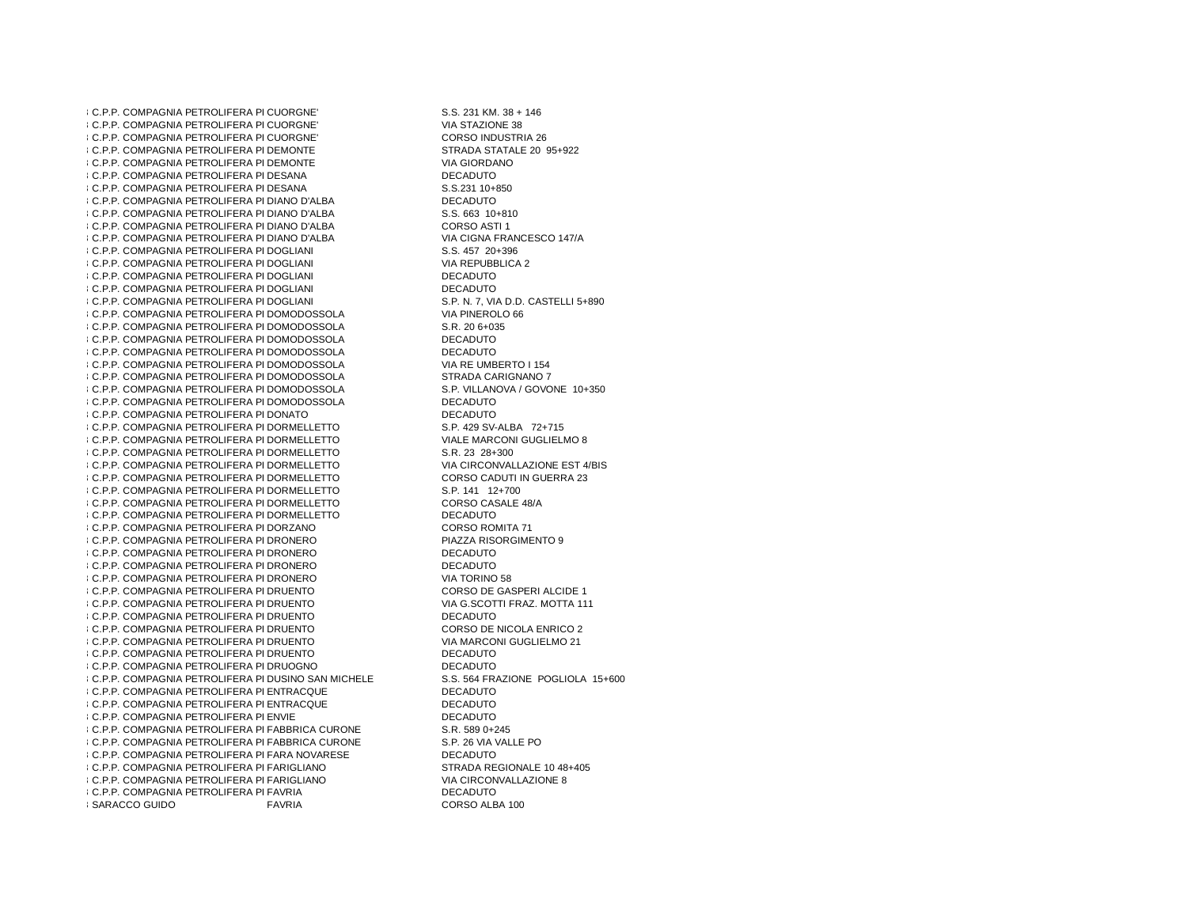| | | | |
|---|---|---|---|
| ; | C.P.P. COMPAGNIA PETROLIFERA PI | CUORGNE' | S.S. 231 KM. 38 + 146 |
| ; | C.P.P. COMPAGNIA PETROLIFERA PI | CUORGNE' | VIA STAZIONE 38 |
| ; | C.P.P. COMPAGNIA PETROLIFERA PI | CUORGNE' | CORSO INDUSTRIA 26 |
| ; | C.P.P. COMPAGNIA PETROLIFERA PI | DEMONTE | STRADA STATALE 20 95+922 |
| ; | C.P.P. COMPAGNIA PETROLIFERA PI | DEMONTE | VIA GIORDANO |
| ; | C.P.P. COMPAGNIA PETROLIFERA PI | DESANA | DECADUTO |
| ; | C.P.P. COMPAGNIA PETROLIFERA PI | DESANA | S.S.231 10+850 |
| ; | C.P.P. COMPAGNIA PETROLIFERA PI | DIANO D'ALBA | DECADUTO |
| ; | C.P.P. COMPAGNIA PETROLIFERA PI | DIANO D'ALBA | S.S. 663 10+810 |
| ; | C.P.P. COMPAGNIA PETROLIFERA PI | DIANO D'ALBA | CORSO ASTI 1 |
| ; | C.P.P. COMPAGNIA PETROLIFERA PI | DIANO D'ALBA | VIA CIGNA FRANCESCO 147/A |
| ; | C.P.P. COMPAGNIA PETROLIFERA PI | DOGLIANI | S.S. 457 20+396 |
| ; | C.P.P. COMPAGNIA PETROLIFERA PI | DOGLIANI | VIA REPUBBLICA 2 |
| ; | C.P.P. COMPAGNIA PETROLIFERA PI | DOGLIANI | DECADUTO |
| ; | C.P.P. COMPAGNIA PETROLIFERA PI | DOGLIANI | DECADUTO |
| ; | C.P.P. COMPAGNIA PETROLIFERA PI | DOGLIANI | S.P. N. 7, VIA D.D. CASTELLI 5+890 |
| ; | C.P.P. COMPAGNIA PETROLIFERA PI | DOMODOSSOLA | VIA PINEROLO 66 |
| ; | C.P.P. COMPAGNIA PETROLIFERA PI | DOMODOSSOLA | S.R. 20 6+035 |
| ; | C.P.P. COMPAGNIA PETROLIFERA PI | DOMODOSSOLA | DECADUTO |
| ; | C.P.P. COMPAGNIA PETROLIFERA PI | DOMODOSSOLA | DECADUTO |
| ; | C.P.P. COMPAGNIA PETROLIFERA PI | DOMODOSSOLA | VIA RE UMBERTO I 154 |
| ; | C.P.P. COMPAGNIA PETROLIFERA PI | DOMODOSSOLA | STRADA CARIGNANO 7 |
| ; | C.P.P. COMPAGNIA PETROLIFERA PI | DOMODOSSOLA | S.P. VILLANOVA / GOVONE 10+350 |
| ; | C.P.P. COMPAGNIA PETROLIFERA PI | DOMODOSSOLA | DECADUTO |
| ; | C.P.P. COMPAGNIA PETROLIFERA PI | DONATO | DECADUTO |
| ; | C.P.P. COMPAGNIA PETROLIFERA PI | DORMELLETTO | S.P. 429 SV-ALBA 72+715 |
| ; | C.P.P. COMPAGNIA PETROLIFERA PI | DORMELLETTO | VIALE MARCONI GUGLIELMO 8 |
| ; | C.P.P. COMPAGNIA PETROLIFERA PI | DORMELLETTO | S.R. 23 28+300 |
| ; | C.P.P. COMPAGNIA PETROLIFERA PI | DORMELLETTO | VIA CIRCONVALLAZIONE EST 4/BIS |
| ; | C.P.P. COMPAGNIA PETROLIFERA PI | DORMELLETTO | CORSO CADUTI IN GUERRA 23 |
| ; | C.P.P. COMPAGNIA PETROLIFERA PI | DORMELLETTO | S.P. 141 12+700 |
| ; | C.P.P. COMPAGNIA PETROLIFERA PI | DORMELLETTO | CORSO CASALE 48/A |
| ; | C.P.P. COMPAGNIA PETROLIFERA PI | DORMELLETTO | DECADUTO |
| ; | C.P.P. COMPAGNIA PETROLIFERA PI | DORZANO | CORSO ROMITA 71 |
| ; | C.P.P. COMPAGNIA PETROLIFERA PI | DRONERO | PIAZZA RISORGIMENTO 9 |
| ; | C.P.P. COMPAGNIA PETROLIFERA PI | DRONERO | DECADUTO |
| ; | C.P.P. COMPAGNIA PETROLIFERA PI | DRONERO | DECADUTO |
| ; | C.P.P. COMPAGNIA PETROLIFERA PI | DRONERO | VIA TORINO 58 |
| ; | C.P.P. COMPAGNIA PETROLIFERA PI | DRUENTO | CORSO DE GASPERI ALCIDE 1 |
| ; | C.P.P. COMPAGNIA PETROLIFERA PI | DRUENTO | VIA G.SCOTTI FRAZ. MOTTA 111 |
| ; | C.P.P. COMPAGNIA PETROLIFERA PI | DRUENTO | DECADUTO |
| ; | C.P.P. COMPAGNIA PETROLIFERA PI | DRUENTO | CORSO DE NICOLA ENRICO 2 |
| ; | C.P.P. COMPAGNIA PETROLIFERA PI | DRUENTO | VIA MARCONI GUGLIELMO 21 |
| ; | C.P.P. COMPAGNIA PETROLIFERA PI | DRUENTO | DECADUTO |
| ; | C.P.P. COMPAGNIA PETROLIFERA PI | DRUOGNO | DECADUTO |
| ; | C.P.P. COMPAGNIA PETROLIFERA PI | DUSINO SAN MICHELE | S.S. 564 FRAZIONE POGLIOLA 15+600 |
| ; | C.P.P. COMPAGNIA PETROLIFERA PI | ENTRACQUE | DECADUTO |
| ; | C.P.P. COMPAGNIA PETROLIFERA PI | ENTRACQUE | DECADUTO |
| ; | C.P.P. COMPAGNIA PETROLIFERA PI | ENVIE | DECADUTO |
| ; | C.P.P. COMPAGNIA PETROLIFERA PI | FABBRICA CURONE | S.R. 589 0+245 |
| ; | C.P.P. COMPAGNIA PETROLIFERA PI | FABBRICA CURONE | S.P. 26 VIA VALLE PO |
| ; | C.P.P. COMPAGNIA PETROLIFERA PI | FARA NOVARESE | DECADUTO |
| ; | C.P.P. COMPAGNIA PETROLIFERA PI | FARIGLIANO | STRADA REGIONALE 10 48+405 |
| ; | C.P.P. COMPAGNIA PETROLIFERA PI | FARIGLIANO | VIA CIRCONVALLAZIONE 8 |
| ; | C.P.P. COMPAGNIA PETROLIFERA PI | FAVRIA | DECADUTO |
| ; | SARACCO GUIDO | FAVRIA | CORSO ALBA 100 |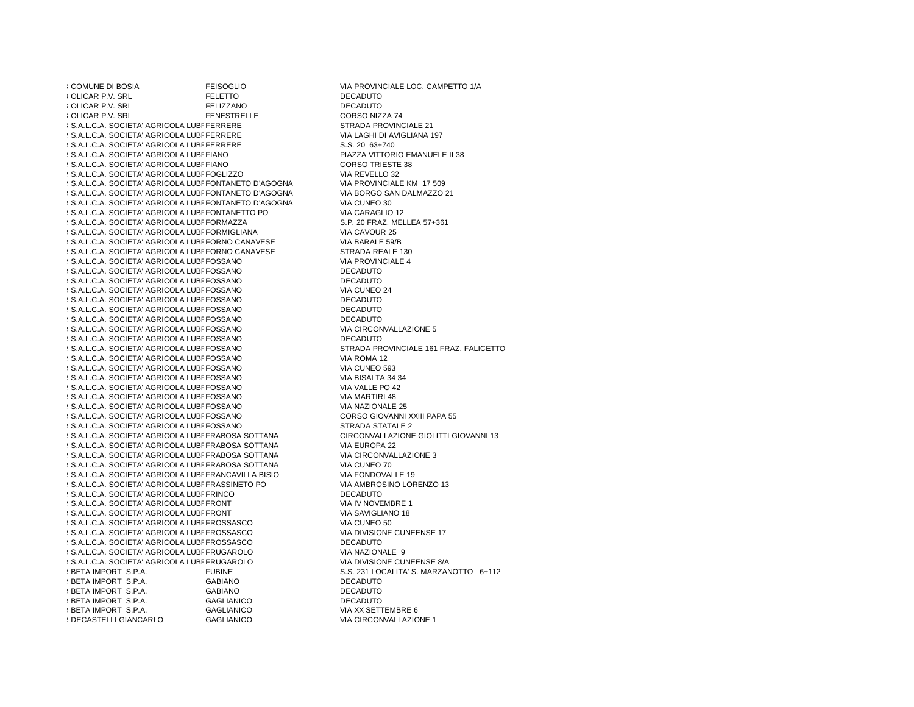| | | | |
|---|---|---|---|
| ; | COMUNE DI BOSIA | FEISOGLIO | VIA PROVINCIALE LOC. CAMPETTO 1/A |
| ; | OLICAR P.V. SRL | FELETTO | DECADUTO |
| ; | OLICAR P.V. SRL | FELIZZANO | DECADUTO |
| ; | OLICAR P.V. SRL | FENESTRELLE | CORSO NIZZA 74 |
| ; | S.A.L.C.A. SOCIETA' AGRICOLA LUBF | FERRERE | STRADA PROVINCIALE 21 |
| ! | S.A.L.C.A. SOCIETA' AGRICOLA LUBF | FERRERE | VIA LAGHI DI AVIGLIANA 197 |
| ! | S.A.L.C.A. SOCIETA' AGRICOLA LUBF | FERRERE | S.S. 20 63+740 |
| ! | S.A.L.C.A. SOCIETA' AGRICOLA LUBF | FIANO | PIAZZA VITTORIO EMANUELE II 38 |
| ! | S.A.L.C.A. SOCIETA' AGRICOLA LUBF | FIANO | CORSO TRIESTE 38 |
| ! | S.A.L.C.A. SOCIETA' AGRICOLA LUBF | FOGLIZZO | VIA REVELLO 32 |
| ! | S.A.L.C.A. SOCIETA' AGRICOLA LUBF | FONTANETO D'AGOGNA | VIA PROVINCIALE KM 17 509 |
| ! | S.A.L.C.A. SOCIETA' AGRICOLA LUBF | FONTANETO D'AGOGNA | VIA BORGO SAN DALMAZZO 21 |
| ! | S.A.L.C.A. SOCIETA' AGRICOLA LUBF | FONTANETO D'AGOGNA | VIA CUNEO 30 |
| ! | S.A.L.C.A. SOCIETA' AGRICOLA LUBF | FONTANETTO PO | VIA CARAGLIO 12 |
| ! | S.A.L.C.A. SOCIETA' AGRICOLA LUBF | FORMAZZA | S.P. 20 FRAZ. MELLEA 57+361 |
| ! | S.A.L.C.A. SOCIETA' AGRICOLA LUBF | FORMIGLIANA | VIA CAVOUR 25 |
| ! | S.A.L.C.A. SOCIETA' AGRICOLA LUBF | FORNO CANAVESE | VIA BARALE 59/B |
| ! | S.A.L.C.A. SOCIETA' AGRICOLA LUBF | FORNO CANAVESE | STRADA REALE 130 |
| ! | S.A.L.C.A. SOCIETA' AGRICOLA LUBF | FOSSANO | VIA PROVINCIALE 4 |
| ! | S.A.L.C.A. SOCIETA' AGRICOLA LUBF | FOSSANO | DECADUTO |
| ! | S.A.L.C.A. SOCIETA' AGRICOLA LUBF | FOSSANO | DECADUTO |
| ! | S.A.L.C.A. SOCIETA' AGRICOLA LUBF | FOSSANO | VIA CUNEO 24 |
| ! | S.A.L.C.A. SOCIETA' AGRICOLA LUBF | FOSSANO | DECADUTO |
| ! | S.A.L.C.A. SOCIETA' AGRICOLA LUBF | FOSSANO | DECADUTO |
| ! | S.A.L.C.A. SOCIETA' AGRICOLA LUBF | FOSSANO | DECADUTO |
| ! | S.A.L.C.A. SOCIETA' AGRICOLA LUBF | FOSSANO | VIA CIRCONVALLAZIONE 5 |
| ! | S.A.L.C.A. SOCIETA' AGRICOLA LUBF | FOSSANO | DECADUTO |
| ! | S.A.L.C.A. SOCIETA' AGRICOLA LUBF | FOSSANO | STRADA PROVINCIALE 161 FRAZ. FALICETTO |
| ! | S.A.L.C.A. SOCIETA' AGRICOLA LUBF | FOSSANO | VIA ROMA 12 |
| ! | S.A.L.C.A. SOCIETA' AGRICOLA LUBF | FOSSANO | VIA CUNEO 593 |
| ! | S.A.L.C.A. SOCIETA' AGRICOLA LUBF | FOSSANO | VIA BISALTA 34 34 |
| ! | S.A.L.C.A. SOCIETA' AGRICOLA LUBF | FOSSANO | VIA VALLE PO 42 |
| ! | S.A.L.C.A. SOCIETA' AGRICOLA LUBF | FOSSANO | VIA MARTIRI 48 |
| ! | S.A.L.C.A. SOCIETA' AGRICOLA LUBF | FOSSANO | VIA NAZIONALE 25 |
| ! | S.A.L.C.A. SOCIETA' AGRICOLA LUBF | FOSSANO | CORSO GIOVANNI XXIII PAPA 55 |
| ! | S.A.L.C.A. SOCIETA' AGRICOLA LUBF | FOSSANO | STRADA STATALE 2 |
| ! | S.A.L.C.A. SOCIETA' AGRICOLA LUBF | FRABOSA SOTTANA | CIRCONVALLAZIONE GIOLITTI GIOVANNI 13 |
| ! | S.A.L.C.A. SOCIETA' AGRICOLA LUBF | FRABOSA SOTTANA | VIA EUROPA 22 |
| ! | S.A.L.C.A. SOCIETA' AGRICOLA LUBF | FRABOSA SOTTANA | VIA CIRCONVALLAZIONE 3 |
| ! | S.A.L.C.A. SOCIETA' AGRICOLA LUBF | FRABOSA SOTTANA | VIA CUNEO 70 |
| ! | S.A.L.C.A. SOCIETA' AGRICOLA LUBF | FRANCAVILLA BISIO | VIA FONDOVALLE 19 |
| ! | S.A.L.C.A. SOCIETA' AGRICOLA LUBF | FRASSINETO PO | VIA AMBROSINO LORENZO 13 |
| ! | S.A.L.C.A. SOCIETA' AGRICOLA LUBF | FRINCO | DECADUTO |
| ! | S.A.L.C.A. SOCIETA' AGRICOLA LUBF | FRONT | VIA IV NOVEMBRE 1 |
| ! | S.A.L.C.A. SOCIETA' AGRICOLA LUBF | FRONT | VIA SAVIGLIANO 18 |
| ! | S.A.L.C.A. SOCIETA' AGRICOLA LUBF | FROSSASCO | VIA CUNEO 50 |
| ! | S.A.L.C.A. SOCIETA' AGRICOLA LUBF | FROSSASCO | VIA DIVISIONE CUNEENSE 17 |
| ! | S.A.L.C.A. SOCIETA' AGRICOLA LUBF | FROSSASCO | DECADUTO |
| ! | S.A.L.C.A. SOCIETA' AGRICOLA LUBF | FRUGAROLO | VIA NAZIONALE 9 |
| ! | S.A.L.C.A. SOCIETA' AGRICOLA LUBF | FRUGAROLO | VIA DIVISIONE CUNEENSE 8/A |
| ! | BETA IMPORT S.P.A. | FUBINE | S.S. 231 LOCALITA' S. MARZANOTTO 6+112 |
| ! | BETA IMPORT S.P.A. | GABIANO | DECADUTO |
| ! | BETA IMPORT S.P.A. | GABIANO | DECADUTO |
| ! | BETA IMPORT S.P.A. | GAGLIANICO | DECADUTO |
| ! | BETA IMPORT S.P.A. | GAGLIANICO | VIA XX SETTEMBRE 6 |
| ! | DECASTELLI GIANCARLO | GAGLIANICO | VIA CIRCONVALLAZIONE 1 |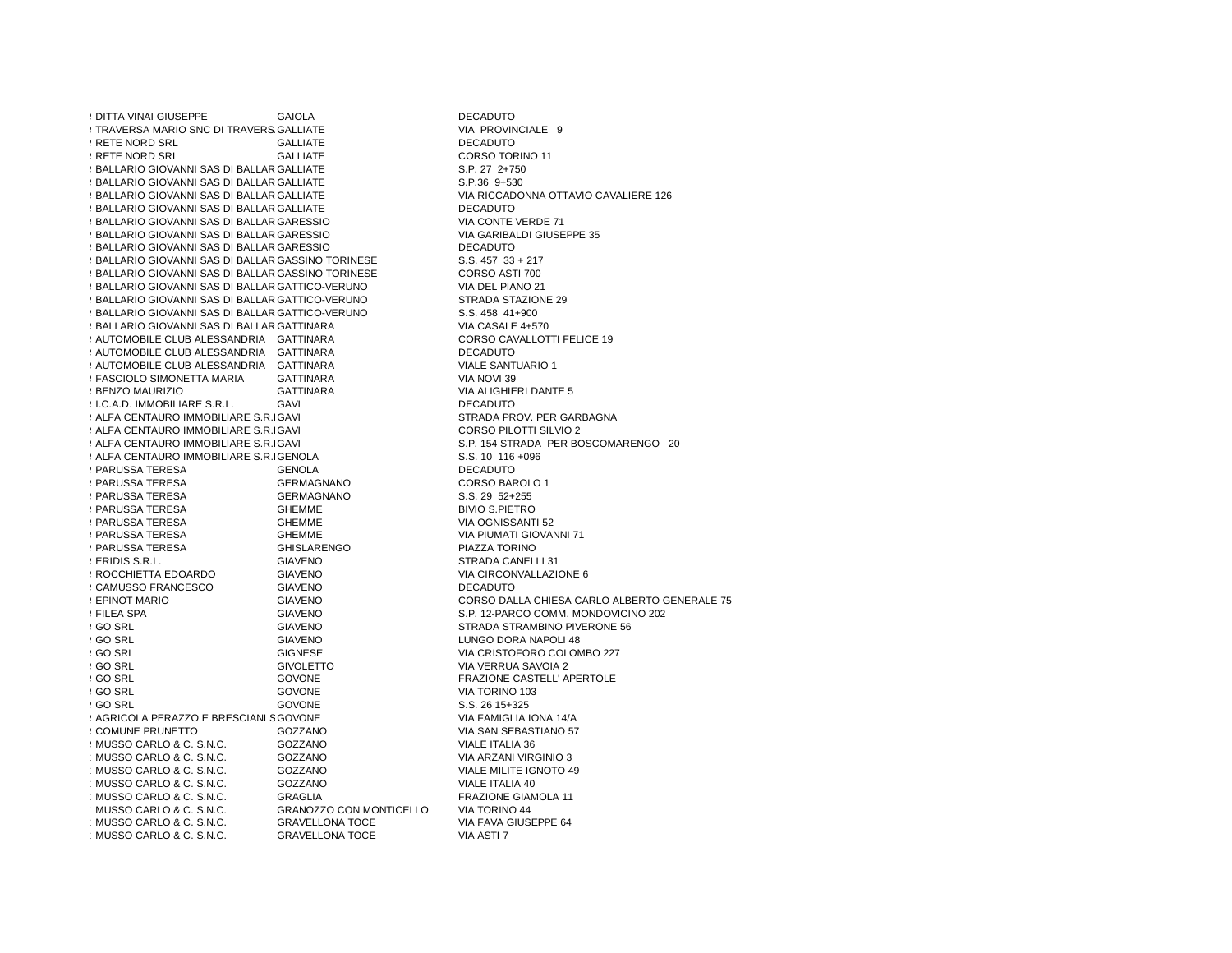| | | |
|---|---|---|
| DITTA VINAI GIUSEPPE | GAIOLA | DECADUTO |
| TRAVERSA MARIO SNC DI TRAVERS | GALLIATE | VIA PROVINCIALE 9 |
| RETE NORD SRL | GALLIATE | DECADUTO |
| RETE NORD SRL | GALLIATE | CORSO TORINO 11 |
| BALLARIO GIOVANNI SAS DI BALLAR | GALLIATE | S.P. 27 2+750 |
| BALLARIO GIOVANNI SAS DI BALLAR | GALLIATE | S.P.36 9+530 |
| BALLARIO GIOVANNI SAS DI BALLAR | GALLIATE | VIA RICCADONNA OTTAVIO CAVALIERE 126 |
| BALLARIO GIOVANNI SAS DI BALLAR | GALLIATE | DECADUTO |
| BALLARIO GIOVANNI SAS DI BALLAR | GARESSIO | VIA CONTE VERDE 71 |
| BALLARIO GIOVANNI SAS DI BALLAR | GARESSIO | VIA GARIBALDI GIUSEPPE 35 |
| BALLARIO GIOVANNI SAS DI BALLAR | GARESSIO | DECADUTO |
| BALLARIO GIOVANNI SAS DI BALLAR | GASSINO TORINESE | S.S. 457 33 + 217 |
| BALLARIO GIOVANNI SAS DI BALLAR | GASSINO TORINESE | CORSO ASTI 700 |
| BALLARIO GIOVANNI SAS DI BALLAR | GATTICO-VERUNO | VIA DEL PIANO 21 |
| BALLARIO GIOVANNI SAS DI BALLAR | GATTICO-VERUNO | STRADA STAZIONE 29 |
| BALLARIO GIOVANNI SAS DI BALLAR | GATTICO-VERUNO | S.S. 458 41+900 |
| BALLARIO GIOVANNI SAS DI BALLAR | GATTINARA | VIA CASALE 4+570 |
| AUTOMOBILE CLUB ALESSANDRIA | GATTINARA | CORSO CAVALLOTTI FELICE 19 |
| AUTOMOBILE CLUB ALESSANDRIA | GATTINARA | DECADUTO |
| AUTOMOBILE CLUB ALESSANDRIA | GATTINARA | VIALE SANTUARIO 1 |
| FASCIOLO SIMONETTA MARIA | GATTINARA | VIA NOVI 39 |
| BENZO MAURIZIO | GATTINARA | VIA ALIGHIERI DANTE 5 |
| I.C.A.D. IMMOBILIARE S.R.L. | GAVI | DECADUTO |
| ALFA CENTAURO IMMOBILIARE S.R.I | GAVI | STRADA PROV. PER GARBAGNA |
| ALFA CENTAURO IMMOBILIARE S.R.I | GAVI | CORSO PILOTTI SILVIO 2 |
| ALFA CENTAURO IMMOBILIARE S.R.I | GAVI | S.P. 154 STRADA PER BOSCOMARENGO 20 |
| ALFA CENTAURO IMMOBILIARE S.R.I | GENOLA | S.S. 10 116 +096 |
| PARUSSA TERESA | GENOLA | DECADUTO |
| PARUSSA TERESA | GERMAGNANO | CORSO BAROLO 1 |
| PARUSSA TERESA | GERMAGNANO | S.S. 29 52+255 |
| PARUSSA TERESA | GHEMME | BIVIO S.PIETRO |
| PARUSSA TERESA | GHEMME | VIA OGNISSANTI 52 |
| PARUSSA TERESA | GHEMME | VIA PIUMATI GIOVANNI 71 |
| PARUSSA TERESA | GHISLARENGO | PIAZZA TORINO |
| ERIDIS S.R.L. | GIAVENO | STRADA CANELLI 31 |
| ROCCHIETTA EDOARDO | GIAVENO | VIA CIRCONVALLAZIONE 6 |
| CAMUSSO FRANCESCO | GIAVENO | DECADUTO |
| EPINOT MARIO | GIAVENO | CORSO DALLA CHIESA CARLO ALBERTO GENERALE 75 |
| FILEA SPA | GIAVENO | S.P. 12-PARCO COMM. MONDOVICINO 202 |
| GO SRL | GIAVENO | STRADA STRAMBINO PIVERONE 56 |
| GO SRL | GIAVENO | LUNGO DORA NAPOLI 48 |
| GO SRL | GIGNESE | VIA CRISTOFORO COLOMBO 227 |
| GO SRL | GIVOLETTO | VIA VERRUA SAVOIA 2 |
| GO SRL | GOVONE | FRAZIONE CASTELL' APERTOLE |
| GO SRL | GOVONE | VIA TORINO 103 |
| GO SRL | GOVONE | S.S. 26 15+325 |
| AGRICOLA PERAZZO E BRESCIANI S | GOVONE | VIA FAMIGLIA IONA 14/A |
| COMUNE PRUNETTO | GOZZANO | VIA SAN SEBASTIANO 57 |
| MUSSO CARLO & C. S.N.C. | GOZZANO | VIALE ITALIA 36 |
| MUSSO CARLO & C. S.N.C. | GOZZANO | VIA ARZANI VIRGINIO 3 |
| MUSSO CARLO & C. S.N.C. | GOZZANO | VIALE MILITE IGNOTO 49 |
| MUSSO CARLO & C. S.N.C. | GOZZANO | VIALE ITALIA 40 |
| MUSSO CARLO & C. S.N.C. | GRAGLIA | FRAZIONE GIAMOLA 11 |
| MUSSO CARLO & C. S.N.C. | GRANOZZO CON MONTICELLO | VIA TORINO 44 |
| MUSSO CARLO & C. S.N.C. | GRAVELLONA TOCE | VIA FAVA GIUSEPPE 64 |
| MUSSO CARLO & C. S.N.C. | GRAVELLONA TOCE | VIA ASTI 7 |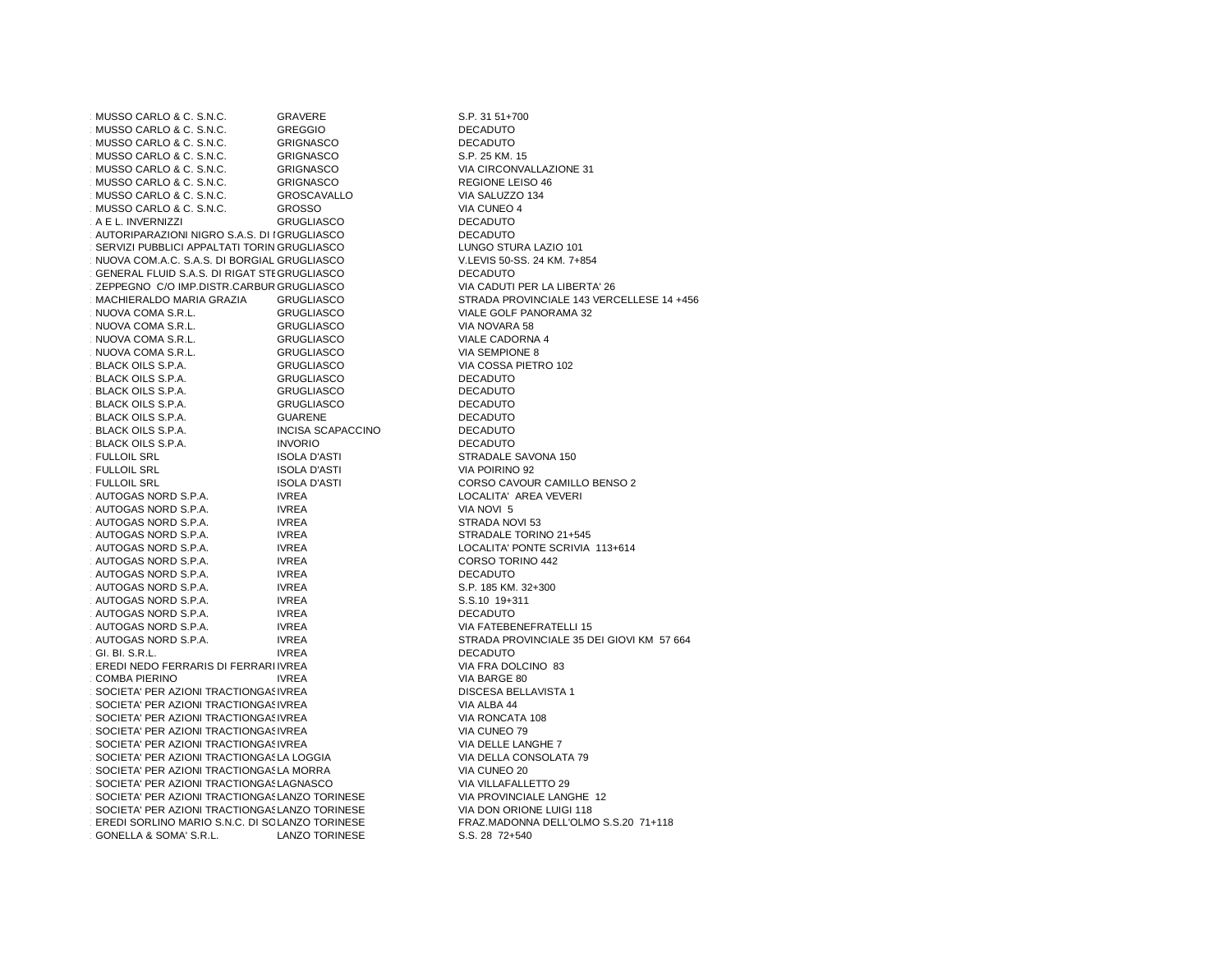| | | |
|---|---|---|
| MUSSO CARLO & C. S.N.C. | GRAVERE | S.P. 31 51+700 |
| MUSSO CARLO & C. S.N.C. | GREGGIO | DECADUTO |
| MUSSO CARLO & C. S.N.C. | GRIGNASCO | DECADUTO |
| MUSSO CARLO & C. S.N.C. | GRIGNASCO | S.P. 25 KM. 15 |
| MUSSO CARLO & C. S.N.C. | GRIGNASCO | VIA CIRCONVALLAZIONE 31 |
| MUSSO CARLO & C. S.N.C. | GRIGNASCO | REGIONE LEISO 46 |
| MUSSO CARLO & C. S.N.C. | GROSCAVALLO | VIA SALUZZO 134 |
| MUSSO CARLO & C. S.N.C. | GROSSO | VIA CUNEO 4 |
| A E L. INVERNIZZI | GRUGLIASCO | DECADUTO |
| AUTORIPARAZIONI NIGRO S.A.S. DI I | GRUGLIASCO | DECADUTO |
| SERVIZI PUBBLICI APPALTATI TORIN | GRUGLIASCO | LUNGO STURA LAZIO 101 |
| NUOVA COM.A.C. S.A.S. DI BORGIAL | GRUGLIASCO | V.LEVIS 50-SS. 24 KM. 7+854 |
| GENERAL FLUID S.A.S. DI RIGAT STE | GRUGLIASCO | DECADUTO |
| ZEPPEGNO C/O IMP.DISTR.CARBUR | GRUGLIASCO | VIA CADUTI PER LA LIBERTA' 26 |
| MACHIERALDO MARIA GRAZIA | GRUGLIASCO | STRADA PROVINCIALE 143 VERCELLESE 14 +456 |
| NUOVA COMA S.R.L. | GRUGLIASCO | VIALE GOLF PANORAMA 32 |
| NUOVA COMA S.R.L. | GRUGLIASCO | VIA NOVARA 58 |
| NUOVA COMA S.R.L. | GRUGLIASCO | VIALE CADORNA 4 |
| NUOVA COMA S.R.L. | GRUGLIASCO | VIA SEMPIONE 8 |
| BLACK OILS S.P.A. | GRUGLIASCO | VIA COSSA PIETRO 102 |
| BLACK OILS S.P.A. | GRUGLIASCO | DECADUTO |
| BLACK OILS S.P.A. | GRUGLIASCO | DECADUTO |
| BLACK OILS S.P.A. | GRUGLIASCO | DECADUTO |
| BLACK OILS S.P.A. | GUARENE | DECADUTO |
| BLACK OILS S.P.A. | INCISA SCAPACCINO | DECADUTO |
| BLACK OILS S.P.A. | INVORIO | DECADUTO |
| FULLOIL SRL | ISOLA D'ASTI | STRADALE SAVONA 150 |
| FULLOIL SRL | ISOLA D'ASTI | VIA POIRINO 92 |
| FULLOIL SRL | ISOLA D'ASTI | CORSO CAVOUR CAMILLO BENSO 2 |
| AUTOGAS NORD S.P.A. | IVREA | LOCALITA' AREA VEVERI |
| AUTOGAS NORD S.P.A. | IVREA | VIA NOVI 5 |
| AUTOGAS NORD S.P.A. | IVREA | STRADA NOVI 53 |
| AUTOGAS NORD S.P.A. | IVREA | STRADALE TORINO 21+545 |
| AUTOGAS NORD S.P.A. | IVREA | LOCALITA' PONTE SCRIVIA 113+614 |
| AUTOGAS NORD S.P.A. | IVREA | CORSO TORINO 442 |
| AUTOGAS NORD S.P.A. | IVREA | DECADUTO |
| AUTOGAS NORD S.P.A. | IVREA | S.P. 185 KM. 32+300 |
| AUTOGAS NORD S.P.A. | IVREA | S.S.10 19+311 |
| AUTOGAS NORD S.P.A. | IVREA | DECADUTO |
| AUTOGAS NORD S.P.A. | IVREA | VIA FATEBENEFRATELLI 15 |
| AUTOGAS NORD S.P.A. | IVREA | STRADA PROVINCIALE 35 DEI GIOVI KM 57 664 |
| GI. BI. S.R.L. | IVREA | DECADUTO |
| EREDI NEDO FERRARIS DI FERRARI | IVREA | VIA FRA DOLCINO 83 |
| COMBA PIERINO | IVREA | VIA BARGE 80 |
| SOCIETA' PER AZIONI TRACTIONGAS | IVREA | DISCESA BELLAVISTA 1 |
| SOCIETA' PER AZIONI TRACTIONGAS | IVREA | VIA ALBA 44 |
| SOCIETA' PER AZIONI TRACTIONGAS | IVREA | VIA RONCATA 108 |
| SOCIETA' PER AZIONI TRACTIONGAS | IVREA | VIA CUNEO 79 |
| SOCIETA' PER AZIONI TRACTIONGAS | IVREA | VIA DELLE LANGHE 7 |
| SOCIETA' PER AZIONI TRACTIONGAS | LA LOGGIA | VIA DELLA CONSOLATA 79 |
| SOCIETA' PER AZIONI TRACTIONGAS | LA MORRA | VIA CUNEO 20 |
| SOCIETA' PER AZIONI TRACTIONGAS | LAGNASCO | VIA VILLAFALLETTO 29 |
| SOCIETA' PER AZIONI TRACTIONGAS | LANZO TORINESE | VIA PROVINCIALE LANGHE 12 |
| SOCIETA' PER AZIONI TRACTIONGAS | LANZO TORINESE | VIA DON ORIONE LUIGI 118 |
| EREDI SORLINO MARIO S.N.C. DI SO | LANZO TORINESE | FRAZ.MADONNA DELL'OLMO S.S.20 71+118 |
| GONELLA & SOMA' S.R.L. | LANZO TORINESE | S.S. 28 72+540 |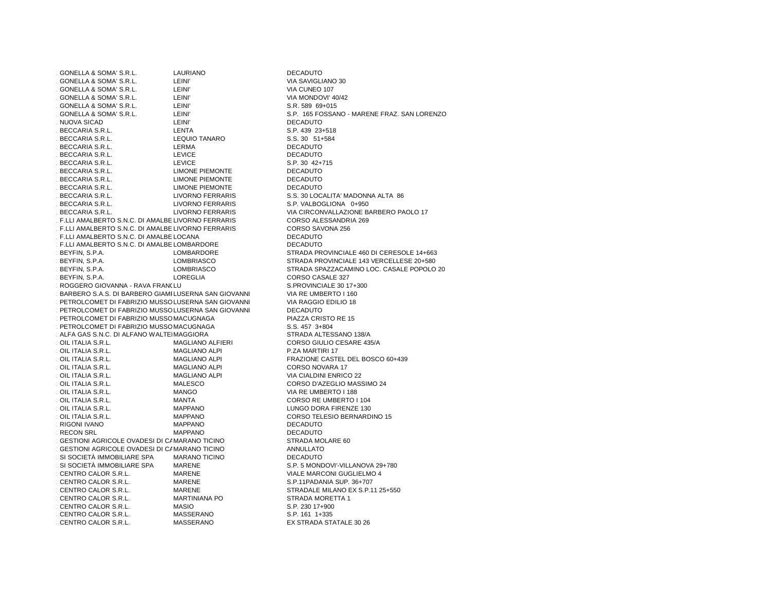| | | |
|---|---|---|
| GONELLA & SOMA' S.R.L. | LAURIANO | DECADUTO |
| GONELLA & SOMA' S.R.L. | LEINI' | VIA SAVIGLIANO 30 |
| GONELLA & SOMA' S.R.L. | LEINI' | VIA CUNEO 107 |
| GONELLA & SOMA' S.R.L. | LEINI' | VIA MONDOVI' 40/42 |
| GONELLA & SOMA' S.R.L. | LEINI' | S.R. 589 69+015 |
| GONELLA & SOMA' S.R.L. | LEINI' | S.P. 165 FOSSANO - MARENE FRAZ. SAN LORENZO |
| NUOVA SICAD | LEINI' | DECADUTO |
| BECCARIA S.R.L. | LENTA | S.P. 439 23+518 |
| BECCARIA S.R.L. | LEQUIO TANARO | S.S. 30 51+584 |
| BECCARIA S.R.L. | LERMA | DECADUTO |
| BECCARIA S.R.L. | LEVICE | DECADUTO |
| BECCARIA S.R.L. | LEVICE | S.P. 30 42+715 |
| BECCARIA S.R.L. | LIMONE PIEMONTE | DECADUTO |
| BECCARIA S.R.L. | LIMONE PIEMONTE | DECADUTO |
| BECCARIA S.R.L. | LIMONE PIEMONTE | DECADUTO |
| BECCARIA S.R.L. | LIVORNO FERRARIS | S.S. 30 LOCALITA' MADONNA ALTA 86 |
| BECCARIA S.R.L. | LIVORNO FERRARIS | S.P. VALBOGLIONA 0+950 |
| BECCARIA S.R.L. | LIVORNO FERRARIS | VIA CIRCONVALLAZIONE BARBERO PAOLO 17 |
| F.LLI AMALBERTO S.N.C. DI AMALBE | LIVORNO FERRARIS | CORSO ALESSANDRIA 269 |
| F.LLI AMALBERTO S.N.C. DI AMALBE | LIVORNO FERRARIS | CORSO SAVONA 256 |
| F.LLI AMALBERTO S.N.C. DI AMALBE | LOCANA | DECADUTO |
| F.LLI AMALBERTO S.N.C. DI AMALBE | LOMBARDORE | DECADUTO |
| BEYFIN, S.P.A. | LOMBARDORE | STRADA PROVINCIALE 460 DI CERESOLE 14+663 |
| BEYFIN, S.P.A. | LOMBRIASCO | STRADA PROVINCIALE 143 VERCELLESE 20+580 |
| BEYFIN, S.P.A. | LOMBRIASCO | STRADA SPAZZACAMINO LOC. CASALE POPOLO 20 |
| BEYFIN, S.P.A. | LOREGLIA | CORSO CASALE 327 |
| ROGGERO GIOVANNA - RAVA FRANC | LU | S.PROVINCIALE 30 17+300 |
| BARBERO S.A.S. DI BARBERO GIAMI | LUSERNA SAN GIOVANNI | VIA RE UMBERTO I 160 |
| PETROLCOMET DI FABRIZIO MUSSO | LUSERNA SAN GIOVANNI | VIA RAGGIO EDILIO 18 |
| PETROLCOMET DI FABRIZIO MUSSO | LUSERNA SAN GIOVANNI | DECADUTO |
| PETROLCOMET DI FABRIZIO MUSSO | MACUGNAGA | PIAZZA CRISTO RE 15 |
| PETROLCOMET DI FABRIZIO MUSSO | MACUGNAGA | S.S. 457 3+804 |
| ALFA GAS S.N.C. DI ALFANO WALTEI | MAGGIORA | STRADA ALTESSANO 138/A |
| OIL ITALIA S.R.L. | MAGLIANO ALFIERI | CORSO GIULIO CESARE 435/A |
| OIL ITALIA S.R.L. | MAGLIANO ALPI | P.ZA MARTIRI 17 |
| OIL ITALIA S.R.L. | MAGLIANO ALPI | FRAZIONE CASTEL DEL BOSCO 60+439 |
| OIL ITALIA S.R.L. | MAGLIANO ALPI | CORSO NOVARA 17 |
| OIL ITALIA S.R.L. | MAGLIANO ALPI | VIA CIALDINI ENRICO 22 |
| OIL ITALIA S.R.L. | MALESCO | CORSO D'AZEGLIO MASSIMO 24 |
| OIL ITALIA S.R.L. | MANGO | VIA RE UMBERTO I 188 |
| OIL ITALIA S.R.L. | MANTA | CORSO RE UMBERTO I 104 |
| OIL ITALIA S.R.L. | MAPPANO | LUNGO DORA FIRENZE 130 |
| OIL ITALIA S.R.L. | MAPPANO | CORSO TELESIO BERNARDINO 15 |
| RIGONI IVANO | MAPPANO | DECADUTO |
| RECON SRL | MAPPANO | DECADUTO |
| GESTIONI AGRICOLE OVADESI DI CA | MARANO TICINO | STRADA MOLARE 60 |
| GESTIONI AGRICOLE OVADESI DI CA | MARANO TICINO | ANNULLATO |
| SI SOCIETÀ IMMOBILIARE SPA | MARANO TICINO | DECADUTO |
| SI SOCIETÀ IMMOBILIARE SPA | MARENE | S.P. 5 MONDOVI'-VILLANOVA 29+780 |
| CENTRO CALOR S.R.L. | MARENE | VIALE MARCONI GUGLIELMO 4 |
| CENTRO CALOR S.R.L. | MARENE | S.P.11PADANIA SUP. 36+707 |
| CENTRO CALOR S.R.L. | MARENE | STRADALE MILANO EX S.P.11 25+550 |
| CENTRO CALOR S.R.L. | MARTINIANA PO | STRADA MORETTA 1 |
| CENTRO CALOR S.R.L. | MASIO | S.P. 230 17+900 |
| CENTRO CALOR S.R.L. | MASSERANO | S.P. 161 1+335 |
| CENTRO CALOR S.R.L. | MASSERANO | EX STRADA STATALE 30 26 |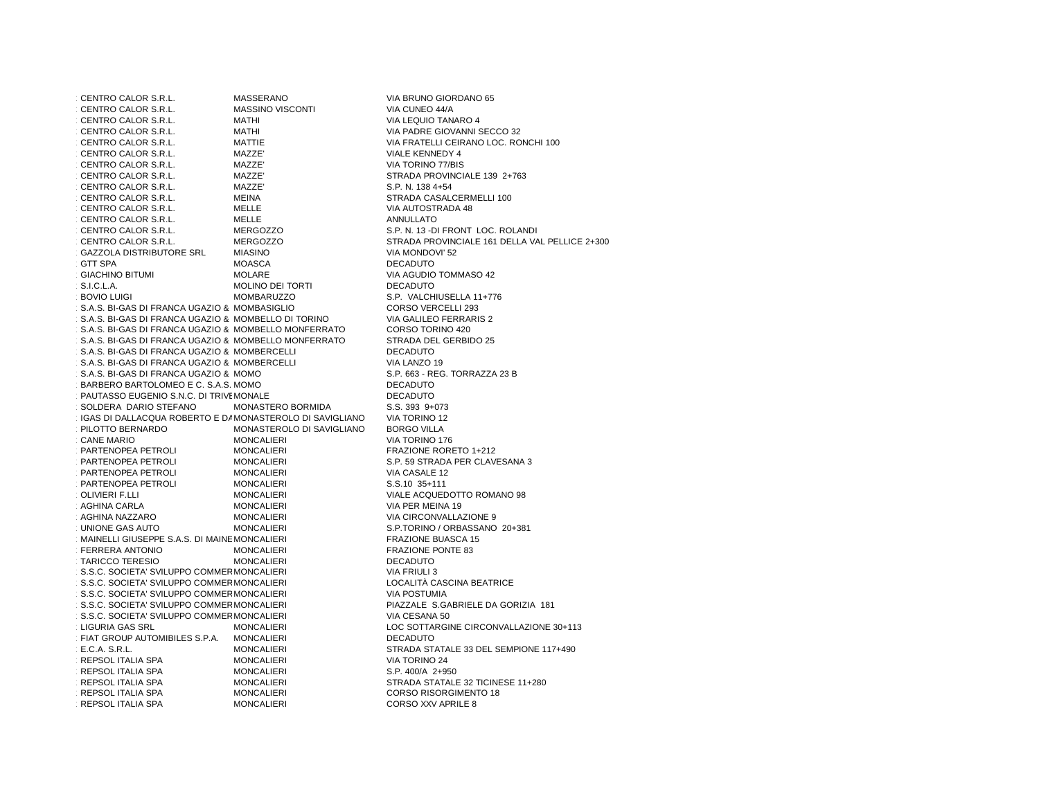| | | |
|---|---|---|
| CENTRO CALOR S.R.L. | MASSERANO | VIA BRUNO GIORDANO 65 |
| CENTRO CALOR S.R.L. | MASSINO VISCONTI | VIA CUNEO 44/A |
| CENTRO CALOR S.R.L. | MATHI | VIA LEQUIO TANARO 4 |
| CENTRO CALOR S.R.L. | MATHI | VIA PADRE GIOVANNI SECCO 32 |
| CENTRO CALOR S.R.L. | MATTIE | VIA FRATELLI CEIRANO LOC. RONCHI 100 |
| CENTRO CALOR S.R.L. | MAZZE' | VIALE KENNEDY 4 |
| CENTRO CALOR S.R.L. | MAZZE' | VIA TORINO 77/BIS |
| CENTRO CALOR S.R.L. | MAZZE' | STRADA PROVINCIALE 139 2+763 |
| CENTRO CALOR S.R.L. | MAZZE' | S.P. N. 138 4+54 |
| CENTRO CALOR S.R.L. | MEINA | STRADA CASALCERMELLI 100 |
| CENTRO CALOR S.R.L. | MELLE | VIA AUTOSTRADA 48 |
| CENTRO CALOR S.R.L. | MELLE | ANNULLATO |
| CENTRO CALOR S.R.L. | MERGOZZO | S.P. N. 13 -DI FRONT LOC. ROLANDI |
| CENTRO CALOR S.R.L. | MERGOZZO | STRADA PROVINCIALE 161 DELLA VAL PELLICE 2+300 |
| GAZZOLA DISTRIBUTORE SRL | MIASINO | VIA MONDOVI' 52 |
| GTT SPA | MOASCA | DECADUTO |
| GIACHINO BITUMI | MOLARE | VIA AGUDIO TOMMASO 42 |
| S.I.C.L.A. | MOLINO DEI TORTI | DECADUTO |
| BOVIO LUIGI | MOMBARUZZO | S.P. VALCHIUSELLA 11+776 |
| S.A.S. BI-GAS DI FRANCA UGAZIO & | MOMBASIGLIO | CORSO VERCELLI 293 |
| S.A.S. BI-GAS DI FRANCA UGAZIO & | MOMBELLO DI TORINO | VIA GALILEO FERRARIS 2 |
| S.A.S. BI-GAS DI FRANCA UGAZIO & | MOMBELLO MONFERRATO | CORSO TORINO 420 |
| S.A.S. BI-GAS DI FRANCA UGAZIO & | MOMBELLO MONFERRATO | STRADA DEL GERBIDO 25 |
| S.A.S. BI-GAS DI FRANCA UGAZIO & | MOMBERCELLI | DECADUTO |
| S.A.S. BI-GAS DI FRANCA UGAZIO & | MOMBERCELLI | VIA LANZO 19 |
| S.A.S. BI-GAS DI FRANCA UGAZIO & | MOMO | S.P. 663 - REG. TORRAZZA 23 B |
| BARBERO BARTOLOMEO E C. S.A.S. | MOMO | DECADUTO |
| PAUTASSO EUGENIO S.N.C. DI TRIVE | MONALE | DECADUTO |
| SOLDERA DARIO STEFANO | MONASTERO BORMIDA | S.S. 393 9+073 |
| IGAS DI DALLACQUA ROBERTO E DA | MONASTEROLO DI SAVIGLIANO | VIA TORINO 12 |
| PILOTTO BERNARDO | MONASTEROLO DI SAVIGLIANO | BORGO VILLA |
| CANE MARIO | MONCALIERI | VIA TORINO 176 |
| PARTENOPEA PETROLI | MONCALIERI | FRAZIONE RORETO 1+212 |
| PARTENOPEA PETROLI | MONCALIERI | S.P. 59 STRADA PER CLAVESANA 3 |
| PARTENOPEA PETROLI | MONCALIERI | VIA CASALE 12 |
| PARTENOPEA PETROLI | MONCALIERI | S.S.10 35+111 |
| OLIVIERI F.LLI | MONCALIERI | VIALE ACQUEDOTTO ROMANO 98 |
| AGHINA CARLA | MONCALIERI | VIA PER MEINA 19 |
| AGHINA NAZZARO | MONCALIERI | VIA CIRCONVALLAZIONE 9 |
| UNIONE GAS AUTO | MONCALIERI | S.P.TORINO / ORBASSANO 20+381 |
| MAINELLI GIUSEPPE S.A.S. DI MAINE | MONCALIERI | FRAZIONE BUASCA 15 |
| FERRERA ANTONIO | MONCALIERI | FRAZIONE PONTE 83 |
| TARICCO TERESIO | MONCALIERI | DECADUTO |
| S.S.C. SOCIETA' SVILUPPO COMMER | MONCALIERI | VIA FRIULI 3 |
| S.S.C. SOCIETA' SVILUPPO COMMER | MONCALIERI | LOCALITÀ CASCINA BEATRICE |
| S.S.C. SOCIETA' SVILUPPO COMMER | MONCALIERI | VIA POSTUMIA |
| S.S.C. SOCIETA' SVILUPPO COMMER | MONCALIERI | PIAZZALE S.GABRIELE DA GORIZIA 181 |
| S.S.C. SOCIETA' SVILUPPO COMMER | MONCALIERI | VIA CESANA 50 |
| LIGURIA GAS SRL | MONCALIERI | LOC SOTTARGINE CIRCONVALLAZIONE 30+113 |
| FIAT GROUP AUTOMIBILES S.P.A. | MONCALIERI | DECADUTO |
| E.C.A. S.R.L. | MONCALIERI | STRADA STATALE 33 DEL SEMPIONE 117+490 |
| REPSOL ITALIA SPA | MONCALIERI | VIA TORINO 24 |
| REPSOL ITALIA SPA | MONCALIERI | S.P. 400/A 2+950 |
| REPSOL ITALIA SPA | MONCALIERI | STRADA STATALE 32 TICINESE 11+280 |
| REPSOL ITALIA SPA | MONCALIERI | CORSO RISORGIMENTO 18 |
| REPSOL ITALIA SPA | MONCALIERI | CORSO XXV APRILE 8 |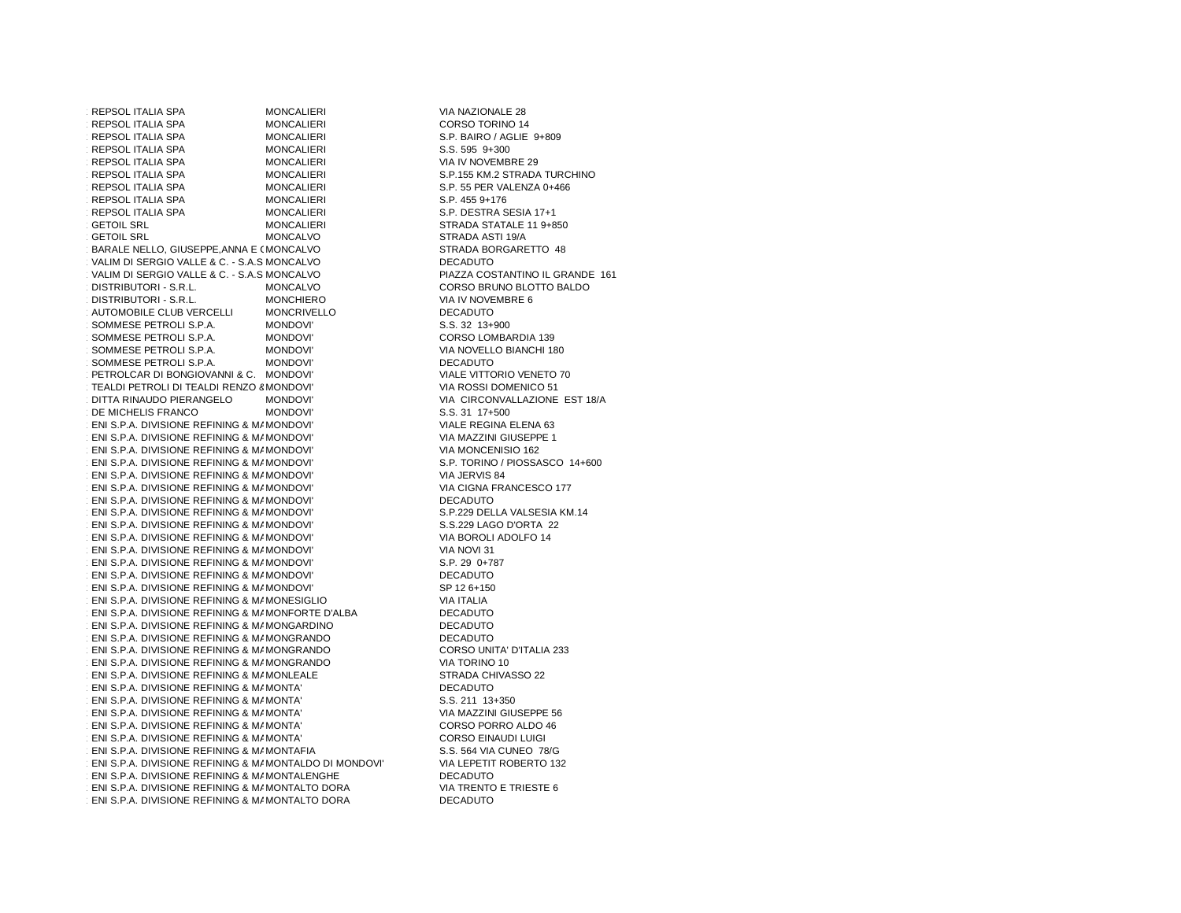| | | |
|---|---|---|
| REPSOL ITALIA SPA | MONCALIERI | VIA NAZIONALE 28 |
| REPSOL ITALIA SPA | MONCALIERI | CORSO TORINO 14 |
| REPSOL ITALIA SPA | MONCALIERI | S.P. BAIRO / AGLIE 9+809 |
| REPSOL ITALIA SPA | MONCALIERI | S.S. 595 9+300 |
| REPSOL ITALIA SPA | MONCALIERI | VIA IV NOVEMBRE 29 |
| REPSOL ITALIA SPA | MONCALIERI | S.P.155 KM.2 STRADA TURCHINO |
| REPSOL ITALIA SPA | MONCALIERI | S.P. 55 PER VALENZA 0+466 |
| REPSOL ITALIA SPA | MONCALIERI | S.P. 455 9+176 |
| REPSOL ITALIA SPA | MONCALIERI | S.P. DESTRA SESIA 17+1 |
| GETOIL SRL | MONCALIERI | STRADA STATALE 11 9+850 |
| GETOIL SRL | MONCALVO | STRADA ASTI 19/A |
| BARALE NELLO, GIUSEPPE,ANNA E ( | MONCALVO | STRADA BORGARETTO 48 |
| VALIM DI SERGIO VALLE & C. - S.A.S | MONCALVO | DECADUTO |
| VALIM DI SERGIO VALLE & C. - S.A.S | MONCALVO | PIAZZA COSTANTINO IL GRANDE 161 |
| DISTRIBUTORI - S.R.L. | MONCALVO | CORSO BRUNO BLOTTO BALDO |
| DISTRIBUTORI - S.R.L. | MONCHIERO | VIA IV NOVEMBRE 6 |
| AUTOMOBILE CLUB VERCELLI | MONCRIVELLO | DECADUTO |
| SOMMESE PETROLI S.P.A. | MONDOVI' | S.S. 32 13+900 |
| SOMMESE PETROLI S.P.A. | MONDOVI' | CORSO LOMBARDIA 139 |
| SOMMESE PETROLI S.P.A. | MONDOVI' | VIA NOVELLO BIANCHI 180 |
| SOMMESE PETROLI S.P.A. | MONDOVI' | DECADUTO |
| PETROLCAR DI BONGIOVANNI & C. | MONDOVI' | VIALE VITTORIO VENETO 70 |
| TEALDI PETROLI DI TEALDI RENZO & | MONDOVI' | VIA ROSSI DOMENICO 51 |
| DITTA RINAUDO PIERANGELO | MONDOVI' | VIA CIRCONVALLAZIONE EST 18/A |
| DE MICHELIS FRANCO | MONDOVI' | S.S. 31 17+500 |
| ENI S.P.A. DIVISIONE REFINING & MA | MONDOVI' | VIALE REGINA ELENA 63 |
| ENI S.P.A. DIVISIONE REFINING & MA | MONDOVI' | VIA MAZZINI GIUSEPPE 1 |
| ENI S.P.A. DIVISIONE REFINING & MA | MONDOVI' | VIA MONCENISIO 162 |
| ENI S.P.A. DIVISIONE REFINING & MA | MONDOVI' | S.P. TORINO / PIOSSASCO 14+600 |
| ENI S.P.A. DIVISIONE REFINING & MA | MONDOVI' | VIA JERVIS 84 |
| ENI S.P.A. DIVISIONE REFINING & MA | MONDOVI' | VIA CIGNA FRANCESCO 177 |
| ENI S.P.A. DIVISIONE REFINING & MA | MONDOVI' | DECADUTO |
| ENI S.P.A. DIVISIONE REFINING & MA | MONDOVI' | S.P.229 DELLA VALSESIA KM.14 |
| ENI S.P.A. DIVISIONE REFINING & MA | MONDOVI' | S.S.229 LAGO D'ORTA 22 |
| ENI S.P.A. DIVISIONE REFINING & MA | MONDOVI' | VIA BOROLI ADOLFO 14 |
| ENI S.P.A. DIVISIONE REFINING & MA | MONDOVI' | VIA NOVI 31 |
| ENI S.P.A. DIVISIONE REFINING & MA | MONDOVI' | S.P. 29 0+787 |
| ENI S.P.A. DIVISIONE REFINING & MA | MONDOVI' | DECADUTO |
| ENI S.P.A. DIVISIONE REFINING & MA | MONDOVI' | SP 12 6+150 |
| ENI S.P.A. DIVISIONE REFINING & MA | MONESIGLIO | VIA ITALIA |
| ENI S.P.A. DIVISIONE REFINING & MA | MONFORTE D'ALBA | DECADUTO |
| ENI S.P.A. DIVISIONE REFINING & MA | MONGARDINO | DECADUTO |
| ENI S.P.A. DIVISIONE REFINING & MA | MONGRANDO | DECADUTO |
| ENI S.P.A. DIVISIONE REFINING & MA | MONGRANDO | CORSO UNITA' D'ITALIA 233 |
| ENI S.P.A. DIVISIONE REFINING & MA | MONGRANDO | VIA TORINO 10 |
| ENI S.P.A. DIVISIONE REFINING & MA | MONLEALE | STRADA CHIVASSO 22 |
| ENI S.P.A. DIVISIONE REFINING & MA | MONTA' | DECADUTO |
| ENI S.P.A. DIVISIONE REFINING & MA | MONTA' | S.S. 211 13+350 |
| ENI S.P.A. DIVISIONE REFINING & MA | MONTA' | VIA MAZZINI GIUSEPPE 56 |
| ENI S.P.A. DIVISIONE REFINING & MA | MONTA' | CORSO PORRO ALDO 46 |
| ENI S.P.A. DIVISIONE REFINING & MA | MONTA' | CORSO EINAUDI LUIGI |
| ENI S.P.A. DIVISIONE REFINING & MA | MONTAFIA | S.S. 564 VIA CUNEO 78/G |
| ENI S.P.A. DIVISIONE REFINING & MA | MONTALDO DI MONDOVI' | VIA LEPETIT ROBERTO 132 |
| ENI S.P.A. DIVISIONE REFINING & MA | MONTALENGHE | DECADUTO |
| ENI S.P.A. DIVISIONE REFINING & MA | MONTALTO DORA | VIA TRENTO E TRIESTE 6 |
| ENI S.P.A. DIVISIONE REFINING & MA | MONTALTO DORA | DECADUTO |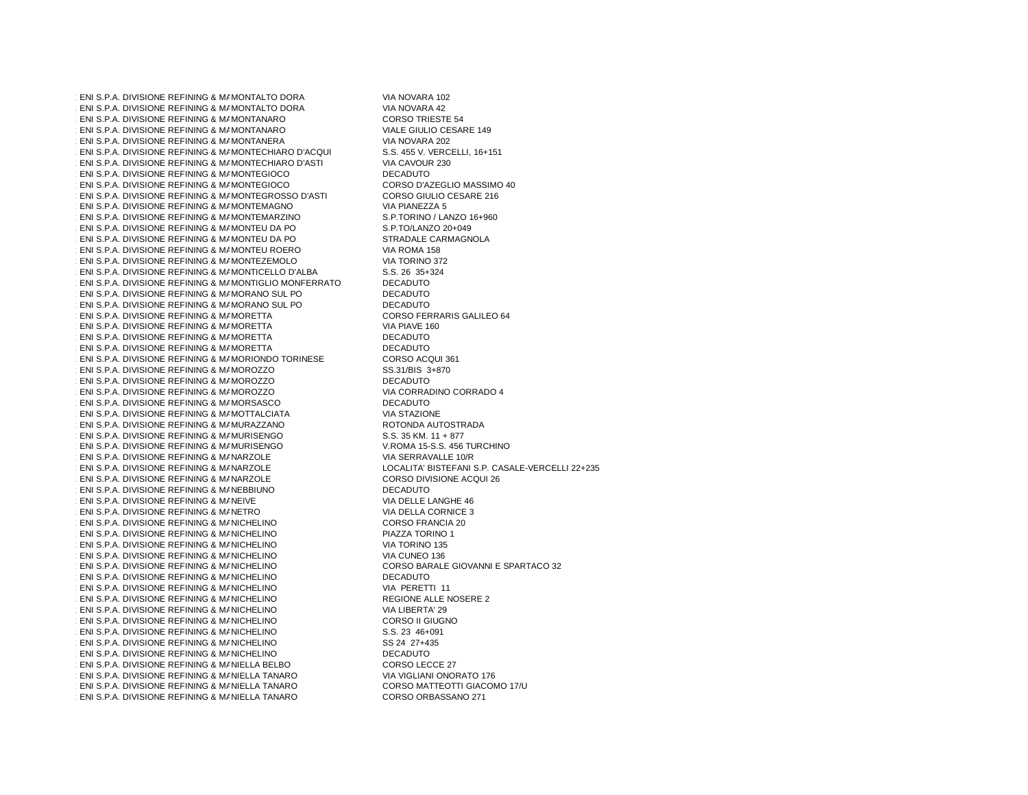| | | |
|---|---|---|
| ENI S.P.A. DIVISIONE REFINING & MA | MONTALTO DORA | VIA NOVARA 102 |
| ENI S.P.A. DIVISIONE REFINING & MA | MONTALTO DORA | VIA NOVARA 42 |
| ENI S.P.A. DIVISIONE REFINING & MA | MONTANARO | CORSO TRIESTE 54 |
| ENI S.P.A. DIVISIONE REFINING & MA | MONTANARO | VIALE GIULIO CESARE 149 |
| ENI S.P.A. DIVISIONE REFINING & MA | MONTANERA | VIA NOVARA 202 |
| ENI S.P.A. DIVISIONE REFINING & MA | MONTECHIARO D'ACQUI | S.S. 455 V. VERCELLI, 16+151 |
| ENI S.P.A. DIVISIONE REFINING & MA | MONTECHIARO D'ASTI | VIA CAVOUR 230 |
| ENI S.P.A. DIVISIONE REFINING & MA | MONTEGIOCO | DECADUTO |
| ENI S.P.A. DIVISIONE REFINING & MA | MONTEGIOCO | CORSO D'AZEGLIO MASSIMO 40 |
| ENI S.P.A. DIVISIONE REFINING & MA | MONTEGROSSO D'ASTI | CORSO GIULIO CESARE 216 |
| ENI S.P.A. DIVISIONE REFINING & MA | MONTEMAGNO | VIA PIANEZZA 5 |
| ENI S.P.A. DIVISIONE REFINING & MA | MONTEMARZINO | S.P.TORINO / LANZO 16+960 |
| ENI S.P.A. DIVISIONE REFINING & MA | MONTEU DA PO | S.P.TO/LANZO 20+049 |
| ENI S.P.A. DIVISIONE REFINING & MA | MONTEU DA PO | STRADALE CARMAGNOLA |
| ENI S.P.A. DIVISIONE REFINING & MA | MONTEU ROERO | VIA ROMA 158 |
| ENI S.P.A. DIVISIONE REFINING & MA | MONTEZEMOLO | VIA TORINO 372 |
| ENI S.P.A. DIVISIONE REFINING & MA | MONTICELLO D'ALBA | S.S. 26 35+324 |
| ENI S.P.A. DIVISIONE REFINING & MA | MONTIGLIO MONFERRATO | DECADUTO |
| ENI S.P.A. DIVISIONE REFINING & MA | MORANO SUL PO | DECADUTO |
| ENI S.P.A. DIVISIONE REFINING & MA | MORANO SUL PO | DECADUTO |
| ENI S.P.A. DIVISIONE REFINING & MA | MORETTA | CORSO FERRARIS GALILEO 64 |
| ENI S.P.A. DIVISIONE REFINING & MA | MORETTA | VIA PIAVE 160 |
| ENI S.P.A. DIVISIONE REFINING & MA | MORETTA | DECADUTO |
| ENI S.P.A. DIVISIONE REFINING & MA | MORETTA | DECADUTO |
| ENI S.P.A. DIVISIONE REFINING & MA | MORIONDO TORINESE | CORSO ACQUI 361 |
| ENI S.P.A. DIVISIONE REFINING & MA | MOROZZO | SS.31/BIS 3+870 |
| ENI S.P.A. DIVISIONE REFINING & MA | MOROZZO | DECADUTO |
| ENI S.P.A. DIVISIONE REFINING & MA | MOROZZO | VIA CORRADINO CORRADO 4 |
| ENI S.P.A. DIVISIONE REFINING & MA | MORSASCO | DECADUTO |
| ENI S.P.A. DIVISIONE REFINING & MA | MOTTALCIATA | VIA STAZIONE |
| ENI S.P.A. DIVISIONE REFINING & MA | MURAZZANO | ROTONDA AUTOSTRADA |
| ENI S.P.A. DIVISIONE REFINING & MA | MURISENGO | S.S. 35 KM. 11 + 877 |
| ENI S.P.A. DIVISIONE REFINING & MA | MURISENGO | V.ROMA 15-S.S. 456 TURCHINO |
| ENI S.P.A. DIVISIONE REFINING & MA | NARZOLE | VIA SERRAVALLE 10/R |
| ENI S.P.A. DIVISIONE REFINING & MA | NARZOLE | LOCALITA' BISTEFANI S.P. CASALE-VERCELLI 22+235 |
| ENI S.P.A. DIVISIONE REFINING & MA | NARZOLE | CORSO DIVISIONE ACQUI 26 |
| ENI S.P.A. DIVISIONE REFINING & MA | NEBBIUNO | DECADUTO |
| ENI S.P.A. DIVISIONE REFINING & MA | NEIVE | VIA DELLE LANGHE 46 |
| ENI S.P.A. DIVISIONE REFINING & MA | NETRO | VIA DELLA CORNICE 3 |
| ENI S.P.A. DIVISIONE REFINING & MA | NICHELINO | CORSO FRANCIA 20 |
| ENI S.P.A. DIVISIONE REFINING & MA | NICHELINO | PIAZZA TORINO 1 |
| ENI S.P.A. DIVISIONE REFINING & MA | NICHELINO | VIA TORINO 135 |
| ENI S.P.A. DIVISIONE REFINING & MA | NICHELINO | VIA CUNEO 136 |
| ENI S.P.A. DIVISIONE REFINING & MA | NICHELINO | CORSO BARALE GIOVANNI E SPARTACO 32 |
| ENI S.P.A. DIVISIONE REFINING & MA | NICHELINO | DECADUTO |
| ENI S.P.A. DIVISIONE REFINING & MA | NICHELINO | VIA PERETTI 11 |
| ENI S.P.A. DIVISIONE REFINING & MA | NICHELINO | REGIONE ALLE NOSERE 2 |
| ENI S.P.A. DIVISIONE REFINING & MA | NICHELINO | VIA LIBERTA' 29 |
| ENI S.P.A. DIVISIONE REFINING & MA | NICHELINO | CORSO II GIUGNO |
| ENI S.P.A. DIVISIONE REFINING & MA | NICHELINO | S.S. 23 46+091 |
| ENI S.P.A. DIVISIONE REFINING & MA | NICHELINO | SS 24 27+435 |
| ENI S.P.A. DIVISIONE REFINING & MA | NICHELINO | DECADUTO |
| ENI S.P.A. DIVISIONE REFINING & MA | NIELLA BELBO | CORSO LECCE 27 |
| ENI S.P.A. DIVISIONE REFINING & MA | NIELLA TANARO | VIA VIGLIANI ONORATO 176 |
| ENI S.P.A. DIVISIONE REFINING & MA | NIELLA TANARO | CORSO MATTEOTTI GIACOMO 17/U |
| ENI S.P.A. DIVISIONE REFINING & MA | NIELLA TANARO | CORSO ORBASSANO 271 |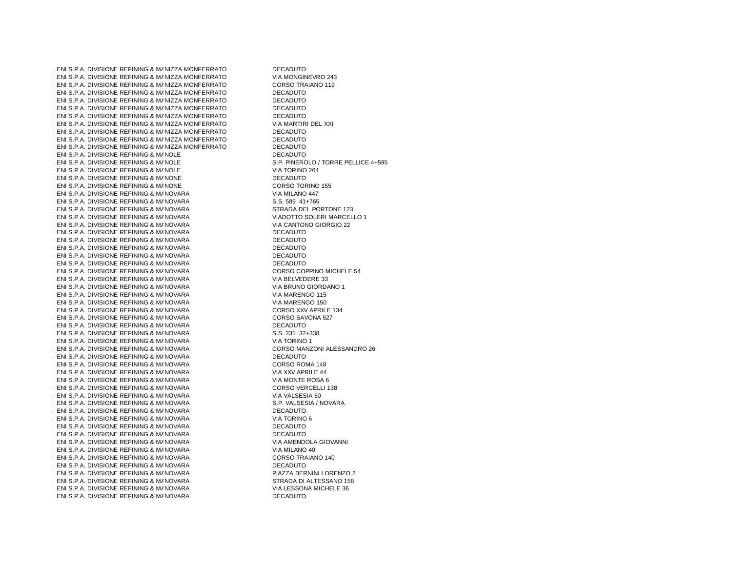| | | |
|---|---|---|
| ENI S.P.A. DIVISIONE REFINING & MA | NIZZA MONFERRATO | DECADUTO |
| ENI S.P.A. DIVISIONE REFINING & MA | NIZZA MONFERRATO | VIA MONGINEVRO 243 |
| ENI S.P.A. DIVISIONE REFINING & MA | NIZZA MONFERRATO | CORSO TRAIANO 119 |
| ENI S.P.A. DIVISIONE REFINING & MA | NIZZA MONFERRATO | DECADUTO |
| ENI S.P.A. DIVISIONE REFINING & MA | NIZZA MONFERRATO | DECADUTO |
| ENI S.P.A. DIVISIONE REFINING & MA | NIZZA MONFERRATO | DECADUTO |
| ENI S.P.A. DIVISIONE REFINING & MA | NIZZA MONFERRATO | DECADUTO |
| ENI S.P.A. DIVISIONE REFINING & MA | NIZZA MONFERRATO | VIA MARTIRI DEL XXI |
| ENI S.P.A. DIVISIONE REFINING & MA | NIZZA MONFERRATO | DECADUTO |
| ENI S.P.A. DIVISIONE REFINING & MA | NIZZA MONFERRATO | DECADUTO |
| ENI S.P.A. DIVISIONE REFINING & MA | NIZZA MONFERRATO | DECADUTO |
| ENI S.P.A. DIVISIONE REFINING & MA | NOLE | DECADUTO |
| ENI S.P.A. DIVISIONE REFINING & MA | NOLE | S.P. PINEROLO / TORRE PELLICE 4+595 |
| ENI S.P.A. DIVISIONE REFINING & MA | NOLE | VIA TORINO 264 |
| ENI S.P.A. DIVISIONE REFINING & MA | NONE | DECADUTO |
| ENI S.P.A. DIVISIONE REFINING & MA | NONE | CORSO TORINO 155 |
| ENI S.P.A. DIVISIONE REFINING & MA | NOVARA | VIA MILANO 447 |
| ENI S.P.A. DIVISIONE REFINING & MA | NOVARA | S.S. 589 41+765 |
| ENI S.P.A. DIVISIONE REFINING & MA | NOVARA | STRADA DEL PORTONE 123 |
| ENI S.P.A. DIVISIONE REFINING & MA | NOVARA | VIADOTTO SOLERI MARCELLO 1 |
| ENI S.P.A. DIVISIONE REFINING & MA | NOVARA | VIA CANTONO GIORGIO 22 |
| ENI S.P.A. DIVISIONE REFINING & MA | NOVARA | DECADUTO |
| ENI S.P.A. DIVISIONE REFINING & MA | NOVARA | DECADUTO |
| ENI S.P.A. DIVISIONE REFINING & MA | NOVARA | DECADUTO |
| ENI S.P.A. DIVISIONE REFINING & MA | NOVARA | DECADUTO |
| ENI S.P.A. DIVISIONE REFINING & MA | NOVARA | DECADUTO |
| ENI S.P.A. DIVISIONE REFINING & MA | NOVARA | CORSO COPPINO MICHELE 54 |
| ENI S.P.A. DIVISIONE REFINING & MA | NOVARA | VIA BELVEDERE 33 |
| ENI S.P.A. DIVISIONE REFINING & MA | NOVARA | VIA BRUNO GIORDANO 1 |
| ENI S.P.A. DIVISIONE REFINING & MA | NOVARA | VIA MARENGO 115 |
| ENI S.P.A. DIVISIONE REFINING & MA | NOVARA | VIA MARENGO 150 |
| ENI S.P.A. DIVISIONE REFINING & MA | NOVARA | CORSO XXV APRILE 134 |
| ENI S.P.A. DIVISIONE REFINING & MA | NOVARA | CORSO SAVONA 527 |
| ENI S.P.A. DIVISIONE REFINING & MA | NOVARA | DECADUTO |
| ENI S.P.A. DIVISIONE REFINING & MA | NOVARA | S.S. 231 37+338 |
| ENI S.P.A. DIVISIONE REFINING & MA | NOVARA | VIA TORINO 1 |
| ENI S.P.A. DIVISIONE REFINING & MA | NOVARA | CORSO MANZONI ALESSANDRO 26 |
| ENI S.P.A. DIVISIONE REFINING & MA | NOVARA | DECADUTO |
| ENI S.P.A. DIVISIONE REFINING & MA | NOVARA | CORSO ROMA 148 |
| ENI S.P.A. DIVISIONE REFINING & MA | NOVARA | VIA XXV APRILE 44 |
| ENI S.P.A. DIVISIONE REFINING & MA | NOVARA | VIA MONTE ROSA 6 |
| ENI S.P.A. DIVISIONE REFINING & MA | NOVARA | CORSO VERCELLI 138 |
| ENI S.P.A. DIVISIONE REFINING & MA | NOVARA | VIA VALSESIA 50 |
| ENI S.P.A. DIVISIONE REFINING & MA | NOVARA | S.P. VALSESIA / NOVARA |
| ENI S.P.A. DIVISIONE REFINING & MA | NOVARA | DECADUTO |
| ENI S.P.A. DIVISIONE REFINING & MA | NOVARA | VIA TORINO 6 |
| ENI S.P.A. DIVISIONE REFINING & MA | NOVARA | DECADUTO |
| ENI S.P.A. DIVISIONE REFINING & MA | NOVARA | DECADUTO |
| ENI S.P.A. DIVISIONE REFINING & MA | NOVARA | VIA AMENDOLA GIOVANNI |
| ENI S.P.A. DIVISIONE REFINING & MA | NOVARA | VIA MILANO 40 |
| ENI S.P.A. DIVISIONE REFINING & MA | NOVARA | CORSO TRAIANO 140 |
| ENI S.P.A. DIVISIONE REFINING & MA | NOVARA | DECADUTO |
| ENI S.P.A. DIVISIONE REFINING & MA | NOVARA | PIAZZA BERNINI LORENZO 2 |
| ENI S.P.A. DIVISIONE REFINING & MA | NOVARA | STRADA DI ALTESSANO 158 |
| ENI S.P.A. DIVISIONE REFINING & MA | NOVARA | VIA LESSONA MICHELE 36 |
| ENI S.P.A. DIVISIONE REFINING & MA | NOVARA | DECADUTO |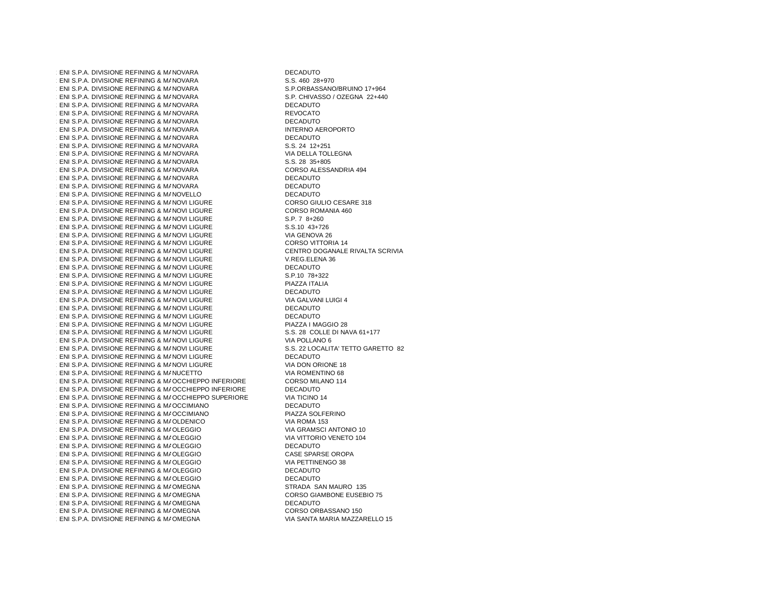| | | |
|---|---|---|
| ENI S.P.A. DIVISIONE REFINING & MA | NOVARA | DECADUTO |
| ENI S.P.A. DIVISIONE REFINING & MA | NOVARA | S.S. 460 28+970 |
| ENI S.P.A. DIVISIONE REFINING & MA | NOVARA | S.P.ORBASSANO/BRUINO 17+964 |
| ENI S.P.A. DIVISIONE REFINING & MA | NOVARA | S.P. CHIVASSO / OZEGNA 22+440 |
| ENI S.P.A. DIVISIONE REFINING & MA | NOVARA | DECADUTO |
| ENI S.P.A. DIVISIONE REFINING & MA | NOVARA | REVOCATO |
| ENI S.P.A. DIVISIONE REFINING & MA | NOVARA | DECADUTO |
| ENI S.P.A. DIVISIONE REFINING & MA | NOVARA | INTERNO AEROPORTO |
| ENI S.P.A. DIVISIONE REFINING & MA | NOVARA | DECADUTO |
| ENI S.P.A. DIVISIONE REFINING & MA | NOVARA | S.S. 24 12+251 |
| ENI S.P.A. DIVISIONE REFINING & MA | NOVARA | VIA DELLA TOLLEGNA |
| ENI S.P.A. DIVISIONE REFINING & MA | NOVARA | S.S. 28 35+805 |
| ENI S.P.A. DIVISIONE REFINING & MA | NOVARA | CORSO ALESSANDRIA 494 |
| ENI S.P.A. DIVISIONE REFINING & MA | NOVARA | DECADUTO |
| ENI S.P.A. DIVISIONE REFINING & MA | NOVARA | DECADUTO |
| ENI S.P.A. DIVISIONE REFINING & MA | NOVELLO | DECADUTO |
| ENI S.P.A. DIVISIONE REFINING & MA | NOVI LIGURE | CORSO GIULIO CESARE 318 |
| ENI S.P.A. DIVISIONE REFINING & MA | NOVI LIGURE | CORSO ROMANIA 460 |
| ENI S.P.A. DIVISIONE REFINING & MA | NOVI LIGURE | S.P. 7 8+260 |
| ENI S.P.A. DIVISIONE REFINING & MA | NOVI LIGURE | S.S.10 43+726 |
| ENI S.P.A. DIVISIONE REFINING & MA | NOVI LIGURE | VIA GENOVA 26 |
| ENI S.P.A. DIVISIONE REFINING & MA | NOVI LIGURE | CORSO VITTORIA 14 |
| ENI S.P.A. DIVISIONE REFINING & MA | NOVI LIGURE | CENTRO DOGANALE RIVALTA SCRIVIA |
| ENI S.P.A. DIVISIONE REFINING & MA | NOVI LIGURE | V.REG.ELENA 36 |
| ENI S.P.A. DIVISIONE REFINING & MA | NOVI LIGURE | DECADUTO |
| ENI S.P.A. DIVISIONE REFINING & MA | NOVI LIGURE | S.P.10 78+322 |
| ENI S.P.A. DIVISIONE REFINING & MA | NOVI LIGURE | PIAZZA ITALIA |
| ENI S.P.A. DIVISIONE REFINING & MA | NOVI LIGURE | DECADUTO |
| ENI S.P.A. DIVISIONE REFINING & MA | NOVI LIGURE | VIA GALVANI LUIGI 4 |
| ENI S.P.A. DIVISIONE REFINING & MA | NOVI LIGURE | DECADUTO |
| ENI S.P.A. DIVISIONE REFINING & MA | NOVI LIGURE | DECADUTO |
| ENI S.P.A. DIVISIONE REFINING & MA | NOVI LIGURE | PIAZZA I MAGGIO 28 |
| ENI S.P.A. DIVISIONE REFINING & MA | NOVI LIGURE | S.S. 28 COLLE DI NAVA 61+177 |
| ENI S.P.A. DIVISIONE REFINING & MA | NOVI LIGURE | VIA POLLANO 6 |
| ENI S.P.A. DIVISIONE REFINING & MA | NOVI LIGURE | S.S. 22 LOCALITA' TETTO GARETTO 82 |
| ENI S.P.A. DIVISIONE REFINING & MA | NOVI LIGURE | DECADUTO |
| ENI S.P.A. DIVISIONE REFINING & MA | NOVI LIGURE | VIA DON ORIONE 18 |
| ENI S.P.A. DIVISIONE REFINING & MA | NUCETTO | VIA ROMENTINO 68 |
| ENI S.P.A. DIVISIONE REFINING & MA | OCCHIEPPO INFERIORE | CORSO MILANO 114 |
| ENI S.P.A. DIVISIONE REFINING & MA | OCCHIEPPO INFERIORE | DECADUTO |
| ENI S.P.A. DIVISIONE REFINING & MA | OCCHIEPPO SUPERIORE | VIA TICINO 14 |
| ENI S.P.A. DIVISIONE REFINING & MA | OCCIMIANO | DECADUTO |
| ENI S.P.A. DIVISIONE REFINING & MA | OCCIMIANO | PIAZZA SOLFERINO |
| ENI S.P.A. DIVISIONE REFINING & MA | OLDENICO | VIA ROMA 153 |
| ENI S.P.A. DIVISIONE REFINING & MA | OLEGGIO | VIA GRAMSCI ANTONIO 10 |
| ENI S.P.A. DIVISIONE REFINING & MA | OLEGGIO | VIA VITTORIO VENETO 104 |
| ENI S.P.A. DIVISIONE REFINING & MA | OLEGGIO | DECADUTO |
| ENI S.P.A. DIVISIONE REFINING & MA | OLEGGIO | CASE SPARSE OROPA |
| ENI S.P.A. DIVISIONE REFINING & MA | OLEGGIO | VIA PETTINENGO 38 |
| ENI S.P.A. DIVISIONE REFINING & MA | OLEGGIO | DECADUTO |
| ENI S.P.A. DIVISIONE REFINING & MA | OLEGGIO | DECADUTO |
| ENI S.P.A. DIVISIONE REFINING & MA | OMEGNA | STRADA SAN MAURO 135 |
| ENI S.P.A. DIVISIONE REFINING & MA | OMEGNA | CORSO GIAMBONE EUSEBIO 75 |
| ENI S.P.A. DIVISIONE REFINING & MA | OMEGNA | DECADUTO |
| ENI S.P.A. DIVISIONE REFINING & MA | OMEGNA | CORSO ORBASSANO 150 |
| ENI S.P.A. DIVISIONE REFINING & MA | OMEGNA | VIA SANTA MARIA MAZZARELLO 15 |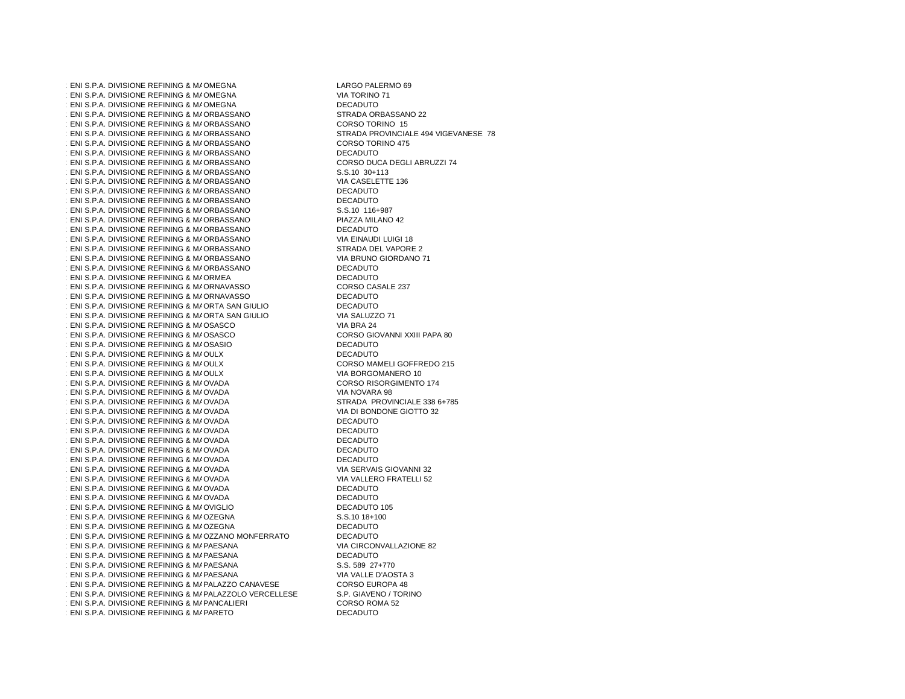| | | |
|---|---|---|
| ENI S.P.A. DIVISIONE REFINING & MA | OMEGNA | LARGO PALERMO 69 |
| ENI S.P.A. DIVISIONE REFINING & MA | OMEGNA | VIA TORINO 71 |
| ENI S.P.A. DIVISIONE REFINING & MA | OMEGNA | DECADUTO |
| ENI S.P.A. DIVISIONE REFINING & MA | ORBASSANO | STRADA ORBASSANO 22 |
| ENI S.P.A. DIVISIONE REFINING & MA | ORBASSANO | CORSO TORINO 15 |
| ENI S.P.A. DIVISIONE REFINING & MA | ORBASSANO | STRADA PROVINCIALE 494 VIGEVANESE 78 |
| ENI S.P.A. DIVISIONE REFINING & MA | ORBASSANO | CORSO TORINO 475 |
| ENI S.P.A. DIVISIONE REFINING & MA | ORBASSANO | DECADUTO |
| ENI S.P.A. DIVISIONE REFINING & MA | ORBASSANO | CORSO DUCA DEGLI ABRUZZI 74 |
| ENI S.P.A. DIVISIONE REFINING & MA | ORBASSANO | S.S.10 30+113 |
| ENI S.P.A. DIVISIONE REFINING & MA | ORBASSANO | VIA CASELETTE 136 |
| ENI S.P.A. DIVISIONE REFINING & MA | ORBASSANO | DECADUTO |
| ENI S.P.A. DIVISIONE REFINING & MA | ORBASSANO | DECADUTO |
| ENI S.P.A. DIVISIONE REFINING & MA | ORBASSANO | S.S.10 116+987 |
| ENI S.P.A. DIVISIONE REFINING & MA | ORBASSANO | PIAZZA MILANO 42 |
| ENI S.P.A. DIVISIONE REFINING & MA | ORBASSANO | DECADUTO |
| ENI S.P.A. DIVISIONE REFINING & MA | ORBASSANO | VIA EINAUDI LUIGI 18 |
| ENI S.P.A. DIVISIONE REFINING & MA | ORBASSANO | STRADA DEL VAPORE 2 |
| ENI S.P.A. DIVISIONE REFINING & MA | ORBASSANO | VIA BRUNO GIORDANO 71 |
| ENI S.P.A. DIVISIONE REFINING & MA | ORBASSANO | DECADUTO |
| ENI S.P.A. DIVISIONE REFINING & MA | ORMEA | DECADUTO |
| ENI S.P.A. DIVISIONE REFINING & MA | ORNAVASSO | CORSO CASALE 237 |
| ENI S.P.A. DIVISIONE REFINING & MA | ORNAVASSO | DECADUTO |
| ENI S.P.A. DIVISIONE REFINING & MA | ORTA SAN GIULIO | DECADUTO |
| ENI S.P.A. DIVISIONE REFINING & MA | ORTA SAN GIULIO | VIA SALUZZO 71 |
| ENI S.P.A. DIVISIONE REFINING & MA | OSASCO | VIA BRA 24 |
| ENI S.P.A. DIVISIONE REFINING & MA | OSASCO | CORSO GIOVANNI XXIII PAPA 80 |
| ENI S.P.A. DIVISIONE REFINING & MA | OSASIO | DECADUTO |
| ENI S.P.A. DIVISIONE REFINING & MA | OULX | DECADUTO |
| ENI S.P.A. DIVISIONE REFINING & MA | OULX | CORSO MAMELI GOFFREDO 215 |
| ENI S.P.A. DIVISIONE REFINING & MA | OULX | VIA BORGOMANERO 10 |
| ENI S.P.A. DIVISIONE REFINING & MA | OVADA | CORSO RISORGIMENTO 174 |
| ENI S.P.A. DIVISIONE REFINING & MA | OVADA | VIA NOVARA 98 |
| ENI S.P.A. DIVISIONE REFINING & MA | OVADA | STRADA PROVINCIALE 338 6+785 |
| ENI S.P.A. DIVISIONE REFINING & MA | OVADA | VIA DI BONDONE GIOTTO 32 |
| ENI S.P.A. DIVISIONE REFINING & MA | OVADA | DECADUTO |
| ENI S.P.A. DIVISIONE REFINING & MA | OVADA | DECADUTO |
| ENI S.P.A. DIVISIONE REFINING & MA | OVADA | DECADUTO |
| ENI S.P.A. DIVISIONE REFINING & MA | OVADA | DECADUTO |
| ENI S.P.A. DIVISIONE REFINING & MA | OVADA | DECADUTO |
| ENI S.P.A. DIVISIONE REFINING & MA | OVADA | VIA SERVAIS GIOVANNI 32 |
| ENI S.P.A. DIVISIONE REFINING & MA | OVADA | VIA VALLERO FRATELLI 52 |
| ENI S.P.A. DIVISIONE REFINING & MA | OVADA | DECADUTO |
| ENI S.P.A. DIVISIONE REFINING & MA | OVADA | DECADUTO |
| ENI S.P.A. DIVISIONE REFINING & MA | OVIGLIO | DECADUTO 105 |
| ENI S.P.A. DIVISIONE REFINING & MA | OZEGNA | S.S.10 18+100 |
| ENI S.P.A. DIVISIONE REFINING & MA | OZEGNA | DECADUTO |
| ENI S.P.A. DIVISIONE REFINING & MA | OZZANO MONFERRATO | DECADUTO |
| ENI S.P.A. DIVISIONE REFINING & MA | PAESANA | VIA CIRCONVALLAZIONE 82 |
| ENI S.P.A. DIVISIONE REFINING & MA | PAESANA | DECADUTO |
| ENI S.P.A. DIVISIONE REFINING & MA | PAESANA | S.S. 589 27+770 |
| ENI S.P.A. DIVISIONE REFINING & MA | PAESANA | VIA VALLE D'AOSTA 3 |
| ENI S.P.A. DIVISIONE REFINING & MA | PALAZZO CANAVESE | CORSO EUROPA 48 |
| ENI S.P.A. DIVISIONE REFINING & MA | PALAZZOLO VERCELLESE | S.P. GIAVENO / TORINO |
| ENI S.P.A. DIVISIONE REFINING & MA | PANCALIERI | CORSO ROMA 52 |
| ENI S.P.A. DIVISIONE REFINING & MA | PARETO | DECADUTO |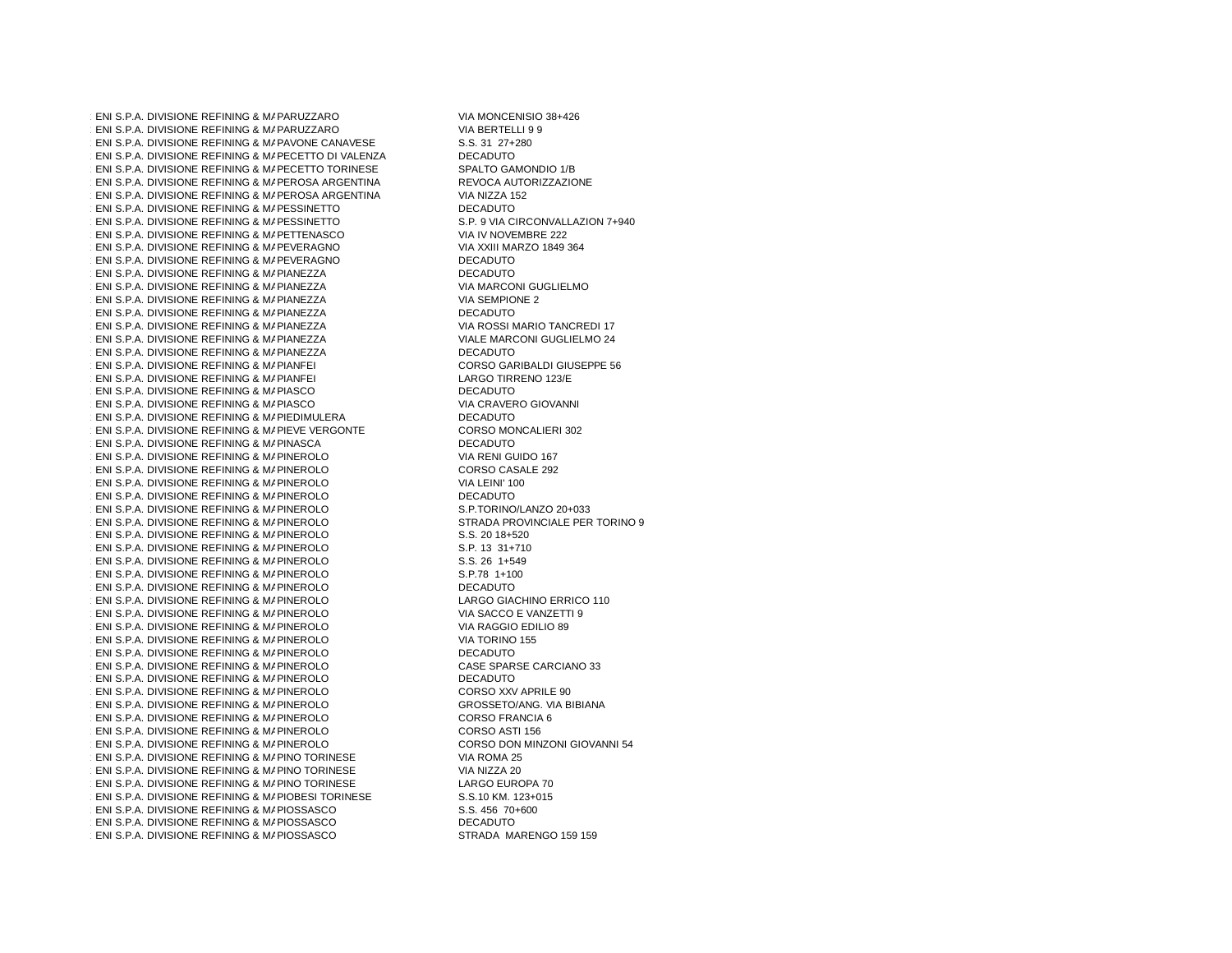| | | |
|---|---|---|
| ENI S.P.A. DIVISIONE REFINING & MA | PARUZZARO | VIA MONCENISIO 38+426 |
| ENI S.P.A. DIVISIONE REFINING & MA | PARUZZARO | VIA BERTELLI 9 9 |
| ENI S.P.A. DIVISIONE REFINING & MA | PAVONE CANAVESE | S.S. 31 27+280 |
| ENI S.P.A. DIVISIONE REFINING & MA | PECETTO DI VALENZA | DECADUTO |
| ENI S.P.A. DIVISIONE REFINING & MA | PECETTO TORINESE | SPALTO GAMONDIO 1/B |
| ENI S.P.A. DIVISIONE REFINING & MA | PEROSA ARGENTINA | REVOCA AUTORIZZAZIONE |
| ENI S.P.A. DIVISIONE REFINING & MA | PEROSA ARGENTINA | VIA NIZZA 152 |
| ENI S.P.A. DIVISIONE REFINING & MA | PESSINETTO | DECADUTO |
| ENI S.P.A. DIVISIONE REFINING & MA | PESSINETTO | S.P. 9 VIA CIRCONVALLAZION 7+940 |
| ENI S.P.A. DIVISIONE REFINING & MA | PETTENASCO | VIA IV NOVEMBRE 222 |
| ENI S.P.A. DIVISIONE REFINING & MA | PEVERAGNO | VIA XXIII MARZO 1849 364 |
| ENI S.P.A. DIVISIONE REFINING & MA | PEVERAGNO | DECADUTO |
| ENI S.P.A. DIVISIONE REFINING & MA | PIANEZZA | DECADUTO |
| ENI S.P.A. DIVISIONE REFINING & MA | PIANEZZA | VIA MARCONI GUGLIELMO |
| ENI S.P.A. DIVISIONE REFINING & MA | PIANEZZA | VIA SEMPIONE 2 |
| ENI S.P.A. DIVISIONE REFINING & MA | PIANEZZA | DECADUTO |
| ENI S.P.A. DIVISIONE REFINING & MA | PIANEZZA | VIA ROSSI MARIO TANCREDI 17 |
| ENI S.P.A. DIVISIONE REFINING & MA | PIANEZZA | VIALE MARCONI GUGLIELMO 24 |
| ENI S.P.A. DIVISIONE REFINING & MA | PIANEZZA | DECADUTO |
| ENI S.P.A. DIVISIONE REFINING & MA | PIANFEI | CORSO GARIBALDI GIUSEPPE 56 |
| ENI S.P.A. DIVISIONE REFINING & MA | PIANFEI | LARGO TIRRENO 123/E |
| ENI S.P.A. DIVISIONE REFINING & MA | PIASCO | DECADUTO |
| ENI S.P.A. DIVISIONE REFINING & MA | PIASCO | VIA CRAVERO GIOVANNI |
| ENI S.P.A. DIVISIONE REFINING & MA | PIEDIMULERA | DECADUTO |
| ENI S.P.A. DIVISIONE REFINING & MA | PIEVE VERGONTE | CORSO MONCALIERI 302 |
| ENI S.P.A. DIVISIONE REFINING & MA | PINASCA | DECADUTO |
| ENI S.P.A. DIVISIONE REFINING & MA | PINEROLO | VIA RENI GUIDO 167 |
| ENI S.P.A. DIVISIONE REFINING & MA | PINEROLO | CORSO CASALE 292 |
| ENI S.P.A. DIVISIONE REFINING & MA | PINEROLO | VIA LEINI' 100 |
| ENI S.P.A. DIVISIONE REFINING & MA | PINEROLO | DECADUTO |
| ENI S.P.A. DIVISIONE REFINING & MA | PINEROLO | S.P.TORINO/LANZO 20+033 |
| ENI S.P.A. DIVISIONE REFINING & MA | PINEROLO | STRADA PROVINCIALE PER TORINO 9 |
| ENI S.P.A. DIVISIONE REFINING & MA | PINEROLO | S.S. 20 18+520 |
| ENI S.P.A. DIVISIONE REFINING & MA | PINEROLO | S.P. 13 31+710 |
| ENI S.P.A. DIVISIONE REFINING & MA | PINEROLO | S.S. 26 1+549 |
| ENI S.P.A. DIVISIONE REFINING & MA | PINEROLO | S.P.78 1+100 |
| ENI S.P.A. DIVISIONE REFINING & MA | PINEROLO | DECADUTO |
| ENI S.P.A. DIVISIONE REFINING & MA | PINEROLO | LARGO GIACHINO ERRICO 110 |
| ENI S.P.A. DIVISIONE REFINING & MA | PINEROLO | VIA SACCO E VANZETTI 9 |
| ENI S.P.A. DIVISIONE REFINING & MA | PINEROLO | VIA RAGGIO EDILIO 89 |
| ENI S.P.A. DIVISIONE REFINING & MA | PINEROLO | VIA TORINO 155 |
| ENI S.P.A. DIVISIONE REFINING & MA | PINEROLO | DECADUTO |
| ENI S.P.A. DIVISIONE REFINING & MA | PINEROLO | CASE SPARSE CARCIANO 33 |
| ENI S.P.A. DIVISIONE REFINING & MA | PINEROLO | DECADUTO |
| ENI S.P.A. DIVISIONE REFINING & MA | PINEROLO | CORSO XXV APRILE 90 |
| ENI S.P.A. DIVISIONE REFINING & MA | PINEROLO | GROSSETO/ANG. VIA BIBIANA |
| ENI S.P.A. DIVISIONE REFINING & MA | PINEROLO | CORSO FRANCIA 6 |
| ENI S.P.A. DIVISIONE REFINING & MA | PINEROLO | CORSO ASTI 156 |
| ENI S.P.A. DIVISIONE REFINING & MA | PINEROLO | CORSO DON MINZONI GIOVANNI 54 |
| ENI S.P.A. DIVISIONE REFINING & MA | PINO TORINESE | VIA ROMA 25 |
| ENI S.P.A. DIVISIONE REFINING & MA | PINO TORINESE | VIA NIZZA 20 |
| ENI S.P.A. DIVISIONE REFINING & MA | PINO TORINESE | LARGO EUROPA 70 |
| ENI S.P.A. DIVISIONE REFINING & MA | PIOBESI TORINESE | S.S.10 KM. 123+015 |
| ENI S.P.A. DIVISIONE REFINING & MA | PIOSSASCO | S.S. 456 70+600 |
| ENI S.P.A. DIVISIONE REFINING & MA | PIOSSASCO | DECADUTO |
| ENI S.P.A. DIVISIONE REFINING & MA | PIOSSASCO | STRADA MARENGO 159 159 |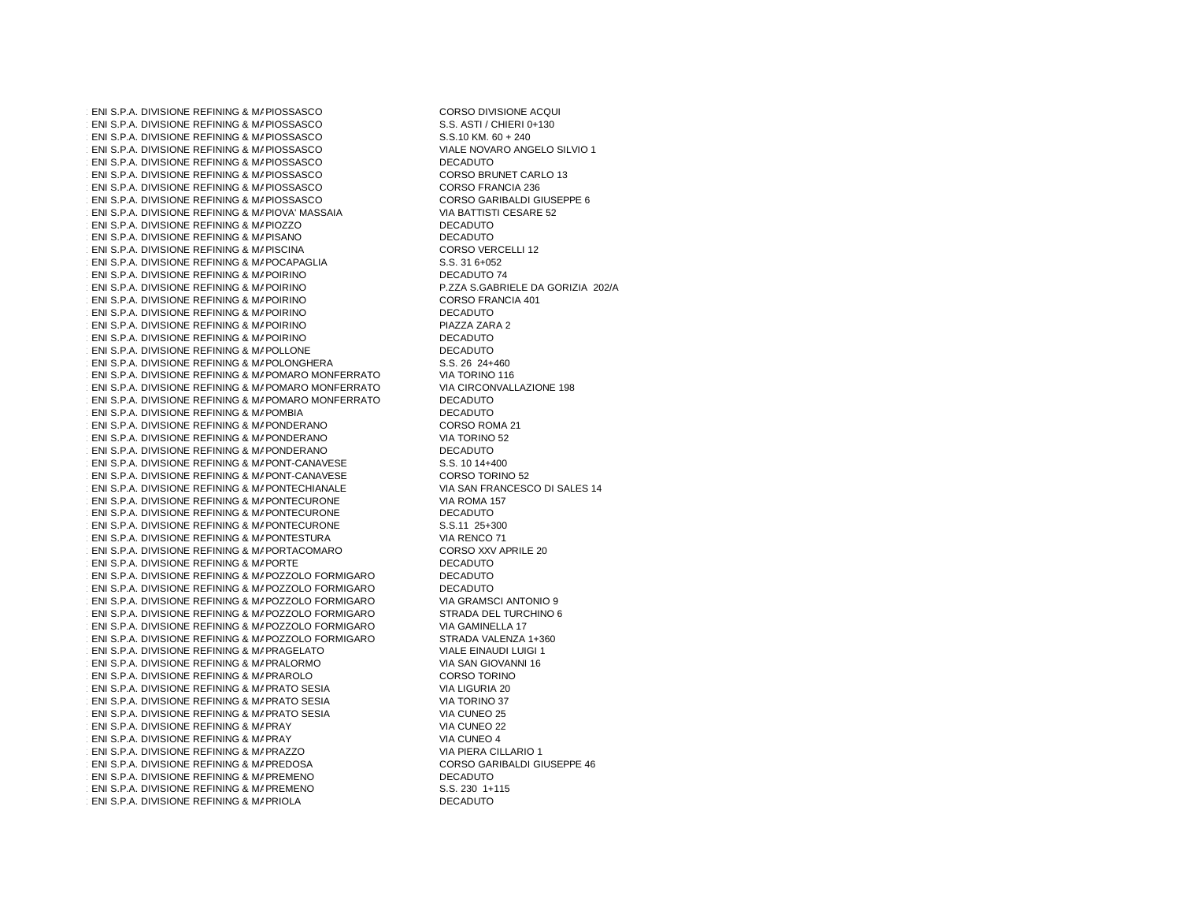| | | |
|---|---|---|
| ENI S.P.A. DIVISIONE REFINING & MA | PIOSSASCO | CORSO DIVISIONE ACQUI |
| ENI S.P.A. DIVISIONE REFINING & MA | PIOSSASCO | S.S. ASTI / CHIERI 0+130 |
| ENI S.P.A. DIVISIONE REFINING & MA | PIOSSASCO | S.S.10 KM. 60 + 240 |
| ENI S.P.A. DIVISIONE REFINING & MA | PIOSSASCO | VIALE NOVARO ANGELO SILVIO 1 |
| ENI S.P.A. DIVISIONE REFINING & MA | PIOSSASCO | DECADUTO |
| ENI S.P.A. DIVISIONE REFINING & MA | PIOSSASCO | CORSO BRUNET CARLO 13 |
| ENI S.P.A. DIVISIONE REFINING & MA | PIOSSASCO | CORSO FRANCIA 236 |
| ENI S.P.A. DIVISIONE REFINING & MA | PIOSSASCO | CORSO GARIBALDI GIUSEPPE 6 |
| ENI S.P.A. DIVISIONE REFINING & MA | PIOVA' MASSAIA | VIA BATTISTI CESARE 52 |
| ENI S.P.A. DIVISIONE REFINING & MA | PIOZZO | DECADUTO |
| ENI S.P.A. DIVISIONE REFINING & MA | PISANO | DECADUTO |
| ENI S.P.A. DIVISIONE REFINING & MA | PISCINA | CORSO VERCELLI 12 |
| ENI S.P.A. DIVISIONE REFINING & MA | POCAPAGLIA | S.S. 31 6+052 |
| ENI S.P.A. DIVISIONE REFINING & MA | POIRINO | DECADUTO 74 |
| ENI S.P.A. DIVISIONE REFINING & MA | POIRINO | P.ZZA S.GABRIELE DA GORIZIA 202/A |
| ENI S.P.A. DIVISIONE REFINING & MA | POIRINO | CORSO FRANCIA 401 |
| ENI S.P.A. DIVISIONE REFINING & MA | POIRINO | DECADUTO |
| ENI S.P.A. DIVISIONE REFINING & MA | POIRINO | PIAZZA ZARA 2 |
| ENI S.P.A. DIVISIONE REFINING & MA | POIRINO | DECADUTO |
| ENI S.P.A. DIVISIONE REFINING & MA | POLLONE | DECADUTO |
| ENI S.P.A. DIVISIONE REFINING & MA | POLONGHERA | S.S. 26 24+460 |
| ENI S.P.A. DIVISIONE REFINING & MA | POMARO MONFERRATO | VIA TORINO 116 |
| ENI S.P.A. DIVISIONE REFINING & MA | POMARO MONFERRATO | VIA CIRCONVALLAZIONE 198 |
| ENI S.P.A. DIVISIONE REFINING & MA | POMARO MONFERRATO | DECADUTO |
| ENI S.P.A. DIVISIONE REFINING & MA | POMBIA | DECADUTO |
| ENI S.P.A. DIVISIONE REFINING & MA | PONDERANO | CORSO ROMA 21 |
| ENI S.P.A. DIVISIONE REFINING & MA | PONDERANO | VIA TORINO 52 |
| ENI S.P.A. DIVISIONE REFINING & MA | PONDERANO | DECADUTO |
| ENI S.P.A. DIVISIONE REFINING & MA | PONT-CANAVESE | S.S. 10 14+400 |
| ENI S.P.A. DIVISIONE REFINING & MA | PONT-CANAVESE | CORSO TORINO 52 |
| ENI S.P.A. DIVISIONE REFINING & MA | PONTECHIANALE | VIA SAN FRANCESCO DI SALES 14 |
| ENI S.P.A. DIVISIONE REFINING & MA | PONTECURONE | VIA ROMA 157 |
| ENI S.P.A. DIVISIONE REFINING & MA | PONTECURONE | DECADUTO |
| ENI S.P.A. DIVISIONE REFINING & MA | PONTECURONE | S.S.11 25+300 |
| ENI S.P.A. DIVISIONE REFINING & MA | PONTESTURA | VIA RENCO 71 |
| ENI S.P.A. DIVISIONE REFINING & MA | PORTACOMARO | CORSO XXV APRILE 20 |
| ENI S.P.A. DIVISIONE REFINING & MA | PORTE | DECADUTO |
| ENI S.P.A. DIVISIONE REFINING & MA | POZZOLO FORMIGARO | DECADUTO |
| ENI S.P.A. DIVISIONE REFINING & MA | POZZOLO FORMIGARO | DECADUTO |
| ENI S.P.A. DIVISIONE REFINING & MA | POZZOLO FORMIGARO | VIA GRAMSCI ANTONIO 9 |
| ENI S.P.A. DIVISIONE REFINING & MA | POZZOLO FORMIGARO | STRADA DEL TURCHINO 6 |
| ENI S.P.A. DIVISIONE REFINING & MA | POZZOLO FORMIGARO | VIA GAMINELLA 17 |
| ENI S.P.A. DIVISIONE REFINING & MA | POZZOLO FORMIGARO | STRADA VALENZA 1+360 |
| ENI S.P.A. DIVISIONE REFINING & MA | PRAGELATO | VIALE EINAUDI LUIGI 1 |
| ENI S.P.A. DIVISIONE REFINING & MA | PRALORMO | VIA SAN GIOVANNI 16 |
| ENI S.P.A. DIVISIONE REFINING & MA | PRAROLO | CORSO TORINO |
| ENI S.P.A. DIVISIONE REFINING & MA | PRATO SESIA | VIA LIGURIA 20 |
| ENI S.P.A. DIVISIONE REFINING & MA | PRATO SESIA | VIA TORINO 37 |
| ENI S.P.A. DIVISIONE REFINING & MA | PRATO SESIA | VIA CUNEO 25 |
| ENI S.P.A. DIVISIONE REFINING & MA | PRAY | VIA CUNEO 22 |
| ENI S.P.A. DIVISIONE REFINING & MA | PRAY | VIA CUNEO 4 |
| ENI S.P.A. DIVISIONE REFINING & MA | PRAZZO | VIA PIERA CILLARIO 1 |
| ENI S.P.A. DIVISIONE REFINING & MA | PREDOSA | CORSO GARIBALDI GIUSEPPE 46 |
| ENI S.P.A. DIVISIONE REFINING & MA | PREMENO | DECADUTO |
| ENI S.P.A. DIVISIONE REFINING & MA | PREMENO | S.S. 230 1+115 |
| ENI S.P.A. DIVISIONE REFINING & MA | PRIOLA | DECADUTO |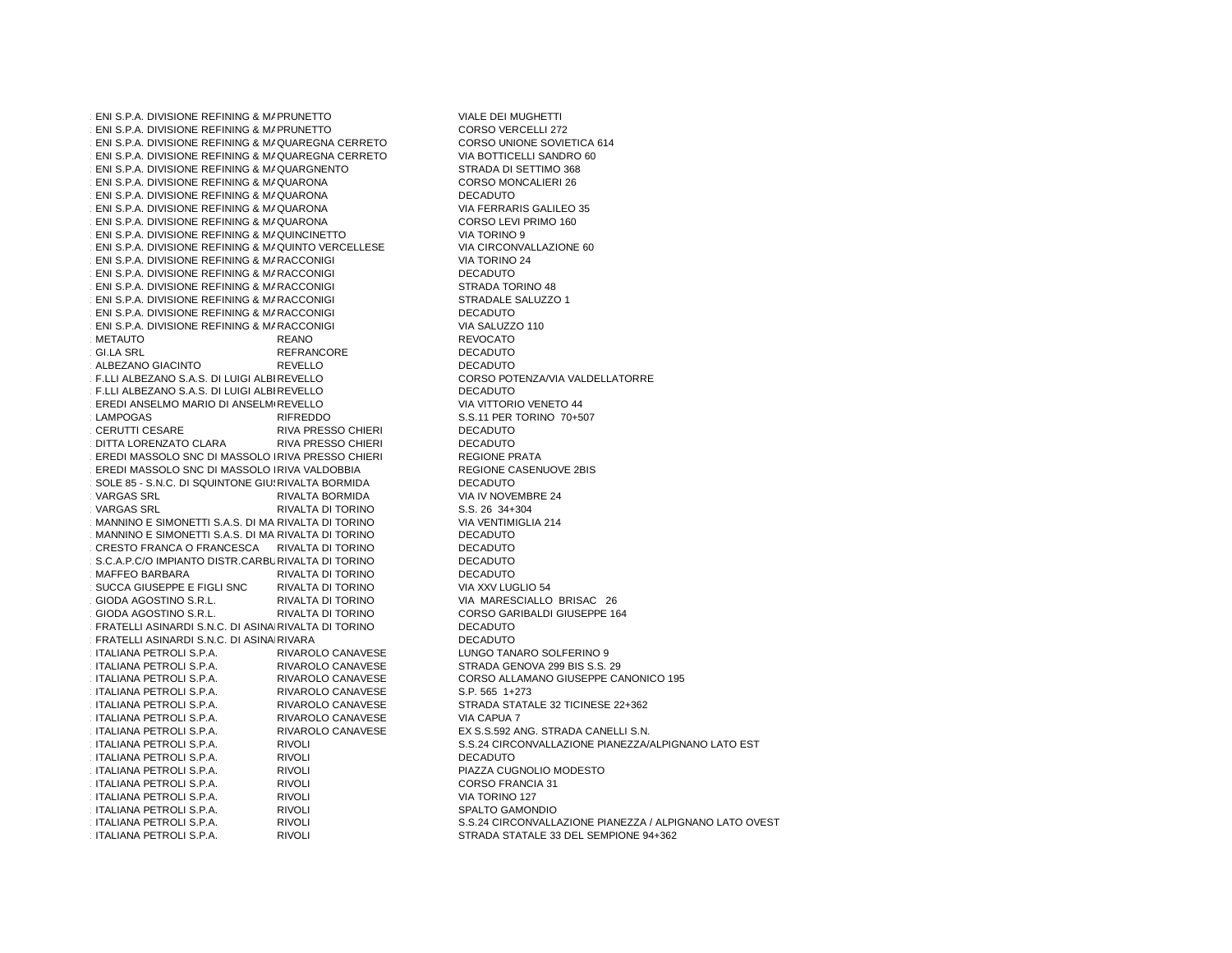| | | |
|---|---|---|
| ENI S.P.A. DIVISIONE REFINING & MA | PRUNETTO | VIALE DEI MUGHETTI |
| ENI S.P.A. DIVISIONE REFINING & MA | PRUNETTO | CORSO VERCELLI 272 |
| ENI S.P.A. DIVISIONE REFINING & MA | QUAREGNA CERRETO | CORSO UNIONE SOVIETICA 614 |
| ENI S.P.A. DIVISIONE REFINING & MA | QUAREGNA CERRETO | VIA BOTTICELLI SANDRO 60 |
| ENI S.P.A. DIVISIONE REFINING & MA | QUARGNENTO | STRADA DI SETTIMO 368 |
| ENI S.P.A. DIVISIONE REFINING & MA | QUARONA | CORSO MONCALIERI 26 |
| ENI S.P.A. DIVISIONE REFINING & MA | QUARONA | DECADUTO |
| ENI S.P.A. DIVISIONE REFINING & MA | QUARONA | VIA FERRARIS GALILEO 35 |
| ENI S.P.A. DIVISIONE REFINING & MA | QUARONA | CORSO LEVI PRIMO 160 |
| ENI S.P.A. DIVISIONE REFINING & MA | QUINCINETTO | VIA TORINO 9 |
| ENI S.P.A. DIVISIONE REFINING & MA | QUINTO VERCELLESE | VIA CIRCONVALLAZIONE 60 |
| ENI S.P.A. DIVISIONE REFINING & MA | RACCONIGI | VIA TORINO 24 |
| ENI S.P.A. DIVISIONE REFINING & MA | RACCONIGI | DECADUTO |
| ENI S.P.A. DIVISIONE REFINING & MA | RACCONIGI | STRADA TORINO 48 |
| ENI S.P.A. DIVISIONE REFINING & MA | RACCONIGI | STRADALE SALUZZO 1 |
| ENI S.P.A. DIVISIONE REFINING & MA | RACCONIGI | DECADUTO |
| ENI S.P.A. DIVISIONE REFINING & MA | RACCONIGI | VIA SALUZZO 110 |
| METAUTO | REANO | REVOCATO |
| GI.LA SRL | REFRANCORE | DECADUTO |
| ALBEZANO GIACINTO | REVELLO | DECADUTO |
| F.LLI ALBEZANO S.A.S. DI LUIGI ALBI | REVELLO | CORSO POTENZA/VIA VALDELLATORRE |
| F.LLI ALBEZANO S.A.S. DI LUIGI ALBI | REVELLO | DECADUTO |
| EREDI ANSELMO MARIO DI ANSELMO | REVELLO | VIA VITTORIO VENETO 44 |
| LAMPOGAS | RIFREDDO | S.S.11 PER TORINO 70+507 |
| CERUTTI CESARE | RIVA PRESSO CHIERI | DECADUTO |
| DITTA LORENZATO CLARA | RIVA PRESSO CHIERI | DECADUTO |
| EREDI MASSOLO SNC DI MASSOLO I | RIVA PRESSO CHIERI | REGIONE PRATA |
| EREDI MASSOLO SNC DI MASSOLO I | RIVA VALDOBBIA | REGIONE CASENUOVE 2BIS |
| SOLE 85 - S.N.C. DI SQUINTONE GIUS | RIVALTA BORMIDA | DECADUTO |
| VARGAS SRL | RIVALTA BORMIDA | VIA IV NOVEMBRE 24 |
| VARGAS SRL | RIVALTA DI TORINO | S.S. 26 34+304 |
| MANNINO E SIMONETTI S.A.S. DI MA | RIVALTA DI TORINO | VIA VENTIMIGLIA 214 |
| MANNINO E SIMONETTI S.A.S. DI MA | RIVALTA DI TORINO | DECADUTO |
| CRESTO FRANCA O FRANCESCA | RIVALTA DI TORINO | DECADUTO |
| S.C.A.P.C/O IMPIANTO DISTR.CARBU | RIVALTA DI TORINO | DECADUTO |
| MAFFEO BARBARA | RIVALTA DI TORINO | DECADUTO |
| SUCCA GIUSEPPE E FIGLI SNC | RIVALTA DI TORINO | VIA XXV LUGLIO 54 |
| GIODA AGOSTINO S.R.L. | RIVALTA DI TORINO | VIA MARESCIALLO BRISAC 26 |
| GIODA AGOSTINO S.R.L. | RIVALTA DI TORINO | CORSO GARIBALDI GIUSEPPE 164 |
| FRATELLI ASINARDI S.N.C. DI ASINA | RIVALTA DI TORINO | DECADUTO |
| FRATELLI ASINARDI S.N.C. DI ASINA | RIVARA | DECADUTO |
| ITALIANA PETROLI S.P.A. | RIVAROLO CANAVESE | LUNGO TANARO SOLFERINO 9 |
| ITALIANA PETROLI S.P.A. | RIVAROLO CANAVESE | STRADA GENOVA 299 BIS S.S. 29 |
| ITALIANA PETROLI S.P.A. | RIVAROLO CANAVESE | CORSO ALLAMANO GIUSEPPE CANONICO 195 |
| ITALIANA PETROLI S.P.A. | RIVAROLO CANAVESE | S.P. 565 1+273 |
| ITALIANA PETROLI S.P.A. | RIVAROLO CANAVESE | STRADA STATALE 32 TICINESE 22+362 |
| ITALIANA PETROLI S.P.A. | RIVAROLO CANAVESE | VIA CAPUA 7 |
| ITALIANA PETROLI S.P.A. | RIVAROLO CANAVESE | EX S.S.592 ANG. STRADA CANELLI S.N. |
| ITALIANA PETROLI S.P.A. | RIVOLI | S.S.24 CIRCONVALLAZIONE PIANEZZA/ALPIGNANO LATO EST |
| ITALIANA PETROLI S.P.A. | RIVOLI | DECADUTO |
| ITALIANA PETROLI S.P.A. | RIVOLI | PIAZZA CUGNOLIO MODESTO |
| ITALIANA PETROLI S.P.A. | RIVOLI | CORSO FRANCIA 31 |
| ITALIANA PETROLI S.P.A. | RIVOLI | VIA TORINO 127 |
| ITALIANA PETROLI S.P.A. | RIVOLI | SPALTO GAMONDIO |
| ITALIANA PETROLI S.P.A. | RIVOLI | S.S.24 CIRCONVALLAZIONE PIANEZZA / ALPIGNANO LATO OVEST |
| ITALIANA PETROLI S.P.A. | RIVOLI | STRADA STATALE 33 DEL SEMPIONE 94+362 |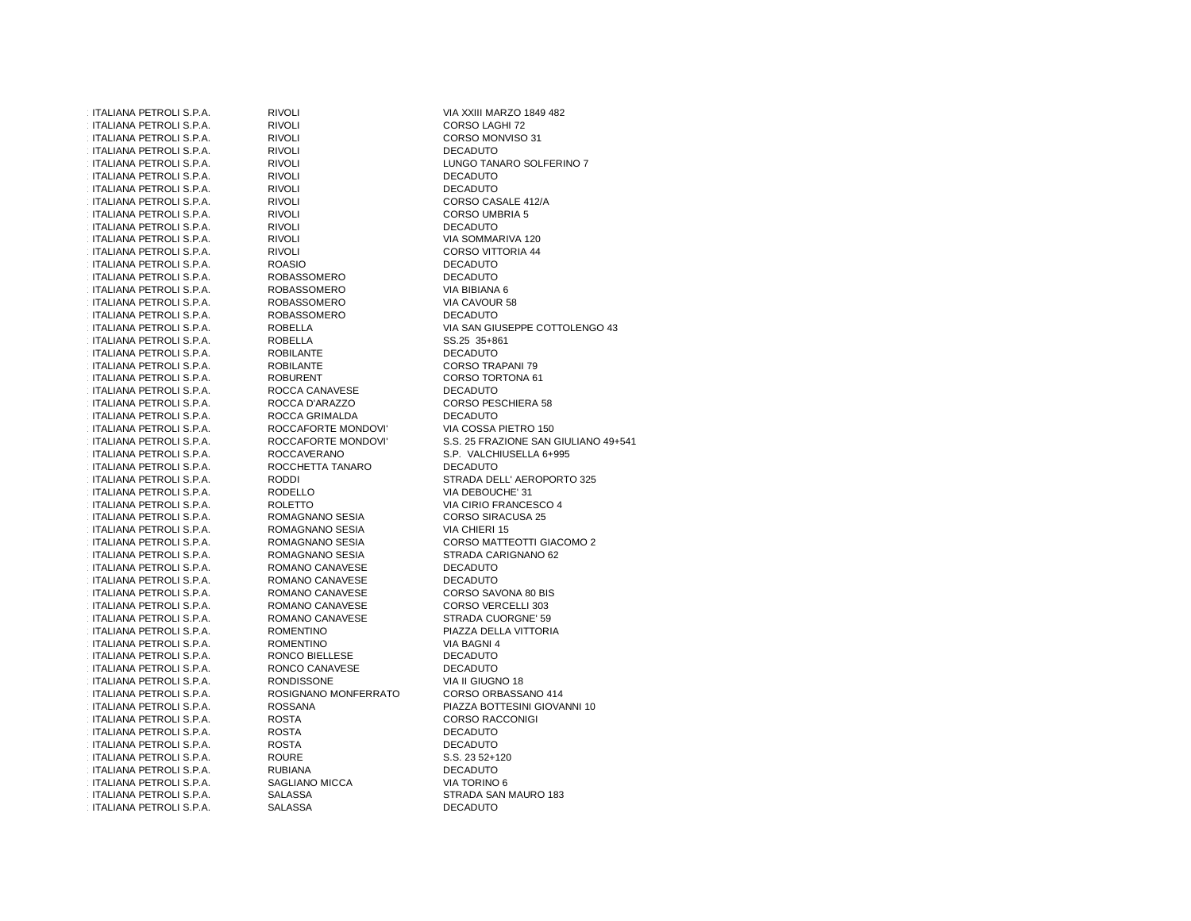| | | |
|---|---|---|
| ITALIANA PETROLI S.P.A. | RIVOLI | VIA XXIII MARZO 1849 482 |
| ITALIANA PETROLI S.P.A. | RIVOLI | CORSO LAGHI 72 |
| ITALIANA PETROLI S.P.A. | RIVOLI | CORSO MONVISO 31 |
| ITALIANA PETROLI S.P.A. | RIVOLI | DECADUTO |
| ITALIANA PETROLI S.P.A. | RIVOLI | LUNGO TANARO SOLFERINO 7 |
| ITALIANA PETROLI S.P.A. | RIVOLI | DECADUTO |
| ITALIANA PETROLI S.P.A. | RIVOLI | DECADUTO |
| ITALIANA PETROLI S.P.A. | RIVOLI | CORSO CASALE 412/A |
| ITALIANA PETROLI S.P.A. | RIVOLI | CORSO UMBRIA 5 |
| ITALIANA PETROLI S.P.A. | RIVOLI | DECADUTO |
| ITALIANA PETROLI S.P.A. | RIVOLI | VIA SOMMARIVA 120 |
| ITALIANA PETROLI S.P.A. | RIVOLI | CORSO VITTORIA 44 |
| ITALIANA PETROLI S.P.A. | ROASIO | DECADUTO |
| ITALIANA PETROLI S.P.A. | ROBASSOMERO | DECADUTO |
| ITALIANA PETROLI S.P.A. | ROBASSOMERO | VIA BIBIANA 6 |
| ITALIANA PETROLI S.P.A. | ROBASSOMERO | VIA CAVOUR 58 |
| ITALIANA PETROLI S.P.A. | ROBASSOMERO | DECADUTO |
| ITALIANA PETROLI S.P.A. | ROBELLA | VIA SAN GIUSEPPE COTTOLENGO 43 |
| ITALIANA PETROLI S.P.A. | ROBELLA | SS.25 35+861 |
| ITALIANA PETROLI S.P.A. | ROBILANTE | DECADUTO |
| ITALIANA PETROLI S.P.A. | ROBILANTE | CORSO TRAPANI 79 |
| ITALIANA PETROLI S.P.A. | ROBURENT | CORSO TORTONA 61 |
| ITALIANA PETROLI S.P.A. | ROCCA CANAVESE | DECADUTO |
| ITALIANA PETROLI S.P.A. | ROCCA D'ARAZZO | CORSO PESCHIERA 58 |
| ITALIANA PETROLI S.P.A. | ROCCA GRIMALDA | DECADUTO |
| ITALIANA PETROLI S.P.A. | ROCCAFORTE MONDOVI' | VIA COSSA PIETRO 150 |
| ITALIANA PETROLI S.P.A. | ROCCAFORTE MONDOVI' | S.S. 25 FRAZIONE SAN GIULIANO 49+541 |
| ITALIANA PETROLI S.P.A. | ROCCAVERANO | S.P. VALCHIUSELLA 6+995 |
| ITALIANA PETROLI S.P.A. | ROCCHETTA TANARO | DECADUTO |
| ITALIANA PETROLI S.P.A. | RODDI | STRADA DELL' AEROPORTO 325 |
| ITALIANA PETROLI S.P.A. | RODELLO | VIA DEBOUCHE' 31 |
| ITALIANA PETROLI S.P.A. | ROLETTO | VIA CIRIO FRANCESCO 4 |
| ITALIANA PETROLI S.P.A. | ROMAGNANO SESIA | CORSO SIRACUSA 25 |
| ITALIANA PETROLI S.P.A. | ROMAGNANO SESIA | VIA CHIERI 15 |
| ITALIANA PETROLI S.P.A. | ROMAGNANO SESIA | CORSO MATTEOTTI GIACOMO 2 |
| ITALIANA PETROLI S.P.A. | ROMAGNANO SESIA | STRADA CARIGNANO 62 |
| ITALIANA PETROLI S.P.A. | ROMANO CANAVESE | DECADUTO |
| ITALIANA PETROLI S.P.A. | ROMANO CANAVESE | DECADUTO |
| ITALIANA PETROLI S.P.A. | ROMANO CANAVESE | CORSO SAVONA 80 BIS |
| ITALIANA PETROLI S.P.A. | ROMANO CANAVESE | CORSO VERCELLI 303 |
| ITALIANA PETROLI S.P.A. | ROMANO CANAVESE | STRADA CUORGNE' 59 |
| ITALIANA PETROLI S.P.A. | ROMENTINO | PIAZZA DELLA VITTORIA |
| ITALIANA PETROLI S.P.A. | ROMENTINO | VIA BAGNI 4 |
| ITALIANA PETROLI S.P.A. | RONCO BIELLESE | DECADUTO |
| ITALIANA PETROLI S.P.A. | RONCO CANAVESE | DECADUTO |
| ITALIANA PETROLI S.P.A. | RONDISSONE | VIA II GIUGNO 18 |
| ITALIANA PETROLI S.P.A. | ROSIGNANO MONFERRATO | CORSO ORBASSANO 414 |
| ITALIANA PETROLI S.P.A. | ROSSANA | PIAZZA BOTTESINI GIOVANNI 10 |
| ITALIANA PETROLI S.P.A. | ROSTA | CORSO RACCONIGI |
| ITALIANA PETROLI S.P.A. | ROSTA | DECADUTO |
| ITALIANA PETROLI S.P.A. | ROSTA | DECADUTO |
| ITALIANA PETROLI S.P.A. | ROURE | S.S. 23 52+120 |
| ITALIANA PETROLI S.P.A. | RUBIANA | DECADUTO |
| ITALIANA PETROLI S.P.A. | SAGLIANO MICCA | VIA TORINO 6 |
| ITALIANA PETROLI S.P.A. | SALASSA | STRADA SAN MAURO 183 |
| ITALIANA PETROLI S.P.A. | SALASSA | DECADUTO |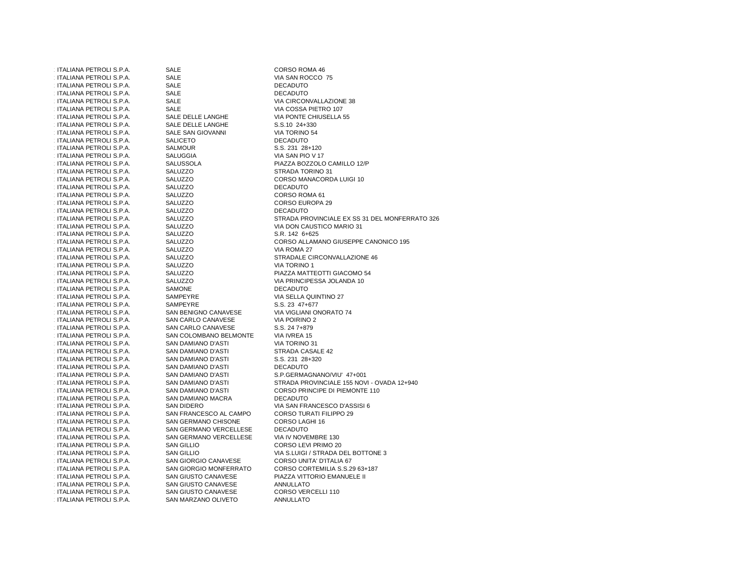| | | |
|---|---|---|
| ITALIANA PETROLI S.P.A. | SALE | CORSO ROMA 46 |
| ITALIANA PETROLI S.P.A. | SALE | VIA SAN ROCCO 75 |
| ITALIANA PETROLI S.P.A. | SALE | DECADUTO |
| ITALIANA PETROLI S.P.A. | SALE | DECADUTO |
| ITALIANA PETROLI S.P.A. | SALE | VIA CIRCONVALLAZIONE 38 |
| ITALIANA PETROLI S.P.A. | SALE | VIA COSSA PIETRO 107 |
| ITALIANA PETROLI S.P.A. | SALE DELLE LANGHE | VIA PONTE CHIUSELLA 55 |
| ITALIANA PETROLI S.P.A. | SALE DELLE LANGHE | S.S.10 24+330 |
| ITALIANA PETROLI S.P.A. | SALE SAN GIOVANNI | VIA TORINO 54 |
| ITALIANA PETROLI S.P.A. | SALICETO | DECADUTO |
| ITALIANA PETROLI S.P.A. | SALMOUR | S.S. 231 28+120 |
| ITALIANA PETROLI S.P.A. | SALUGGIA | VIA SAN PIO V 17 |
| ITALIANA PETROLI S.P.A. | SALUSSOLA | PIAZZA BOZZOLO CAMILLO 12/P |
| ITALIANA PETROLI S.P.A. | SALUZZO | STRADA TORINO 31 |
| ITALIANA PETROLI S.P.A. | SALUZZO | CORSO MANACORDA LUIGI 10 |
| ITALIANA PETROLI S.P.A. | SALUZZO | DECADUTO |
| ITALIANA PETROLI S.P.A. | SALUZZO | CORSO ROMA 61 |
| ITALIANA PETROLI S.P.A. | SALUZZO | CORSO EUROPA 29 |
| ITALIANA PETROLI S.P.A. | SALUZZO | DECADUTO |
| ITALIANA PETROLI S.P.A. | SALUZZO | STRADA PROVINCIALE EX SS 31 DEL MONFERRATO 326 |
| ITALIANA PETROLI S.P.A. | SALUZZO | VIA DON CAUSTICO MARIO 31 |
| ITALIANA PETROLI S.P.A. | SALUZZO | S.R. 142 6+625 |
| ITALIANA PETROLI S.P.A. | SALUZZO | CORSO ALLAMANO GIUSEPPE CANONICO 195 |
| ITALIANA PETROLI S.P.A. | SALUZZO | VIA ROMA 27 |
| ITALIANA PETROLI S.P.A. | SALUZZO | STRADALE CIRCONVALLAZIONE 46 |
| ITALIANA PETROLI S.P.A. | SALUZZO | VIA TORINO 1 |
| ITALIANA PETROLI S.P.A. | SALUZZO | PIAZZA MATTEOTTI GIACOMO 54 |
| ITALIANA PETROLI S.P.A. | SALUZZO | VIA PRINCIPESSA JOLANDA 10 |
| ITALIANA PETROLI S.P.A. | SAMONE | DECADUTO |
| ITALIANA PETROLI S.P.A. | SAMPEYRE | VIA SELLA QUINTINO 27 |
| ITALIANA PETROLI S.P.A. | SAMPEYRE | S.S. 23 47+677 |
| ITALIANA PETROLI S.P.A. | SAN BENIGNO CANAVESE | VIA VIGLIANI ONORATO 74 |
| ITALIANA PETROLI S.P.A. | SAN CARLO CANAVESE | VIA POIRINO 2 |
| ITALIANA PETROLI S.P.A. | SAN CARLO CANAVESE | S.S. 24 7+879 |
| ITALIANA PETROLI S.P.A. | SAN COLOMBANO BELMONTE | VIA IVREA 15 |
| ITALIANA PETROLI S.P.A. | SAN DAMIANO D'ASTI | VIA TORINO 31 |
| ITALIANA PETROLI S.P.A. | SAN DAMIANO D'ASTI | STRADA CASALE 42 |
| ITALIANA PETROLI S.P.A. | SAN DAMIANO D'ASTI | S.S. 231 28+320 |
| ITALIANA PETROLI S.P.A. | SAN DAMIANO D'ASTI | DECADUTO |
| ITALIANA PETROLI S.P.A. | SAN DAMIANO D'ASTI | S.P.GERMAGNANO/VIU' 47+001 |
| ITALIANA PETROLI S.P.A. | SAN DAMIANO D'ASTI | STRADA PROVINCIALE 155 NOVI - OVADA 12+940 |
| ITALIANA PETROLI S.P.A. | SAN DAMIANO D'ASTI | CORSO PRINCIPE DI PIEMONTE 110 |
| ITALIANA PETROLI S.P.A. | SAN DAMIANO MACRA | DECADUTO |
| ITALIANA PETROLI S.P.A. | SAN DIDERO | VIA SAN FRANCESCO D'ASSISI 6 |
| ITALIANA PETROLI S.P.A. | SAN FRANCESCO AL CAMPO | CORSO TURATI FILIPPO 29 |
| ITALIANA PETROLI S.P.A. | SAN GERMANO CHISONE | CORSO LAGHI 16 |
| ITALIANA PETROLI S.P.A. | SAN GERMANO VERCELLESE | DECADUTO |
| ITALIANA PETROLI S.P.A. | SAN GERMANO VERCELLESE | VIA IV NOVEMBRE 130 |
| ITALIANA PETROLI S.P.A. | SAN GILLIO | CORSO LEVI PRIMO 20 |
| ITALIANA PETROLI S.P.A. | SAN GILLIO | VIA S.LUIGI / STRADA DEL BOTTONE 3 |
| ITALIANA PETROLI S.P.A. | SAN GIORGIO CANAVESE | CORSO UNITA' D'ITALIA 67 |
| ITALIANA PETROLI S.P.A. | SAN GIORGIO MONFERRATO | CORSO CORTEMILIA S.S.29 63+187 |
| ITALIANA PETROLI S.P.A. | SAN GIUSTO CANAVESE | PIAZZA VITTORIO EMANUELE II |
| ITALIANA PETROLI S.P.A. | SAN GIUSTO CANAVESE | ANNULLATO |
| ITALIANA PETROLI S.P.A. | SAN GIUSTO CANAVESE | CORSO VERCELLI 110 |
| ITALIANA PETROLI S.P.A. | SAN MARZANO OLIVETO | ANNULLATO |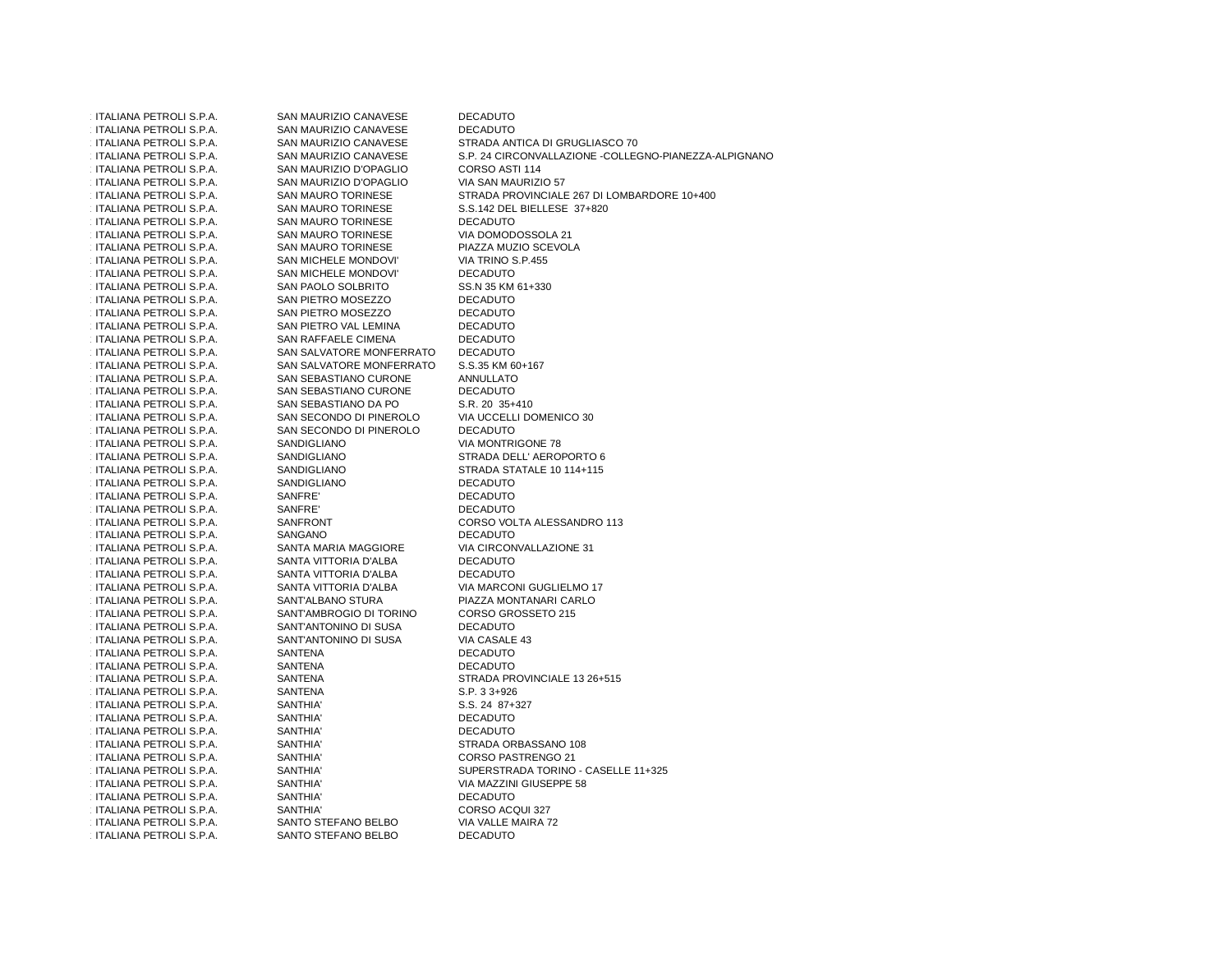| | | |
|---|---|---|
| ITALIANA PETROLI S.P.A. | SAN MAURIZIO CANAVESE | DECADUTO |
| ITALIANA PETROLI S.P.A. | SAN MAURIZIO CANAVESE | DECADUTO |
| ITALIANA PETROLI S.P.A. | SAN MAURIZIO CANAVESE | STRADA ANTICA DI GRUGLIASCO 70 |
| ITALIANA PETROLI S.P.A. | SAN MAURIZIO CANAVESE | S.P. 24 CIRCONVALLAZIONE -COLLEGNO-PIANEZZA-ALPIGNANO |
| ITALIANA PETROLI S.P.A. | SAN MAURIZIO D'OPAGLIO | CORSO ASTI 114 |
| ITALIANA PETROLI S.P.A. | SAN MAURIZIO D'OPAGLIO | VIA SAN MAURIZIO 57 |
| ITALIANA PETROLI S.P.A. | SAN MAURO TORINESE | STRADA PROVINCIALE 267 DI LOMBARDORE 10+400 |
| ITALIANA PETROLI S.P.A. | SAN MAURO TORINESE | S.S.142 DEL BIELLESE 37+820 |
| ITALIANA PETROLI S.P.A. | SAN MAURO TORINESE | DECADUTO |
| ITALIANA PETROLI S.P.A. | SAN MAURO TORINESE | VIA DOMODOSSOLA 21 |
| ITALIANA PETROLI S.P.A. | SAN MAURO TORINESE | PIAZZA MUZIO SCEVOLA |
| ITALIANA PETROLI S.P.A. | SAN MICHELE MONDOVI' | VIA TRINO S.P.455 |
| ITALIANA PETROLI S.P.A. | SAN MICHELE MONDOVI' | DECADUTO |
| ITALIANA PETROLI S.P.A. | SAN PAOLO SOLBRITO | SS.N 35 KM 61+330 |
| ITALIANA PETROLI S.P.A. | SAN PIETRO MOSEZZO | DECADUTO |
| ITALIANA PETROLI S.P.A. | SAN PIETRO MOSEZZO | DECADUTO |
| ITALIANA PETROLI S.P.A. | SAN PIETRO VAL LEMINA | DECADUTO |
| ITALIANA PETROLI S.P.A. | SAN RAFFAELE CIMENA | DECADUTO |
| ITALIANA PETROLI S.P.A. | SAN SALVATORE MONFERRATO | DECADUTO |
| ITALIANA PETROLI S.P.A. | SAN SALVATORE MONFERRATO | S.S.35 KM 60+167 |
| ITALIANA PETROLI S.P.A. | SAN SEBASTIANO CURONE | ANNULLATO |
| ITALIANA PETROLI S.P.A. | SAN SEBASTIANO CURONE | DECADUTO |
| ITALIANA PETROLI S.P.A. | SAN SEBASTIANO DA PO | S.R. 20 35+410 |
| ITALIANA PETROLI S.P.A. | SAN SECONDO DI PINEROLO | VIA UCCELLI DOMENICO 30 |
| ITALIANA PETROLI S.P.A. | SAN SECONDO DI PINEROLO | DECADUTO |
| ITALIANA PETROLI S.P.A. | SANDIGLIANO | VIA MONTRIGONE 78 |
| ITALIANA PETROLI S.P.A. | SANDIGLIANO | STRADA DELL' AEROPORTO 6 |
| ITALIANA PETROLI S.P.A. | SANDIGLIANO | STRADA STATALE 10 114+115 |
| ITALIANA PETROLI S.P.A. | SANDIGLIANO | DECADUTO |
| ITALIANA PETROLI S.P.A. | SANFRE' | DECADUTO |
| ITALIANA PETROLI S.P.A. | SANFRE' | DECADUTO |
| ITALIANA PETROLI S.P.A. | SANFRONT | CORSO VOLTA ALESSANDRO 113 |
| ITALIANA PETROLI S.P.A. | SANGANO | DECADUTO |
| ITALIANA PETROLI S.P.A. | SANTA MARIA MAGGIORE | VIA CIRCONVALLAZIONE 31 |
| ITALIANA PETROLI S.P.A. | SANTA VITTORIA D'ALBA | DECADUTO |
| ITALIANA PETROLI S.P.A. | SANTA VITTORIA D'ALBA | DECADUTO |
| ITALIANA PETROLI S.P.A. | SANTA VITTORIA D'ALBA | VIA MARCONI GUGLIELMO 17 |
| ITALIANA PETROLI S.P.A. | SANT'ALBANO STURA | PIAZZA MONTANARI CARLO |
| ITALIANA PETROLI S.P.A. | SANT'AMBROGIO DI TORINO | CORSO GROSSETO 215 |
| ITALIANA PETROLI S.P.A. | SANT'ANTONINO DI SUSA | DECADUTO |
| ITALIANA PETROLI S.P.A. | SANT'ANTONINO DI SUSA | VIA CASALE 43 |
| ITALIANA PETROLI S.P.A. | SANTENA | DECADUTO |
| ITALIANA PETROLI S.P.A. | SANTENA | DECADUTO |
| ITALIANA PETROLI S.P.A. | SANTENA | STRADA PROVINCIALE 13 26+515 |
| ITALIANA PETROLI S.P.A. | SANTENA | S.P. 3 3+926 |
| ITALIANA PETROLI S.P.A. | SANTHIA' | S.S. 24 87+327 |
| ITALIANA PETROLI S.P.A. | SANTHIA' | DECADUTO |
| ITALIANA PETROLI S.P.A. | SANTHIA' | DECADUTO |
| ITALIANA PETROLI S.P.A. | SANTHIA' | STRADA ORBASSANO 108 |
| ITALIANA PETROLI S.P.A. | SANTHIA' | CORSO PASTRENGO 21 |
| ITALIANA PETROLI S.P.A. | SANTHIA' | SUPERSTRADA TORINO - CASELLE 11+325 |
| ITALIANA PETROLI S.P.A. | SANTHIA' | VIA MAZZINI GIUSEPPE 58 |
| ITALIANA PETROLI S.P.A. | SANTHIA' | DECADUTO |
| ITALIANA PETROLI S.P.A. | SANTHIA' | CORSO ACQUI 327 |
| ITALIANA PETROLI S.P.A. | SANTO STEFANO BELBO | VIA VALLE MAIRA 72 |
| ITALIANA PETROLI S.P.A. | SANTO STEFANO BELBO | DECADUTO |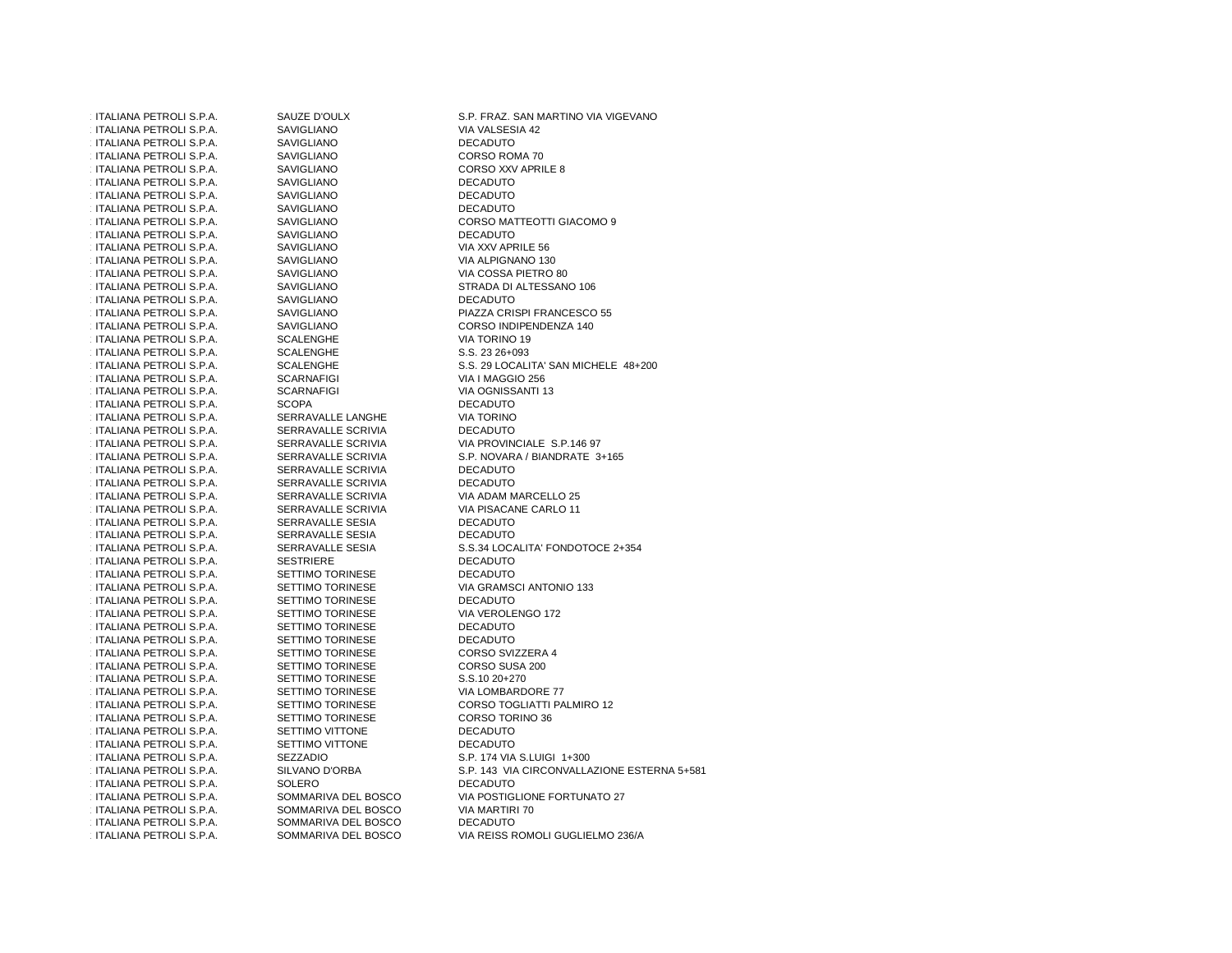| | | |
|---|---|---|
| ITALIANA PETROLI S.P.A. | SAUZE D'OULX | S.P. FRAZ. SAN MARTINO VIA VIGEVANO |
| ITALIANA PETROLI S.P.A. | SAVIGLIANO | VIA VALSESIA 42 |
| ITALIANA PETROLI S.P.A. | SAVIGLIANO | DECADUTO |
| ITALIANA PETROLI S.P.A. | SAVIGLIANO | CORSO ROMA 70 |
| ITALIANA PETROLI S.P.A. | SAVIGLIANO | CORSO XXV APRILE 8 |
| ITALIANA PETROLI S.P.A. | SAVIGLIANO | DECADUTO |
| ITALIANA PETROLI S.P.A. | SAVIGLIANO | DECADUTO |
| ITALIANA PETROLI S.P.A. | SAVIGLIANO | DECADUTO |
| ITALIANA PETROLI S.P.A. | SAVIGLIANO | CORSO MATTEOTTI GIACOMO 9 |
| ITALIANA PETROLI S.P.A. | SAVIGLIANO | DECADUTO |
| ITALIANA PETROLI S.P.A. | SAVIGLIANO | VIA XXV APRILE 56 |
| ITALIANA PETROLI S.P.A. | SAVIGLIANO | VIA ALPIGNANO 130 |
| ITALIANA PETROLI S.P.A. | SAVIGLIANO | VIA COSSA PIETRO 80 |
| ITALIANA PETROLI S.P.A. | SAVIGLIANO | STRADA DI ALTESSANO 106 |
| ITALIANA PETROLI S.P.A. | SAVIGLIANO | DECADUTO |
| ITALIANA PETROLI S.P.A. | SAVIGLIANO | PIAZZA CRISPI FRANCESCO 55 |
| ITALIANA PETROLI S.P.A. | SAVIGLIANO | CORSO INDIPENDENZA 140 |
| ITALIANA PETROLI S.P.A. | SCALENGHE | VIA TORINO 19 |
| ITALIANA PETROLI S.P.A. | SCALENGHE | S.S. 23 26+093 |
| ITALIANA PETROLI S.P.A. | SCALENGHE | S.S. 29 LOCALITA' SAN MICHELE 48+200 |
| ITALIANA PETROLI S.P.A. | SCARNAFIGI | VIA I MAGGIO 256 |
| ITALIANA PETROLI S.P.A. | SCARNAFIGI | VIA OGNISSANTI 13 |
| ITALIANA PETROLI S.P.A. | SCOPA | DECADUTO |
| ITALIANA PETROLI S.P.A. | SERRAVALLE LANGHE | VIA TORINO |
| ITALIANA PETROLI S.P.A. | SERRAVALLE SCRIVIA | DECADUTO |
| ITALIANA PETROLI S.P.A. | SERRAVALLE SCRIVIA | VIA PROVINCIALE S.P.146 97 |
| ITALIANA PETROLI S.P.A. | SERRAVALLE SCRIVIA | S.P. NOVARA / BIANDRATE 3+165 |
| ITALIANA PETROLI S.P.A. | SERRAVALLE SCRIVIA | DECADUTO |
| ITALIANA PETROLI S.P.A. | SERRAVALLE SCRIVIA | DECADUTO |
| ITALIANA PETROLI S.P.A. | SERRAVALLE SCRIVIA | VIA ADAM MARCELLO 25 |
| ITALIANA PETROLI S.P.A. | SERRAVALLE SCRIVIA | VIA PISACANE CARLO 11 |
| ITALIANA PETROLI S.P.A. | SERRAVALLE SESIA | DECADUTO |
| ITALIANA PETROLI S.P.A. | SERRAVALLE SESIA | DECADUTO |
| ITALIANA PETROLI S.P.A. | SERRAVALLE SESIA | S.S.34 LOCALITA' FONDOTOCE 2+354 |
| ITALIANA PETROLI S.P.A. | SESTRIERE | DECADUTO |
| ITALIANA PETROLI S.P.A. | SETTIMO TORINESE | DECADUTO |
| ITALIANA PETROLI S.P.A. | SETTIMO TORINESE | VIA GRAMSCI ANTONIO 133 |
| ITALIANA PETROLI S.P.A. | SETTIMO TORINESE | DECADUTO |
| ITALIANA PETROLI S.P.A. | SETTIMO TORINESE | VIA VEROLENGO 172 |
| ITALIANA PETROLI S.P.A. | SETTIMO TORINESE | DECADUTO |
| ITALIANA PETROLI S.P.A. | SETTIMO TORINESE | DECADUTO |
| ITALIANA PETROLI S.P.A. | SETTIMO TORINESE | CORSO SVIZZERA 4 |
| ITALIANA PETROLI S.P.A. | SETTIMO TORINESE | CORSO SUSA 200 |
| ITALIANA PETROLI S.P.A. | SETTIMO TORINESE | S.S.10 20+270 |
| ITALIANA PETROLI S.P.A. | SETTIMO TORINESE | VIA LOMBARDORE 77 |
| ITALIANA PETROLI S.P.A. | SETTIMO TORINESE | CORSO TOGLIATTI PALMIRO 12 |
| ITALIANA PETROLI S.P.A. | SETTIMO TORINESE | CORSO TORINO 36 |
| ITALIANA PETROLI S.P.A. | SETTIMO VITTONE | DECADUTO |
| ITALIANA PETROLI S.P.A. | SETTIMO VITTONE | DECADUTO |
| ITALIANA PETROLI S.P.A. | SEZZADIO | S.P. 174 VIA S.LUIGI 1+300 |
| ITALIANA PETROLI S.P.A. | SILVANO D'ORBA | S.P. 143 VIA CIRCONVALLAZIONE ESTERNA 5+581 |
| ITALIANA PETROLI S.P.A. | SOLERO | DECADUTO |
| ITALIANA PETROLI S.P.A. | SOMMARIVA DEL BOSCO | VIA POSTIGLIONE FORTUNATO 27 |
| ITALIANA PETROLI S.P.A. | SOMMARIVA DEL BOSCO | VIA MARTIRI 70 |
| ITALIANA PETROLI S.P.A. | SOMMARIVA DEL BOSCO | DECADUTO |
| ITALIANA PETROLI S.P.A. | SOMMARIVA DEL BOSCO | VIA REISS ROMOLI GUGLIELMO 236/A |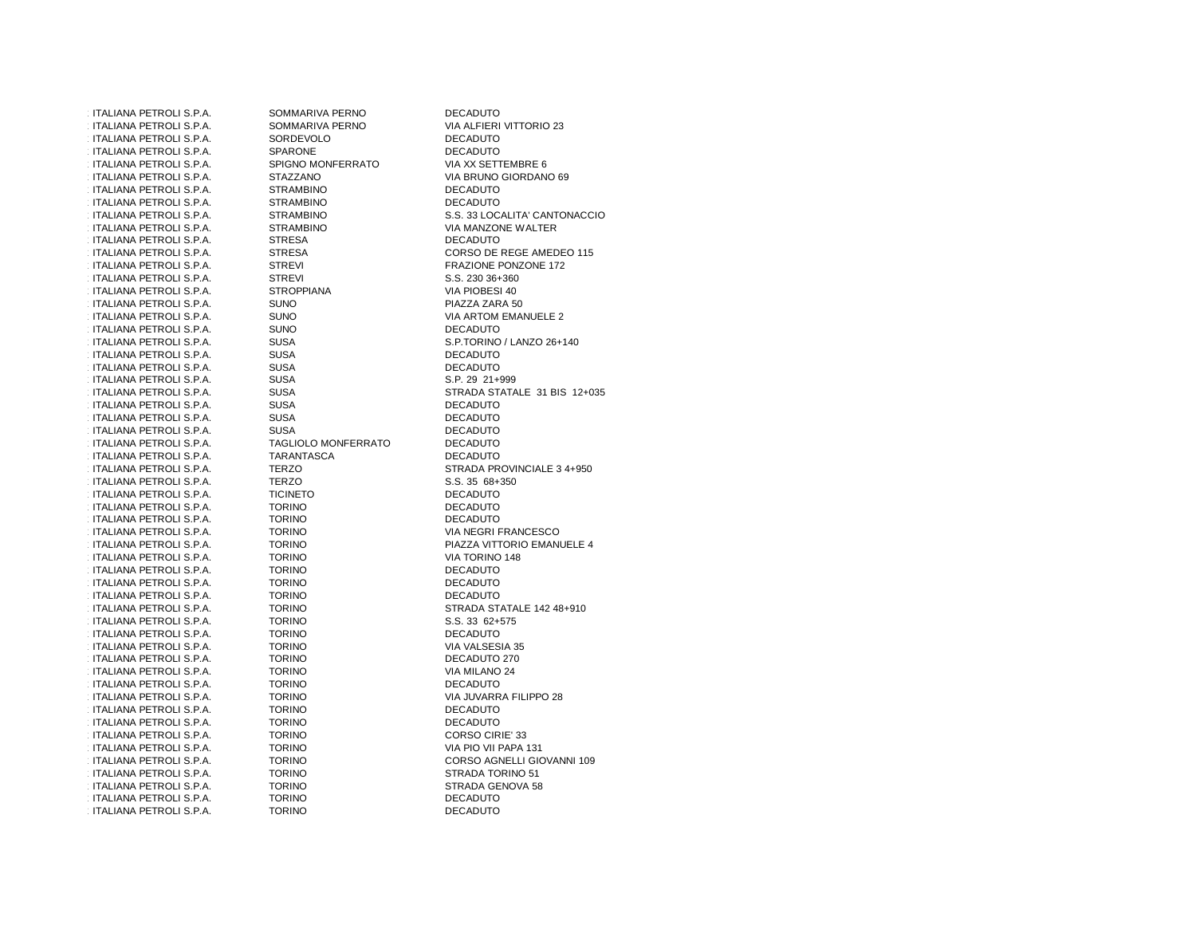| | | |
|---|---|---|
| ITALIANA PETROLI S.P.A. | SOMMARIVA PERNO | DECADUTO |
| ITALIANA PETROLI S.P.A. | SOMMARIVA PERNO | VIA ALFIERI VITTORIO 23 |
| ITALIANA PETROLI S.P.A. | SORDEVOLO | DECADUTO |
| ITALIANA PETROLI S.P.A. | SPARONE | DECADUTO |
| ITALIANA PETROLI S.P.A. | SPIGNO MONFERRATO | VIA XX SETTEMBRE 6 |
| ITALIANA PETROLI S.P.A. | STAZZANO | VIA BRUNO GIORDANO 69 |
| ITALIANA PETROLI S.P.A. | STRAMBINO | DECADUTO |
| ITALIANA PETROLI S.P.A. | STRAMBINO | DECADUTO |
| ITALIANA PETROLI S.P.A. | STRAMBINO | S.S. 33 LOCALITA' CANTONACCIO |
| ITALIANA PETROLI S.P.A. | STRAMBINO | VIA MANZONE WALTER |
| ITALIANA PETROLI S.P.A. | STRESA | DECADUTO |
| ITALIANA PETROLI S.P.A. | STRESA | CORSO DE REGE AMEDEO 115 |
| ITALIANA PETROLI S.P.A. | STREVI | FRAZIONE PONZONE 172 |
| ITALIANA PETROLI S.P.A. | STREVI | S.S. 230 36+360 |
| ITALIANA PETROLI S.P.A. | STROPPIANA | VIA PIOBESI 40 |
| ITALIANA PETROLI S.P.A. | SUNO | PIAZZA ZARA 50 |
| ITALIANA PETROLI S.P.A. | SUNO | VIA ARTOM EMANUELE 2 |
| ITALIANA PETROLI S.P.A. | SUNO | DECADUTO |
| ITALIANA PETROLI S.P.A. | SUSA | S.P.TORINO / LANZO 26+140 |
| ITALIANA PETROLI S.P.A. | SUSA | DECADUTO |
| ITALIANA PETROLI S.P.A. | SUSA | DECADUTO |
| ITALIANA PETROLI S.P.A. | SUSA | S.P. 29 21+999 |
| ITALIANA PETROLI S.P.A. | SUSA | STRADA STATALE 31 BIS 12+035 |
| ITALIANA PETROLI S.P.A. | SUSA | DECADUTO |
| ITALIANA PETROLI S.P.A. | SUSA | DECADUTO |
| ITALIANA PETROLI S.P.A. | SUSA | DECADUTO |
| ITALIANA PETROLI S.P.A. | TAGLIOLO MONFERRATO | DECADUTO |
| ITALIANA PETROLI S.P.A. | TARANTASCA | DECADUTO |
| ITALIANA PETROLI S.P.A. | TERZO | STRADA PROVINCIALE 3 4+950 |
| ITALIANA PETROLI S.P.A. | TERZO | S.S. 35 68+350 |
| ITALIANA PETROLI S.P.A. | TICINETO | DECADUTO |
| ITALIANA PETROLI S.P.A. | TORINO | DECADUTO |
| ITALIANA PETROLI S.P.A. | TORINO | DECADUTO |
| ITALIANA PETROLI S.P.A. | TORINO | VIA NEGRI FRANCESCO |
| ITALIANA PETROLI S.P.A. | TORINO | PIAZZA VITTORIO EMANUELE 4 |
| ITALIANA PETROLI S.P.A. | TORINO | VIA TORINO 148 |
| ITALIANA PETROLI S.P.A. | TORINO | DECADUTO |
| ITALIANA PETROLI S.P.A. | TORINO | DECADUTO |
| ITALIANA PETROLI S.P.A. | TORINO | DECADUTO |
| ITALIANA PETROLI S.P.A. | TORINO | STRADA STATALE 142 48+910 |
| ITALIANA PETROLI S.P.A. | TORINO | S.S. 33 62+575 |
| ITALIANA PETROLI S.P.A. | TORINO | DECADUTO |
| ITALIANA PETROLI S.P.A. | TORINO | VIA VALSESIA 35 |
| ITALIANA PETROLI S.P.A. | TORINO | DECADUTO 270 |
| ITALIANA PETROLI S.P.A. | TORINO | VIA MILANO 24 |
| ITALIANA PETROLI S.P.A. | TORINO | DECADUTO |
| ITALIANA PETROLI S.P.A. | TORINO | VIA JUVARRA FILIPPO 28 |
| ITALIANA PETROLI S.P.A. | TORINO | DECADUTO |
| ITALIANA PETROLI S.P.A. | TORINO | DECADUTO |
| ITALIANA PETROLI S.P.A. | TORINO | CORSO CIRIE' 33 |
| ITALIANA PETROLI S.P.A. | TORINO | VIA PIO VII PAPA 131 |
| ITALIANA PETROLI S.P.A. | TORINO | CORSO AGNELLI GIOVANNI 109 |
| ITALIANA PETROLI S.P.A. | TORINO | STRADA TORINO 51 |
| ITALIANA PETROLI S.P.A. | TORINO | STRADA GENOVA 58 |
| ITALIANA PETROLI S.P.A. | TORINO | DECADUTO |
| ITALIANA PETROLI S.P.A. | TORINO | DECADUTO |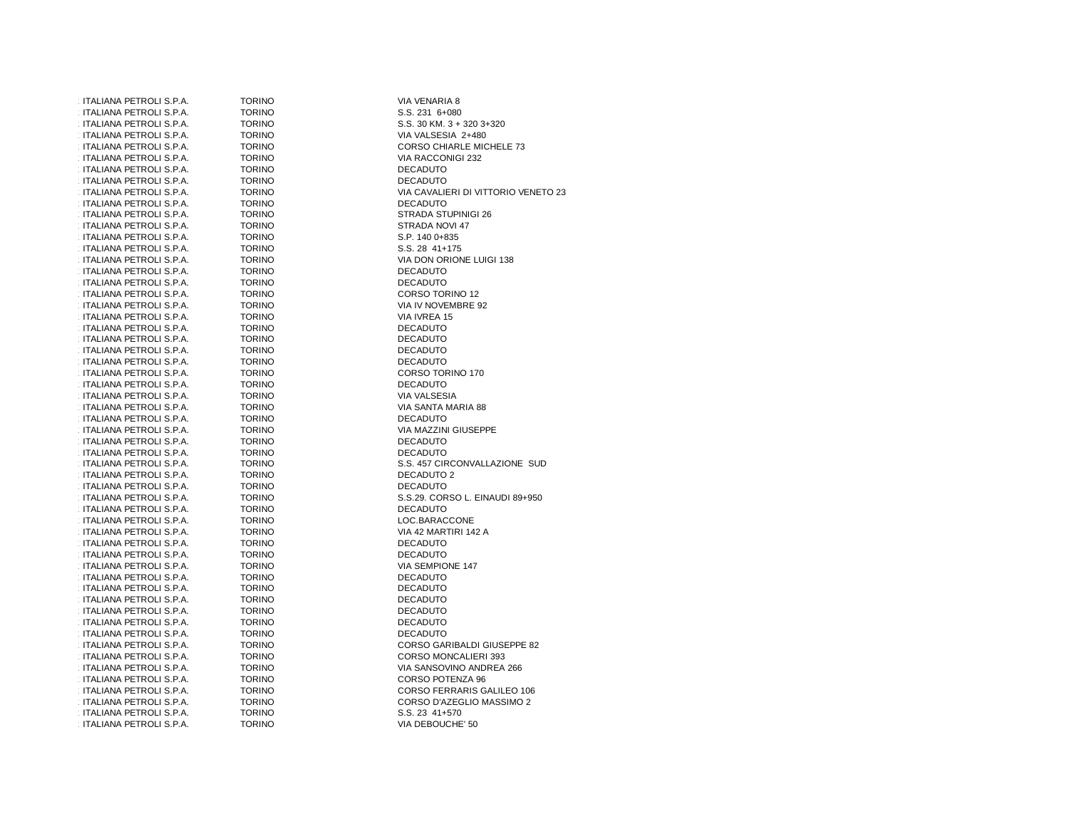| | | |
|---|---|---|
| ITALIANA PETROLI S.P.A. | TORINO | VIA VENARIA 8 |
| ITALIANA PETROLI S.P.A. | TORINO | S.S. 231 6+080 |
| ITALIANA PETROLI S.P.A. | TORINO | S.S. 30 KM. 3 + 320 3+320 |
| ITALIANA PETROLI S.P.A. | TORINO | VIA VALSESIA 2+480 |
| ITALIANA PETROLI S.P.A. | TORINO | CORSO CHIARLE MICHELE 73 |
| ITALIANA PETROLI S.P.A. | TORINO | VIA RACCONIGI 232 |
| ITALIANA PETROLI S.P.A. | TORINO | DECADUTO |
| ITALIANA PETROLI S.P.A. | TORINO | DECADUTO |
| ITALIANA PETROLI S.P.A. | TORINO | VIA CAVALIERI DI VITTORIO VENETO 23 |
| ITALIANA PETROLI S.P.A. | TORINO | DECADUTO |
| ITALIANA PETROLI S.P.A. | TORINO | STRADA STUPINIGI 26 |
| ITALIANA PETROLI S.P.A. | TORINO | STRADA NOVI 47 |
| ITALIANA PETROLI S.P.A. | TORINO | S.P. 140 0+835 |
| ITALIANA PETROLI S.P.A. | TORINO | S.S. 28 41+175 |
| ITALIANA PETROLI S.P.A. | TORINO | VIA DON ORIONE LUIGI 138 |
| ITALIANA PETROLI S.P.A. | TORINO | DECADUTO |
| ITALIANA PETROLI S.P.A. | TORINO | DECADUTO |
| ITALIANA PETROLI S.P.A. | TORINO | CORSO TORINO 12 |
| ITALIANA PETROLI S.P.A. | TORINO | VIA IV NOVEMBRE 92 |
| ITALIANA PETROLI S.P.A. | TORINO | VIA IVREA 15 |
| ITALIANA PETROLI S.P.A. | TORINO | DECADUTO |
| ITALIANA PETROLI S.P.A. | TORINO | DECADUTO |
| ITALIANA PETROLI S.P.A. | TORINO | DECADUTO |
| ITALIANA PETROLI S.P.A. | TORINO | DECADUTO |
| ITALIANA PETROLI S.P.A. | TORINO | CORSO TORINO 170 |
| ITALIANA PETROLI S.P.A. | TORINO | DECADUTO |
| ITALIANA PETROLI S.P.A. | TORINO | VIA VALSESIA |
| ITALIANA PETROLI S.P.A. | TORINO | VIA SANTA MARIA 88 |
| ITALIANA PETROLI S.P.A. | TORINO | DECADUTO |
| ITALIANA PETROLI S.P.A. | TORINO | VIA MAZZINI GIUSEPPE |
| ITALIANA PETROLI S.P.A. | TORINO | DECADUTO |
| ITALIANA PETROLI S.P.A. | TORINO | DECADUTO |
| ITALIANA PETROLI S.P.A. | TORINO | S.S. 457 CIRCONVALLAZIONE SUD |
| ITALIANA PETROLI S.P.A. | TORINO | DECADUTO 2 |
| ITALIANA PETROLI S.P.A. | TORINO | DECADUTO |
| ITALIANA PETROLI S.P.A. | TORINO | S.S.29. CORSO L. EINAUDI 89+950 |
| ITALIANA PETROLI S.P.A. | TORINO | DECADUTO |
| ITALIANA PETROLI S.P.A. | TORINO | LOC.BARACCONE |
| ITALIANA PETROLI S.P.A. | TORINO | VIA 42 MARTIRI 142 A |
| ITALIANA PETROLI S.P.A. | TORINO | DECADUTO |
| ITALIANA PETROLI S.P.A. | TORINO | DECADUTO |
| ITALIANA PETROLI S.P.A. | TORINO | VIA SEMPIONE 147 |
| ITALIANA PETROLI S.P.A. | TORINO | DECADUTO |
| ITALIANA PETROLI S.P.A. | TORINO | DECADUTO |
| ITALIANA PETROLI S.P.A. | TORINO | DECADUTO |
| ITALIANA PETROLI S.P.A. | TORINO | DECADUTO |
| ITALIANA PETROLI S.P.A. | TORINO | DECADUTO |
| ITALIANA PETROLI S.P.A. | TORINO | DECADUTO |
| ITALIANA PETROLI S.P.A. | TORINO | CORSO GARIBALDI GIUSEPPE 82 |
| ITALIANA PETROLI S.P.A. | TORINO | CORSO MONCALIERI 393 |
| ITALIANA PETROLI S.P.A. | TORINO | VIA SANSOVINO ANDREA 266 |
| ITALIANA PETROLI S.P.A. | TORINO | CORSO POTENZA 96 |
| ITALIANA PETROLI S.P.A. | TORINO | CORSO FERRARIS GALILEO 106 |
| ITALIANA PETROLI S.P.A. | TORINO | CORSO D'AZEGLIO MASSIMO 2 |
| ITALIANA PETROLI S.P.A. | TORINO | S.S. 23 41+570 |
| ITALIANA PETROLI S.P.A. | TORINO | VIA DEBOUCHE' 50 |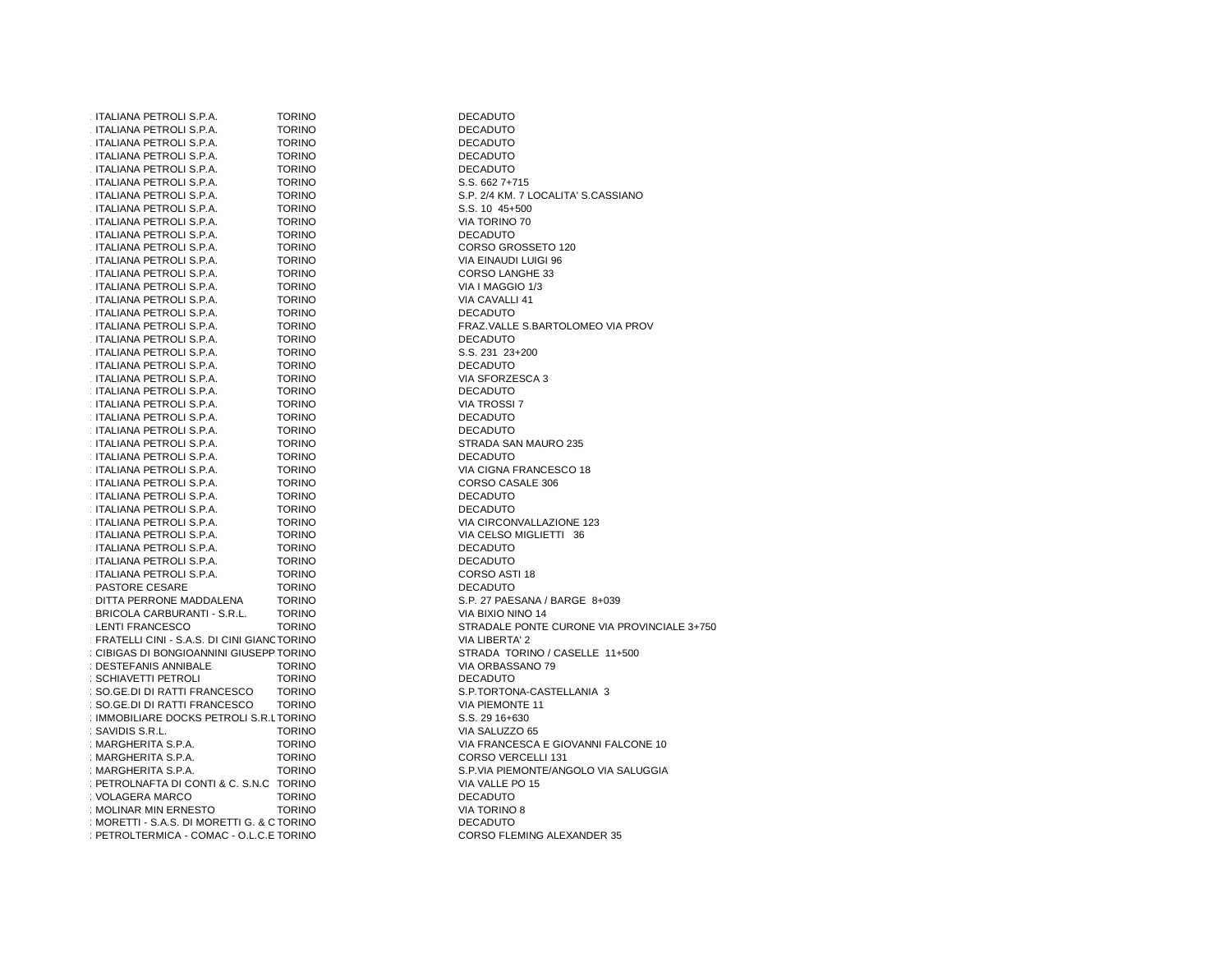| | | |
|---|---|---|
| ITALIANA PETROLI S.P.A. | TORINO | DECADUTO |
| ITALIANA PETROLI S.P.A. | TORINO | DECADUTO |
| ITALIANA PETROLI S.P.A. | TORINO | DECADUTO |
| ITALIANA PETROLI S.P.A. | TORINO | DECADUTO |
| ITALIANA PETROLI S.P.A. | TORINO | DECADUTO |
| ITALIANA PETROLI S.P.A. | TORINO | S.S. 662 7+715 |
| ITALIANA PETROLI S.P.A. | TORINO | S.P. 2/4 KM. 7 LOCALITA' S.CASSIANO |
| ITALIANA PETROLI S.P.A. | TORINO | S.S. 10 45+500 |
| ITALIANA PETROLI S.P.A. | TORINO | VIA TORINO 70 |
| ITALIANA PETROLI S.P.A. | TORINO | DECADUTO |
| ITALIANA PETROLI S.P.A. | TORINO | CORSO GROSSETO 120 |
| ITALIANA PETROLI S.P.A. | TORINO | VIA EINAUDI LUIGI 96 |
| ITALIANA PETROLI S.P.A. | TORINO | CORSO LANGHE 33 |
| ITALIANA PETROLI S.P.A. | TORINO | VIA I MAGGIO 1/3 |
| ITALIANA PETROLI S.P.A. | TORINO | VIA CAVALLI 41 |
| ITALIANA PETROLI S.P.A. | TORINO | DECADUTO |
| ITALIANA PETROLI S.P.A. | TORINO | FRAZ.VALLE S.BARTOLOMEO VIA PROV |
| ITALIANA PETROLI S.P.A. | TORINO | DECADUTO |
| ITALIANA PETROLI S.P.A. | TORINO | S.S. 231 23+200 |
| ITALIANA PETROLI S.P.A. | TORINO | DECADUTO |
| ITALIANA PETROLI S.P.A. | TORINO | VIA SFORZESCA 3 |
| ITALIANA PETROLI S.P.A. | TORINO | DECADUTO |
| ITALIANA PETROLI S.P.A. | TORINO | VIA TROSSI 7 |
| ITALIANA PETROLI S.P.A. | TORINO | DECADUTO |
| ITALIANA PETROLI S.P.A. | TORINO | DECADUTO |
| ITALIANA PETROLI S.P.A. | TORINO | STRADA SAN MAURO 235 |
| ITALIANA PETROLI S.P.A. | TORINO | DECADUTO |
| ITALIANA PETROLI S.P.A. | TORINO | VIA CIGNA FRANCESCO 18 |
| ITALIANA PETROLI S.P.A. | TORINO | CORSO CASALE 306 |
| ITALIANA PETROLI S.P.A. | TORINO | DECADUTO |
| ITALIANA PETROLI S.P.A. | TORINO | DECADUTO |
| ITALIANA PETROLI S.P.A. | TORINO | VIA CIRCONVALLAZIONE 123 |
| ITALIANA PETROLI S.P.A. | TORINO | VIA CELSO MIGLIETTI 36 |
| ITALIANA PETROLI S.P.A. | TORINO | DECADUTO |
| ITALIANA PETROLI S.P.A. | TORINO | DECADUTO |
| ITALIANA PETROLI S.P.A. | TORINO | CORSO ASTI 18 |
| PASTORE CESARE | TORINO | DECADUTO |
| DITTA PERRONE MADDALENA | TORINO | S.P. 27 PAESANA / BARGE 8+039 |
| BRICOLA CARBURANTI - S.R.L. | TORINO | VIA BIXIO NINO 14 |
| LENTI FRANCESCO | TORINO | STRADALE PONTE CURONE VIA PROVINCIALE 3+750 |
| FRATELLI CINI - S.A.S. DI CINI GIANC | TORINO | VIA LIBERTA' 2 |
| CIBIGAS DI BONGIOANNINI GIUSEPP | TORINO | STRADA TORINO / CASELLE 11+500 |
| DESTEFANIS ANNIBALE | TORINO | VIA ORBASSANO 79 |
| SCHIAVETTI PETROLI | TORINO | DECADUTO |
| SO.GE.DI DI RATTI FRANCESCO | TORINO | S.P.TORTONA-CASTELLANIA 3 |
| SO.GE.DI DI RATTI FRANCESCO | TORINO | VIA PIEMONTE 11 |
| IMMOBILIARE DOCKS PETROLI S.R.L | TORINO | S.S. 29 16+630 |
| SAVIDIS S.R.L. | TORINO | VIA SALUZZO 65 |
| MARGHERITA S.P.A. | TORINO | VIA FRANCESCA E GIOVANNI FALCONE 10 |
| MARGHERITA S.P.A. | TORINO | CORSO VERCELLI 131 |
| MARGHERITA S.P.A. | TORINO | S.P.VIA PIEMONTE/ANGOLO VIA SALUGGIA |
| PETROLNAFTA DI CONTI & C. S.N.C | TORINO | VIA VALLE PO 15 |
| VOLAGERA MARCO | TORINO | DECADUTO |
| MOLINAR MIN ERNESTO | TORINO | VIA TORINO 8 |
| MORETTI - S.A.S. DI MORETTI G. & C | TORINO | DECADUTO |
| PETROLTERMICA - COMAC - O.L.C.E | TORINO | CORSO FLEMING ALEXANDER 35 |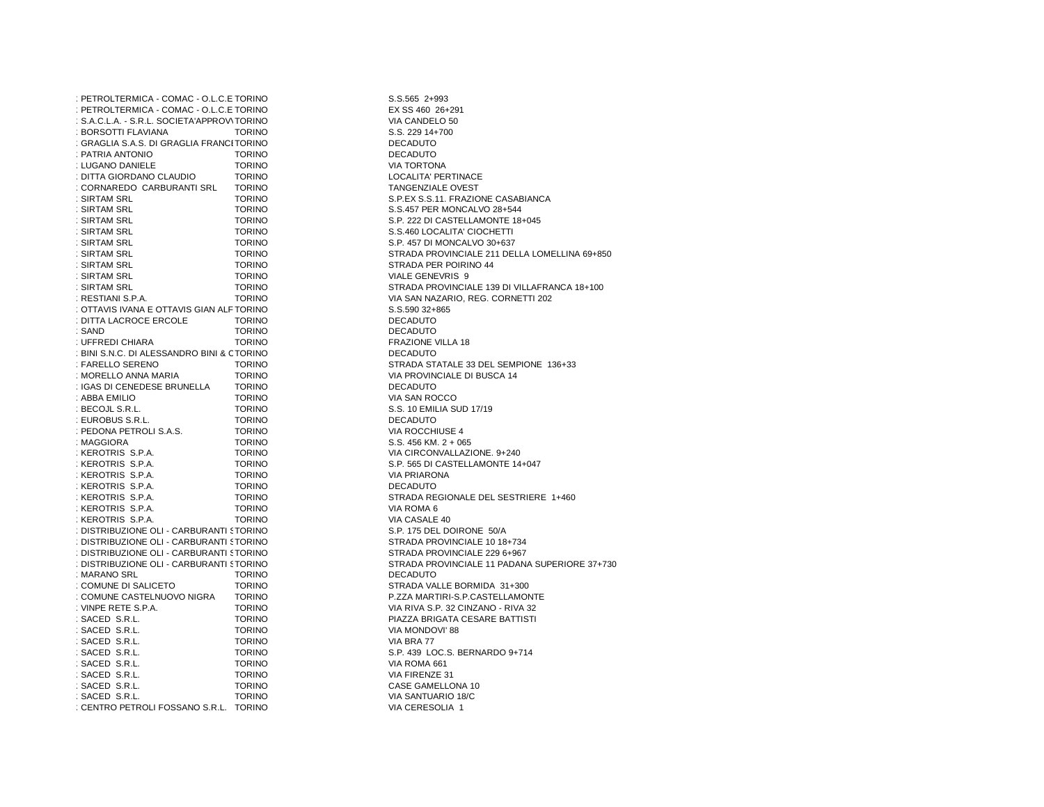| | | |
|---|---|---|
| : PETROLTERMICA - COMAC - O.L.C.E | TORINO | S.S.565 2+993 |
| : PETROLTERMICA - COMAC - O.L.C.E | TORINO | EX SS 460 26+291 |
| : S.A.C.L.A. - S.R.L. SOCIETA'APPROV | TORINO | VIA CANDELO 50 |
| : BORSOTTI FLAVIANA | TORINO | S.S. 229 14+700 |
| : GRAGLIA S.A.S. DI GRAGLIA FRANCI | TORINO | DECADUTO |
| : PATRIA ANTONIO | TORINO | DECADUTO |
| : LUGANO DANIELE | TORINO | VIA TORTONA |
| : DITTA GIORDANO CLAUDIO | TORINO | LOCALITA' PERTINACE |
| : CORNAREDO CARBURANTI SRL | TORINO | TANGENZIALE OVEST |
| : SIRTAM SRL | TORINO | S.P.EX S.S.11. FRAZIONE CASABIANCA |
| : SIRTAM SRL | TORINO | S.S.457 PER MONCALVO 28+544 |
| : SIRTAM SRL | TORINO | S.P. 222 DI CASTELLAMONTE 18+045 |
| : SIRTAM SRL | TORINO | S.S.460 LOCALITA' CIOCHETTI |
| : SIRTAM SRL | TORINO | S.P. 457 DI MONCALVO 30+637 |
| : SIRTAM SRL | TORINO | STRADA PROVINCIALE 211 DELLA LOMELLINA 69+850 |
| : SIRTAM SRL | TORINO | STRADA PER POIRINO 44 |
| : SIRTAM SRL | TORINO | VIALE GENEVRIS 9 |
| : SIRTAM SRL | TORINO | STRADA PROVINCIALE 139 DI VILLAFRANCA 18+100 |
| : RESTIANI S.P.A. | TORINO | VIA SAN NAZARIO, REG. CORNETTI 202 |
| : OTTAVIS IVANA E OTTAVIS GIAN ALF | TORINO | S.S.590 32+865 |
| : DITTA LACROCE ERCOLE | TORINO | DECADUTO |
| : SAND | TORINO | DECADUTO |
| : UFFREDI CHIARA | TORINO | FRAZIONE VILLA 18 |
| : BINI S.N.C. DI ALESSANDRO BINI & C | TORINO | DECADUTO |
| : FARELLO SERENO | TORINO | STRADA STATALE 33 DEL SEMPIONE 136+33 |
| : MORELLO ANNA MARIA | TORINO | VIA PROVINCIALE DI BUSCA 14 |
| : IGAS DI CENEDESE BRUNELLA | TORINO | DECADUTO |
| : ABBA EMILIO | TORINO | VIA SAN ROCCO |
| : BECOJL S.R.L. | TORINO | S.S. 10 EMILIA SUD 17/19 |
| : EUROBUS S.R.L. | TORINO | DECADUTO |
| : PEDONA PETROLI S.A.S. | TORINO | VIA ROCCHIUSE 4 |
| : MAGGIORA | TORINO | S.S. 456 KM. 2 + 065 |
| : KEROTRIS S.P.A. | TORINO | VIA CIRCONVALLAZIONE. 9+240 |
| : KEROTRIS S.P.A. | TORINO | S.P. 565 DI CASTELLAMONTE 14+047 |
| : KEROTRIS S.P.A. | TORINO | VIA PRIARONA |
| : KEROTRIS S.P.A. | TORINO | DECADUTO |
| : KEROTRIS S.P.A. | TORINO | STRADA REGIONALE DEL SESTRIERE 1+460 |
| : KEROTRIS S.P.A. | TORINO | VIA ROMA 6 |
| : KEROTRIS S.P.A. | TORINO | VIA CASALE 40 |
| : DISTRIBUZIONE OLI - CARBURANTI S | TORINO | S.P. 175 DEL DOIRONE 50/A |
| : DISTRIBUZIONE OLI - CARBURANTI S | TORINO | STRADA PROVINCIALE 10 18+734 |
| : DISTRIBUZIONE OLI - CARBURANTI S | TORINO | STRADA PROVINCIALE 229 6+967 |
| : DISTRIBUZIONE OLI - CARBURANTI S | TORINO | STRADA PROVINCIALE 11 PADANA SUPERIORE 37+730 |
| : MARANO SRL | TORINO | DECADUTO |
| : COMUNE DI SALICETO | TORINO | STRADA VALLE BORMIDA 31+300 |
| : COMUNE CASTELNUOVO NIGRA | TORINO | P.ZZA MARTIRI-S.P.CASTELLAMONTE |
| : VINPE RETE S.P.A. | TORINO | VIA RIVA S.P. 32 CINZANO - RIVA 32 |
| : SACED S.R.L. | TORINO | PIAZZA BRIGATA CESARE BATTISTI |
| : SACED S.R.L. | TORINO | VIA MONDOVI' 88 |
| : SACED S.R.L. | TORINO | VIA BRA 77 |
| : SACED S.R.L. | TORINO | S.P. 439 LOC.S. BERNARDO 9+714 |
| : SACED S.R.L. | TORINO | VIA ROMA 661 |
| : SACED S.R.L. | TORINO | VIA FIRENZE 31 |
| : SACED S.R.L. | TORINO | CASE GAMELLONA 10 |
| : SACED S.R.L. | TORINO | VIA SANTUARIO 18/C |
| : CENTRO PETROLI FOSSANO S.R.L. | TORINO | VIA CERESOLIA 1 |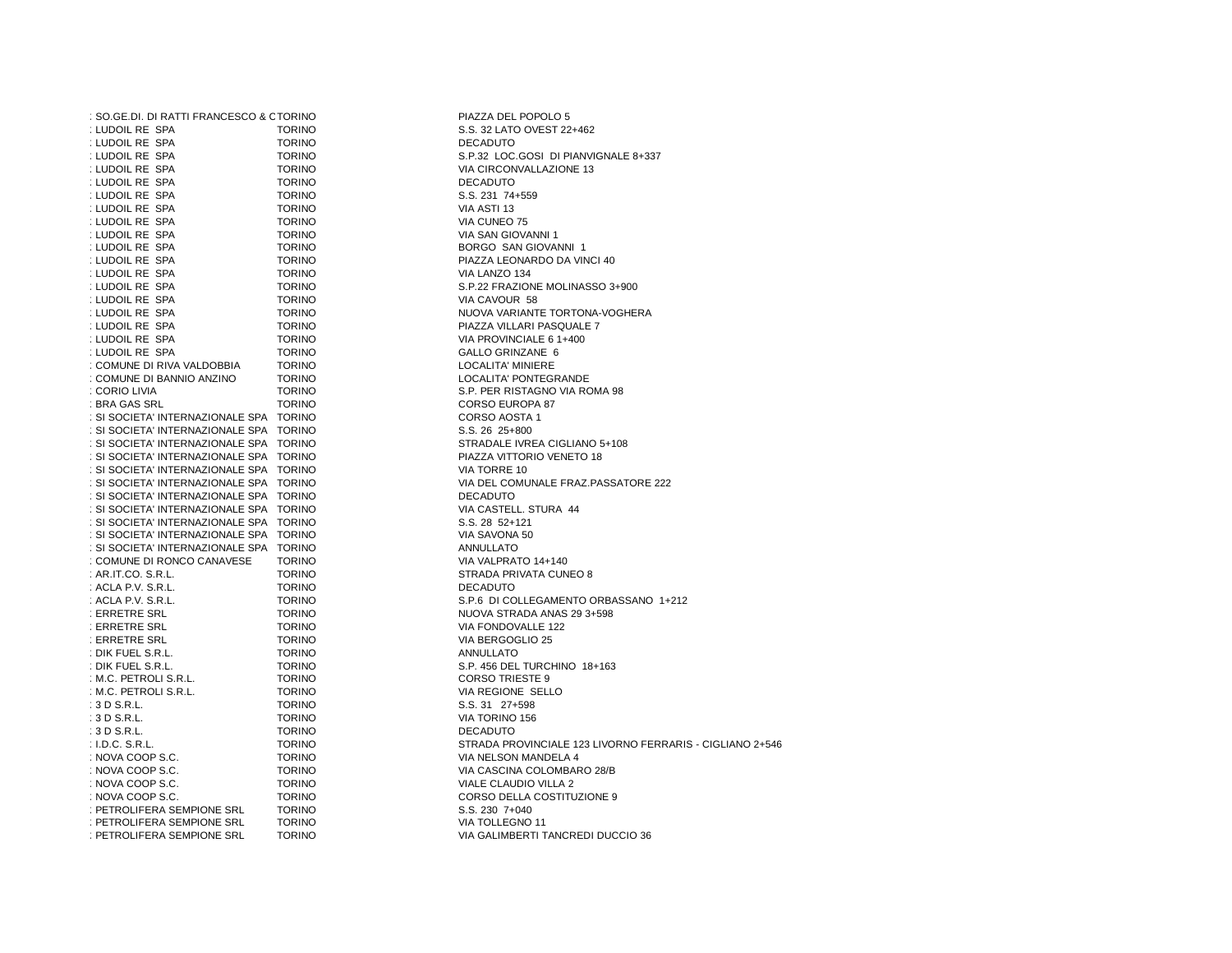| | | |
|---|---|---|
| : SO.GE.DI. DI RATTI FRANCESCO & C | TORINO | PIAZZA DEL POPOLO 5 |
| : LUDOIL RE SPA | TORINO | S.S. 32 LATO OVEST 22+462 |
| : LUDOIL RE SPA | TORINO | DECADUTO |
| : LUDOIL RE SPA | TORINO | S.P.32 LOC.GOSI DI PIANVIGNALE 8+337 |
| : LUDOIL RE SPA | TORINO | VIA CIRCONVALLAZIONE 13 |
| : LUDOIL RE SPA | TORINO | DECADUTO |
| : LUDOIL RE SPA | TORINO | S.S. 231 74+559 |
| : LUDOIL RE SPA | TORINO | VIA ASTI 13 |
| : LUDOIL RE SPA | TORINO | VIA CUNEO 75 |
| : LUDOIL RE SPA | TORINO | VIA SAN GIOVANNI 1 |
| : LUDOIL RE SPA | TORINO | BORGO SAN GIOVANNI 1 |
| : LUDOIL RE SPA | TORINO | PIAZZA LEONARDO DA VINCI 40 |
| : LUDOIL RE SPA | TORINO | VIA LANZO 134 |
| : LUDOIL RE SPA | TORINO | S.P.22 FRAZIONE MOLINASSO 3+900 |
| : LUDOIL RE SPA | TORINO | VIA CAVOUR 58 |
| : LUDOIL RE SPA | TORINO | NUOVA VARIANTE TORTONA-VOGHERA |
| : LUDOIL RE SPA | TORINO | PIAZZA VILLARI PASQUALE 7 |
| : LUDOIL RE SPA | TORINO | VIA PROVINCIALE 6 1+400 |
| : LUDOIL RE SPA | TORINO | GALLO GRINZANE 6 |
| : COMUNE DI RIVA VALDOBBIA | TORINO | LOCALITA' MINIERE |
| : COMUNE DI BANNIO ANZINO | TORINO | LOCALITA' PONTEGRANDE |
| : CORIO LIVIA | TORINO | S.P. PER RISTAGNO VIA ROMA 98 |
| : BRA GAS SRL | TORINO | CORSO EUROPA 87 |
| : SI SOCIETA' INTERNAZIONALE SPA | TORINO | CORSO AOSTA 1 |
| : SI SOCIETA' INTERNAZIONALE SPA | TORINO | S.S. 26 25+800 |
| : SI SOCIETA' INTERNAZIONALE SPA | TORINO | STRADALE IVREA CIGLIANO 5+108 |
| : SI SOCIETA' INTERNAZIONALE SPA | TORINO | PIAZZA VITTORIO VENETO 18 |
| : SI SOCIETA' INTERNAZIONALE SPA | TORINO | VIA TORRE 10 |
| : SI SOCIETA' INTERNAZIONALE SPA | TORINO | VIA DEL COMUNALE FRAZ.PASSATORE 222 |
| : SI SOCIETA' INTERNAZIONALE SPA | TORINO | DECADUTO |
| : SI SOCIETA' INTERNAZIONALE SPA | TORINO | VIA CASTELL. STURA 44 |
| : SI SOCIETA' INTERNAZIONALE SPA | TORINO | S.S. 28 52+121 |
| : SI SOCIETA' INTERNAZIONALE SPA | TORINO | VIA SAVONA 50 |
| : SI SOCIETA' INTERNAZIONALE SPA | TORINO | ANNULLATO |
| : COMUNE DI RONCO CANAVESE | TORINO | VIA VALPRATO 14+140 |
| : AR.IT.CO. S.R.L. | TORINO | STRADA PRIVATA CUNEO 8 |
| : ACLA P.V. S.R.L. | TORINO | DECADUTO |
| : ACLA P.V. S.R.L. | TORINO | S.P.6 DI COLLEGAMENTO ORBASSANO 1+212 |
| : ERRETRE SRL | TORINO | NUOVA STRADA ANAS 29 3+598 |
| : ERRETRE SRL | TORINO | VIA FONDOVALLE 122 |
| : ERRETRE SRL | TORINO | VIA BERGOGLIO 25 |
| : DIK FUEL S.R.L. | TORINO | ANNULLATO |
| : DIK FUEL S.R.L. | TORINO | S.P. 456 DEL TURCHINO 18+163 |
| : M.C. PETROLI S.R.L. | TORINO | CORSO TRIESTE 9 |
| : M.C. PETROLI S.R.L. | TORINO | VIA REGIONE SELLO |
| : 3 D S.R.L. | TORINO | S.S. 31 27+598 |
| : 3 D S.R.L. | TORINO | VIA TORINO 156 |
| : 3 D S.R.L. | TORINO | DECADUTO |
| : I.D.C. S.R.L. | TORINO | STRADA PROVINCIALE 123 LIVORNO FERRARIS - CIGLIANO 2+546 |
| : NOVA COOP S.C. | TORINO | VIA NELSON MANDELA 4 |
| : NOVA COOP S.C. | TORINO | VIA CASCINA COLOMBARO 28/B |
| : NOVA COOP S.C. | TORINO | VIALE CLAUDIO VILLA 2 |
| : NOVA COOP S.C. | TORINO | CORSO DELLA COSTITUZIONE 9 |
| : PETROLIFERA SEMPIONE SRL | TORINO | S.S. 230 7+040 |
| : PETROLIFERA SEMPIONE SRL | TORINO | VIA TOLLEGNO 11 |
| : PETROLIFERA SEMPIONE SRL | TORINO | VIA GALIMBERTI TANCREDI DUCCIO 36 |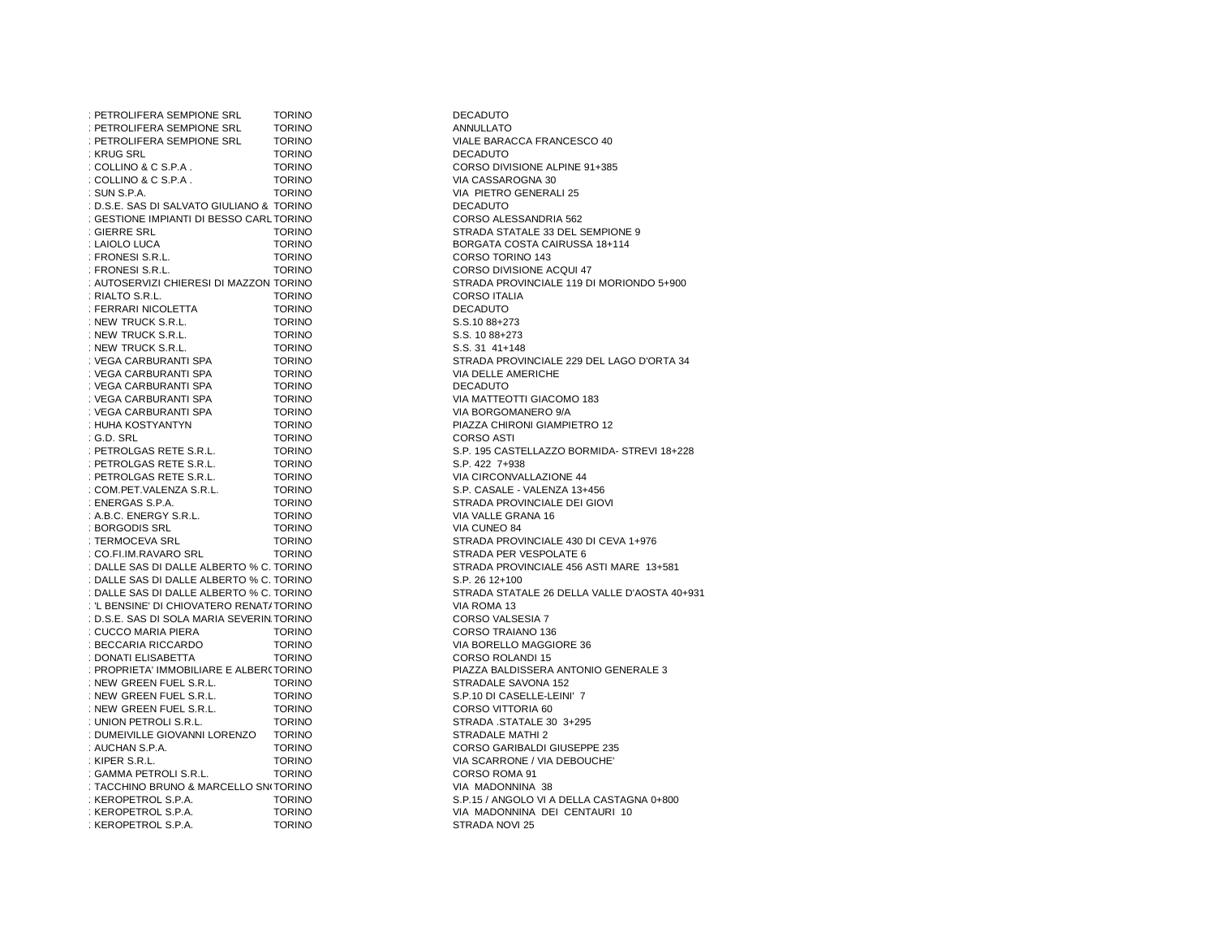| | | |
|---|---|---|
| : PETROLIFERA SEMPIONE SRL | TORINO | DECADUTO |
| : PETROLIFERA SEMPIONE SRL | TORINO | ANNULLATO |
| : PETROLIFERA SEMPIONE SRL | TORINO | VIALE BARACCA FRANCESCO 40 |
| : KRUG SRL | TORINO | DECADUTO |
| : COLLINO & C S.P.A . | TORINO | CORSO DIVISIONE ALPINE 91+385 |
| : COLLINO & C S.P.A . | TORINO | VIA CASSAROGNA 30 |
| : SUN S.P.A. | TORINO | VIA PIETRO GENERALI 25 |
| : D.S.E. SAS DI SALVATO GIULIANO & | TORINO | DECADUTO |
| : GESTIONE IMPIANTI DI BESSO CARL | TORINO | CORSO ALESSANDRIA 562 |
| : GIERRE SRL | TORINO | STRADA STATALE 33 DEL SEMPIONE 9 |
| : LAIOLO LUCA | TORINO | BORGATA COSTA CAIRUSSA 18+114 |
| : FRONESI S.R.L. | TORINO | CORSO TORINO 143 |
| : FRONESI S.R.L. | TORINO | CORSO DIVISIONE ACQUI 47 |
| : AUTOSERVIZI CHIERESI DI MAZZON | TORINO | STRADA PROVINCIALE 119 DI MORIONDO 5+900 |
| : RIALTO S.R.L. | TORINO | CORSO ITALIA |
| : FERRARI NICOLETTA | TORINO | DECADUTO |
| : NEW TRUCK S.R.L. | TORINO | S.S.10 88+273 |
| : NEW TRUCK S.R.L. | TORINO | S.S. 10 88+273 |
| : NEW TRUCK S.R.L. | TORINO | S.S. 31 41+148 |
| : VEGA CARBURANTI SPA | TORINO | STRADA PROVINCIALE 229 DEL LAGO D'ORTA 34 |
| : VEGA CARBURANTI SPA | TORINO | VIA DELLE AMERICHE |
| : VEGA CARBURANTI SPA | TORINO | DECADUTO |
| : VEGA CARBURANTI SPA | TORINO | VIA MATTEOTTI GIACOMO 183 |
| : VEGA CARBURANTI SPA | TORINO | VIA BORGOMANERO 9/A |
| : HUHA KOSTYANTYN | TORINO | PIAZZA CHIRONI GIAMPIETRO 12 |
| : G.D. SRL | TORINO | CORSO ASTI |
| : PETROLGAS RETE S.R.L. | TORINO | S.P. 195 CASTELLAZZO BORMIDA- STREVI 18+228 |
| : PETROLGAS RETE S.R.L. | TORINO | S.P. 422 7+938 |
| : PETROLGAS RETE S.R.L. | TORINO | VIA CIRCONVALLAZIONE 44 |
| : COM.PET.VALENZA S.R.L. | TORINO | S.P. CASALE - VALENZA 13+456 |
| : ENERGAS S.P.A. | TORINO | STRADA PROVINCIALE DEI GIOVI |
| : A.B.C. ENERGY S.R.L. | TORINO | VIA VALLE GRANA 16 |
| : BORGODIS SRL | TORINO | VIA CUNEO 84 |
| : TERMOCEVA SRL | TORINO | STRADA PROVINCIALE 430 DI CEVA 1+976 |
| : CO.FI.IM.RAVARO SRL | TORINO | STRADA PER VESPOLATE 6 |
| : DALLE SAS DI DALLE ALBERTO % C. | TORINO | STRADA PROVINCIALE 456 ASTI MARE 13+581 |
| : DALLE SAS DI DALLE ALBERTO % C. | TORINO | S.P. 26 12+100 |
| : DALLE SAS DI DALLE ALBERTO % C. | TORINO | STRADA STATALE 26 DELLA VALLE D'AOSTA 40+931 |
| : 'L BENSINE' DI CHIOVATERO RENAT/ | TORINO | VIA ROMA 13 |
| : D.S.E. SAS DI SOLA MARIA SEVERIN | TORINO | CORSO VALSESIA 7 |
| : CUCCO MARIA PIERA | TORINO | CORSO TRAIANO 136 |
| : BECCARIA RICCARDO | TORINO | VIA BORELLO MAGGIORE 36 |
| : DONATI ELISABETTA | TORINO | CORSO ROLANDI 15 |
| : PROPRIETA' IMMOBILIARE E ALBER( | TORINO | PIAZZA BALDISSERA ANTONIO GENERALE 3 |
| : NEW GREEN FUEL S.R.L. | TORINO | STRADALE SAVONA 152 |
| : NEW GREEN FUEL S.R.L. | TORINO | S.P.10 DI CASELLE-LEINI' 7 |
| : NEW GREEN FUEL S.R.L. | TORINO | CORSO VITTORIA 60 |
| : UNION PETROLI S.R.L. | TORINO | STRADA .STATALE 30 3+295 |
| : DUMEIVILLE GIOVANNI LORENZO | TORINO | STRADALE MATHI 2 |
| : AUCHAN S.P.A. | TORINO | CORSO GARIBALDI GIUSEPPE 235 |
| : KIPER S.R.L. | TORINO | VIA SCARRONE / VIA DEBOUCHE' |
| : GAMMA PETROLI S.R.L. | TORINO | CORSO ROMA 91 |
| : TACCHINO BRUNO & MARCELLO SN( | TORINO | VIA MADONNINA 38 |
| : KEROPETROL S.P.A. | TORINO | S.P.15 / ANGOLO VI A DELLA CASTAGNA 0+800 |
| : KEROPETROL S.P.A. | TORINO | VIA MADONNINA DEI CENTAURI 10 |
| : KEROPETROL S.P.A. | TORINO | STRADA NOVI 25 |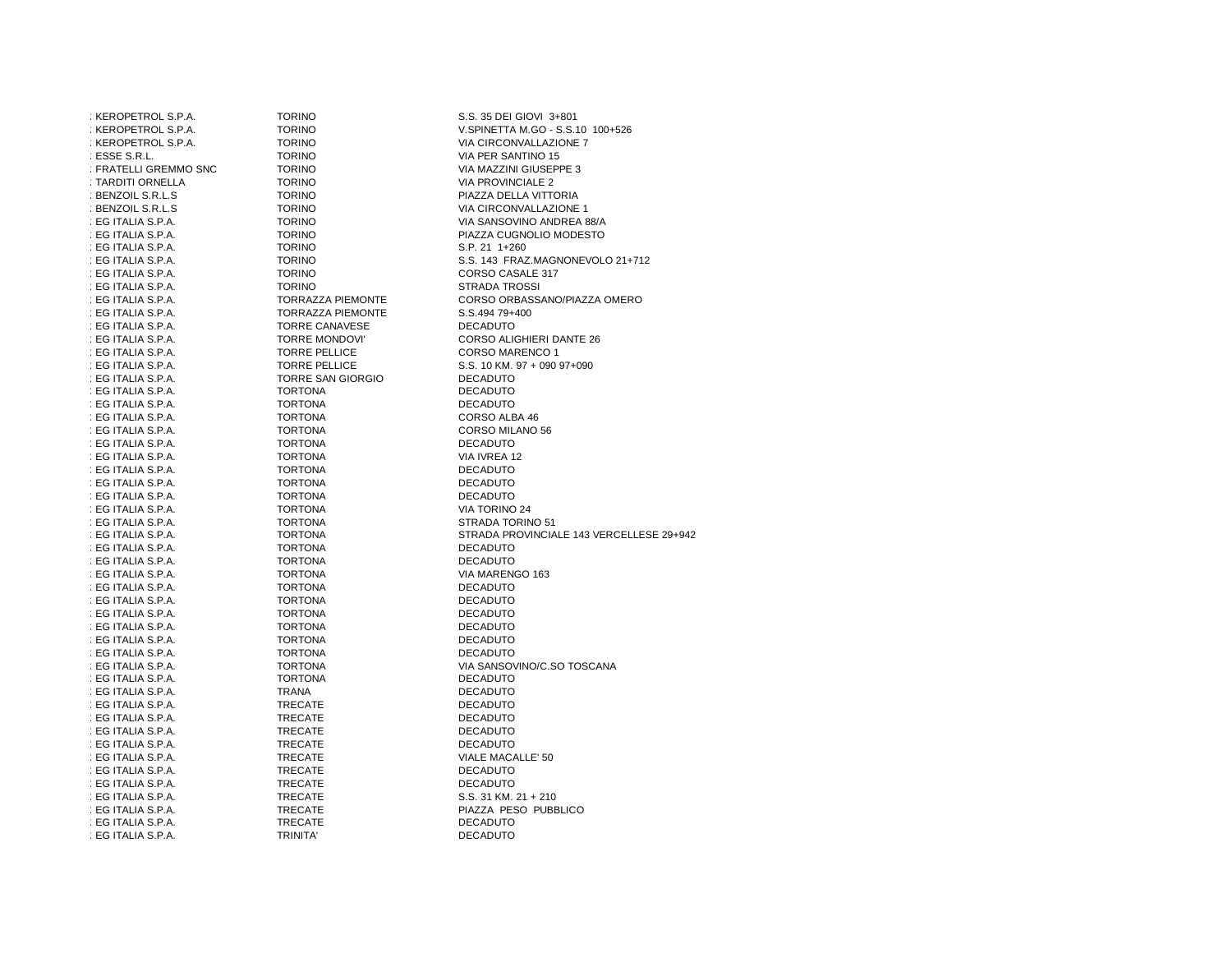| | | |
|---|---|---|
| : KEROPETROL S.P.A. | TORINO | S.S. 35 DEI GIOVI 3+801 |
| : KEROPETROL S.P.A. | TORINO | V.SPINETTA M.GO - S.S.10 100+526 |
| : KEROPETROL S.P.A. | TORINO | VIA CIRCONVALLAZIONE 7 |
| : ESSE S.R.L. | TORINO | VIA PER SANTINO 15 |
| : FRATELLI GREMMO SNC | TORINO | VIA MAZZINI GIUSEPPE 3 |
| : TARDITI ORNELLA | TORINO | VIA PROVINCIALE 2 |
| : BENZOIL S.R.L.S | TORINO | PIAZZA DELLA VITTORIA |
| : BENZOIL S.R.L.S | TORINO | VIA CIRCONVALLAZIONE 1 |
| : EG ITALIA S.P.A. | TORINO | VIA SANSOVINO ANDREA 88/A |
| : EG ITALIA S.P.A. | TORINO | PIAZZA CUGNOLIO MODESTO |
| : EG ITALIA S.P.A. | TORINO | S.P. 21 1+260 |
| : EG ITALIA S.P.A. | TORINO | S.S. 143 FRAZ.MAGNONEVOLO 21+712 |
| : EG ITALIA S.P.A. | TORINO | CORSO CASALE 317 |
| : EG ITALIA S.P.A. | TORINO | STRADA TROSSI |
| : EG ITALIA S.P.A. | TORRAZZA PIEMONTE | CORSO ORBASSANO/PIAZZA OMERO |
| : EG ITALIA S.P.A. | TORRAZZA PIEMONTE | S.S.494 79+400 |
| : EG ITALIA S.P.A. | TORRE CANAVESE | DECADUTO |
| : EG ITALIA S.P.A. | TORRE MONDOVI' | CORSO ALIGHIERI DANTE 26 |
| : EG ITALIA S.P.A. | TORRE PELLICE | CORSO MARENCO 1 |
| : EG ITALIA S.P.A. | TORRE PELLICE | S.S. 10 KM. 97 + 090 97+090 |
| : EG ITALIA S.P.A. | TORRE SAN GIORGIO | DECADUTO |
| : EG ITALIA S.P.A. | TORTONA | DECADUTO |
| : EG ITALIA S.P.A. | TORTONA | DECADUTO |
| : EG ITALIA S.P.A. | TORTONA | CORSO ALBA 46 |
| : EG ITALIA S.P.A. | TORTONA | CORSO MILANO 56 |
| : EG ITALIA S.P.A. | TORTONA | DECADUTO |
| : EG ITALIA S.P.A. | TORTONA | VIA IVREA 12 |
| : EG ITALIA S.P.A. | TORTONA | DECADUTO |
| : EG ITALIA S.P.A. | TORTONA | DECADUTO |
| : EG ITALIA S.P.A. | TORTONA | DECADUTO |
| : EG ITALIA S.P.A. | TORTONA | VIA TORINO 24 |
| : EG ITALIA S.P.A. | TORTONA | STRADA TORINO 51 |
| : EG ITALIA S.P.A. | TORTONA | STRADA PROVINCIALE 143 VERCELLESE 29+942 |
| : EG ITALIA S.P.A. | TORTONA | DECADUTO |
| : EG ITALIA S.P.A. | TORTONA | DECADUTO |
| : EG ITALIA S.P.A. | TORTONA | VIA MARENGO 163 |
| : EG ITALIA S.P.A. | TORTONA | DECADUTO |
| : EG ITALIA S.P.A. | TORTONA | DECADUTO |
| : EG ITALIA S.P.A. | TORTONA | DECADUTO |
| : EG ITALIA S.P.A. | TORTONA | DECADUTO |
| : EG ITALIA S.P.A. | TORTONA | DECADUTO |
| : EG ITALIA S.P.A. | TORTONA | DECADUTO |
| : EG ITALIA S.P.A. | TORTONA | VIA SANSOVINO/C.SO TOSCANA |
| : EG ITALIA S.P.A. | TORTONA | DECADUTO |
| : EG ITALIA S.P.A. | TRANA | DECADUTO |
| : EG ITALIA S.P.A. | TRECATE | DECADUTO |
| : EG ITALIA S.P.A. | TRECATE | DECADUTO |
| : EG ITALIA S.P.A. | TRECATE | DECADUTO |
| : EG ITALIA S.P.A. | TRECATE | DECADUTO |
| : EG ITALIA S.P.A. | TRECATE | VIALE MACALLE' 50 |
| : EG ITALIA S.P.A. | TRECATE | DECADUTO |
| : EG ITALIA S.P.A. | TRECATE | DECADUTO |
| : EG ITALIA S.P.A. | TRECATE | S.S. 31 KM. 21 + 210 |
| : EG ITALIA S.P.A. | TRECATE | PIAZZA PESO PUBBLICO |
| : EG ITALIA S.P.A. | TRECATE | DECADUTO |
| : EG ITALIA S.P.A. | TRINITA' | DECADUTO |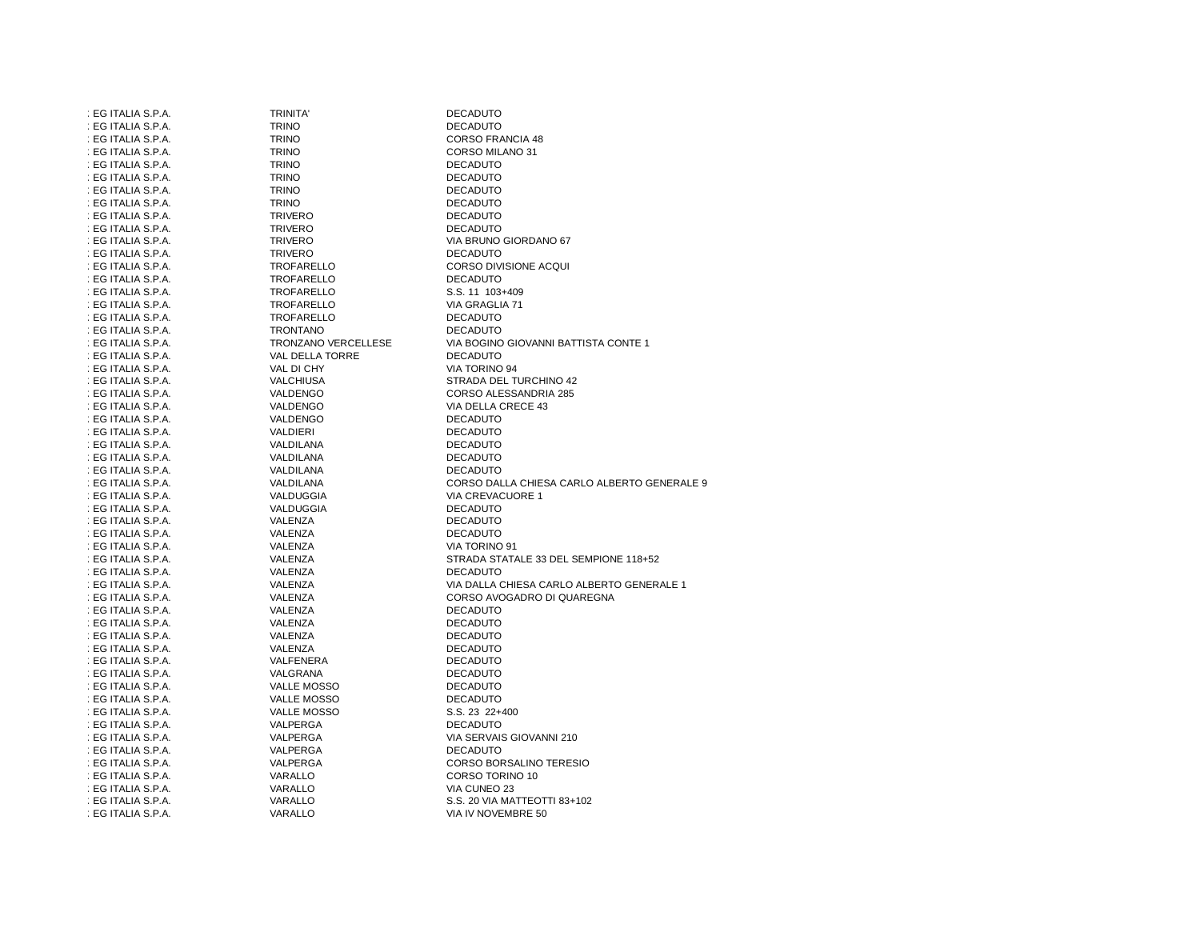| | | |
|---|---|---|
| : EG ITALIA S.P.A. | TRINITA' | DECADUTO |
| : EG ITALIA S.P.A. | TRINO | DECADUTO |
| : EG ITALIA S.P.A. | TRINO | CORSO FRANCIA 48 |
| : EG ITALIA S.P.A. | TRINO | CORSO MILANO 31 |
| : EG ITALIA S.P.A. | TRINO | DECADUTO |
| : EG ITALIA S.P.A. | TRINO | DECADUTO |
| : EG ITALIA S.P.A. | TRINO | DECADUTO |
| : EG ITALIA S.P.A. | TRINO | DECADUTO |
| : EG ITALIA S.P.A. | TRIVERO | DECADUTO |
| : EG ITALIA S.P.A. | TRIVERO | DECADUTO |
| : EG ITALIA S.P.A. | TRIVERO | VIA BRUNO GIORDANO 67 |
| : EG ITALIA S.P.A. | TRIVERO | DECADUTO |
| : EG ITALIA S.P.A. | TROFARELLO | CORSO DIVISIONE ACQUI |
| : EG ITALIA S.P.A. | TROFARELLO | DECADUTO |
| : EG ITALIA S.P.A. | TROFARELLO | S.S. 11 103+409 |
| : EG ITALIA S.P.A. | TROFARELLO | VIA GRAGLIA 71 |
| : EG ITALIA S.P.A. | TROFARELLO | DECADUTO |
| : EG ITALIA S.P.A. | TRONTANO | DECADUTO |
| : EG ITALIA S.P.A. | TRONZANO VERCELLESE | VIA BOGINO GIOVANNI BATTISTA CONTE 1 |
| : EG ITALIA S.P.A. | VAL DELLA TORRE | DECADUTO |
| : EG ITALIA S.P.A. | VAL DI CHY | VIA TORINO 94 |
| : EG ITALIA S.P.A. | VALCHIUSA | STRADA DEL TURCHINO 42 |
| : EG ITALIA S.P.A. | VALDENGO | CORSO ALESSANDRIA 285 |
| : EG ITALIA S.P.A. | VALDENGO | VIA DELLA CRECE 43 |
| : EG ITALIA S.P.A. | VALDENGO | DECADUTO |
| : EG ITALIA S.P.A. | VALDIERI | DECADUTO |
| : EG ITALIA S.P.A. | VALDILANA | DECADUTO |
| : EG ITALIA S.P.A. | VALDILANA | DECADUTO |
| : EG ITALIA S.P.A. | VALDILANA | DECADUTO |
| : EG ITALIA S.P.A. | VALDILANA | CORSO DALLA CHIESA CARLO ALBERTO GENERALE 9 |
| : EG ITALIA S.P.A. | VALDUGGIA | VIA CREVACUORE 1 |
| : EG ITALIA S.P.A. | VALDUGGIA | DECADUTO |
| : EG ITALIA S.P.A. | VALENZA | DECADUTO |
| : EG ITALIA S.P.A. | VALENZA | DECADUTO |
| : EG ITALIA S.P.A. | VALENZA | VIA TORINO 91 |
| : EG ITALIA S.P.A. | VALENZA | STRADA STATALE 33 DEL SEMPIONE 118+52 |
| : EG ITALIA S.P.A. | VALENZA | DECADUTO |
| : EG ITALIA S.P.A. | VALENZA | VIA DALLA CHIESA CARLO ALBERTO GENERALE 1 |
| : EG ITALIA S.P.A. | VALENZA | CORSO AVOGADRO DI QUAREGNA |
| : EG ITALIA S.P.A. | VALENZA | DECADUTO |
| : EG ITALIA S.P.A. | VALENZA | DECADUTO |
| : EG ITALIA S.P.A. | VALENZA | DECADUTO |
| : EG ITALIA S.P.A. | VALENZA | DECADUTO |
| : EG ITALIA S.P.A. | VALFENERA | DECADUTO |
| : EG ITALIA S.P.A. | VALGRANA | DECADUTO |
| : EG ITALIA S.P.A. | VALLE MOSSO | DECADUTO |
| : EG ITALIA S.P.A. | VALLE MOSSO | DECADUTO |
| : EG ITALIA S.P.A. | VALLE MOSSO | S.S. 23 22+400 |
| : EG ITALIA S.P.A. | VALPERGA | DECADUTO |
| : EG ITALIA S.P.A. | VALPERGA | VIA SERVAIS GIOVANNI 210 |
| : EG ITALIA S.P.A. | VALPERGA | DECADUTO |
| : EG ITALIA S.P.A. | VALPERGA | CORSO BORSALINO TERESIO |
| : EG ITALIA S.P.A. | VARALLO | CORSO TORINO 10 |
| : EG ITALIA S.P.A. | VARALLO | VIA CUNEO 23 |
| : EG ITALIA S.P.A. | VARALLO | S.S. 20 VIA MATTEOTTI 83+102 |
| : EG ITALIA S.P.A. | VARALLO | VIA IV NOVEMBRE 50 |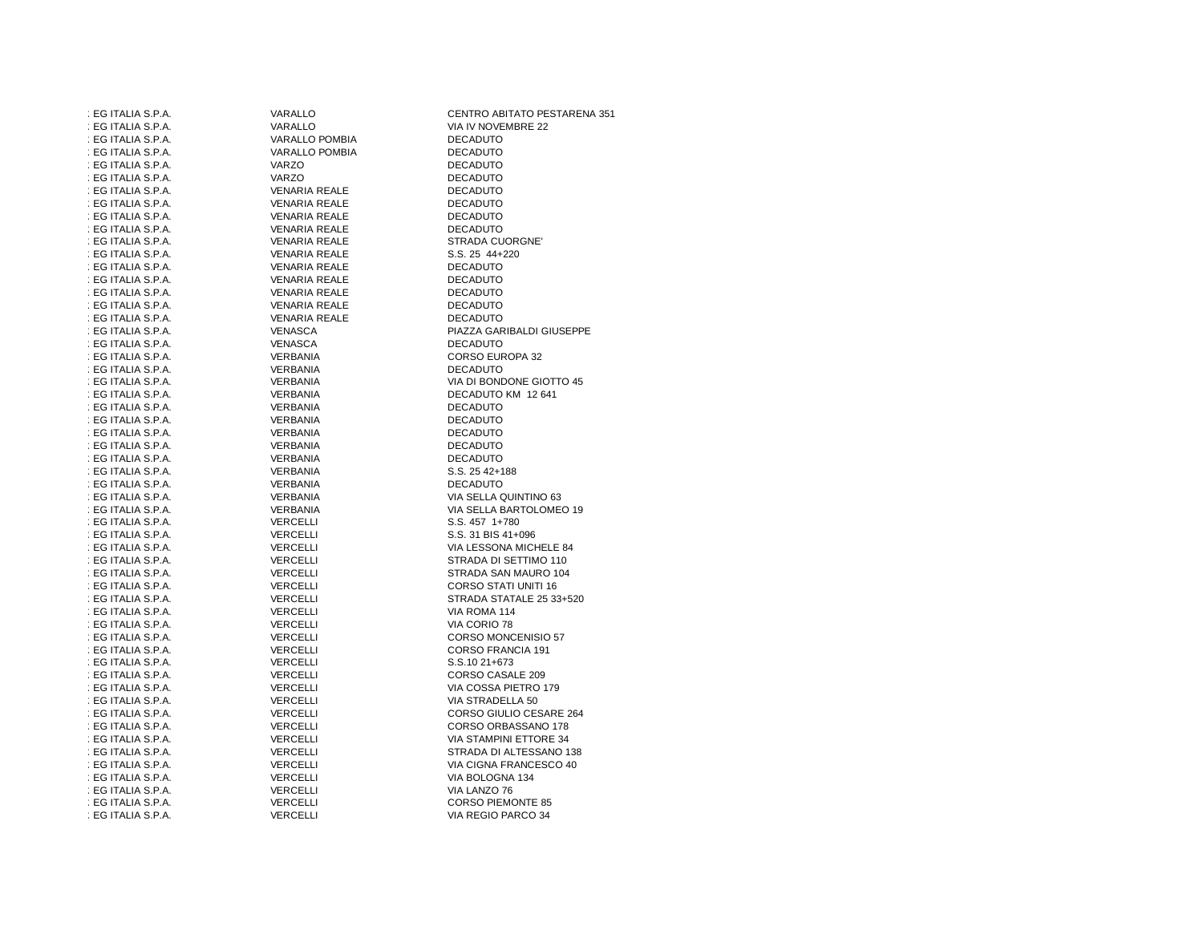| | | |
|---|---|---|
| : EG ITALIA S.P.A. | VARALLO | CENTRO ABITATO PESTARENA 351 |
| : EG ITALIA S.P.A. | VARALLO | VIA IV NOVEMBRE 22 |
| : EG ITALIA S.P.A. | VARALLO POMBIA | DECADUTO |
| : EG ITALIA S.P.A. | VARALLO POMBIA | DECADUTO |
| : EG ITALIA S.P.A. | VARZO | DECADUTO |
| : EG ITALIA S.P.A. | VARZO | DECADUTO |
| : EG ITALIA S.P.A. | VENARIA REALE | DECADUTO |
| : EG ITALIA S.P.A. | VENARIA REALE | DECADUTO |
| : EG ITALIA S.P.A. | VENARIA REALE | DECADUTO |
| : EG ITALIA S.P.A. | VENARIA REALE | DECADUTO |
| : EG ITALIA S.P.A. | VENARIA REALE | STRADA CUORGNE' |
| : EG ITALIA S.P.A. | VENARIA REALE | S.S. 25 44+220 |
| : EG ITALIA S.P.A. | VENARIA REALE | DECADUTO |
| : EG ITALIA S.P.A. | VENARIA REALE | DECADUTO |
| : EG ITALIA S.P.A. | VENARIA REALE | DECADUTO |
| : EG ITALIA S.P.A. | VENARIA REALE | DECADUTO |
| : EG ITALIA S.P.A. | VENARIA REALE | DECADUTO |
| : EG ITALIA S.P.A. | VENASCA | PIAZZA GARIBALDI GIUSEPPE |
| : EG ITALIA S.P.A. | VENASCA | DECADUTO |
| : EG ITALIA S.P.A. | VERBANIA | CORSO EUROPA 32 |
| : EG ITALIA S.P.A. | VERBANIA | DECADUTO |
| : EG ITALIA S.P.A. | VERBANIA | VIA DI BONDONE GIOTTO 45 |
| : EG ITALIA S.P.A. | VERBANIA | DECADUTO KM 12 641 |
| : EG ITALIA S.P.A. | VERBANIA | DECADUTO |
| : EG ITALIA S.P.A. | VERBANIA | DECADUTO |
| : EG ITALIA S.P.A. | VERBANIA | DECADUTO |
| : EG ITALIA S.P.A. | VERBANIA | DECADUTO |
| : EG ITALIA S.P.A. | VERBANIA | DECADUTO |
| : EG ITALIA S.P.A. | VERBANIA | S.S. 25 42+188 |
| : EG ITALIA S.P.A. | VERBANIA | DECADUTO |
| : EG ITALIA S.P.A. | VERBANIA | VIA SELLA QUINTINO 63 |
| : EG ITALIA S.P.A. | VERBANIA | VIA SELLA BARTOLOMEO 19 |
| : EG ITALIA S.P.A. | VERCELLI | S.S. 457 1+780 |
| : EG ITALIA S.P.A. | VERCELLI | S.S. 31 BIS 41+096 |
| : EG ITALIA S.P.A. | VERCELLI | VIA LESSONA MICHELE 84 |
| : EG ITALIA S.P.A. | VERCELLI | STRADA DI SETTIMO 110 |
| : EG ITALIA S.P.A. | VERCELLI | STRADA SAN MAURO 104 |
| : EG ITALIA S.P.A. | VERCELLI | CORSO STATI UNITI 16 |
| : EG ITALIA S.P.A. | VERCELLI | STRADA STATALE 25 33+520 |
| : EG ITALIA S.P.A. | VERCELLI | VIA ROMA 114 |
| : EG ITALIA S.P.A. | VERCELLI | VIA CORIO 78 |
| : EG ITALIA S.P.A. | VERCELLI | CORSO MONCENISIO 57 |
| : EG ITALIA S.P.A. | VERCELLI | CORSO FRANCIA 191 |
| : EG ITALIA S.P.A. | VERCELLI | S.S.10 21+673 |
| : EG ITALIA S.P.A. | VERCELLI | CORSO CASALE 209 |
| : EG ITALIA S.P.A. | VERCELLI | VIA COSSA PIETRO 179 |
| : EG ITALIA S.P.A. | VERCELLI | VIA STRADELLA 50 |
| : EG ITALIA S.P.A. | VERCELLI | CORSO GIULIO CESARE 264 |
| : EG ITALIA S.P.A. | VERCELLI | CORSO ORBASSANO 178 |
| : EG ITALIA S.P.A. | VERCELLI | VIA STAMPINI ETTORE 34 |
| : EG ITALIA S.P.A. | VERCELLI | STRADA DI ALTESSANO 138 |
| : EG ITALIA S.P.A. | VERCELLI | VIA CIGNA FRANCESCO 40 |
| : EG ITALIA S.P.A. | VERCELLI | VIA BOLOGNA 134 |
| : EG ITALIA S.P.A. | VERCELLI | VIA LANZO 76 |
| : EG ITALIA S.P.A. | VERCELLI | CORSO PIEMONTE 85 |
| : EG ITALIA S.P.A. | VERCELLI | VIA REGIO PARCO 34 |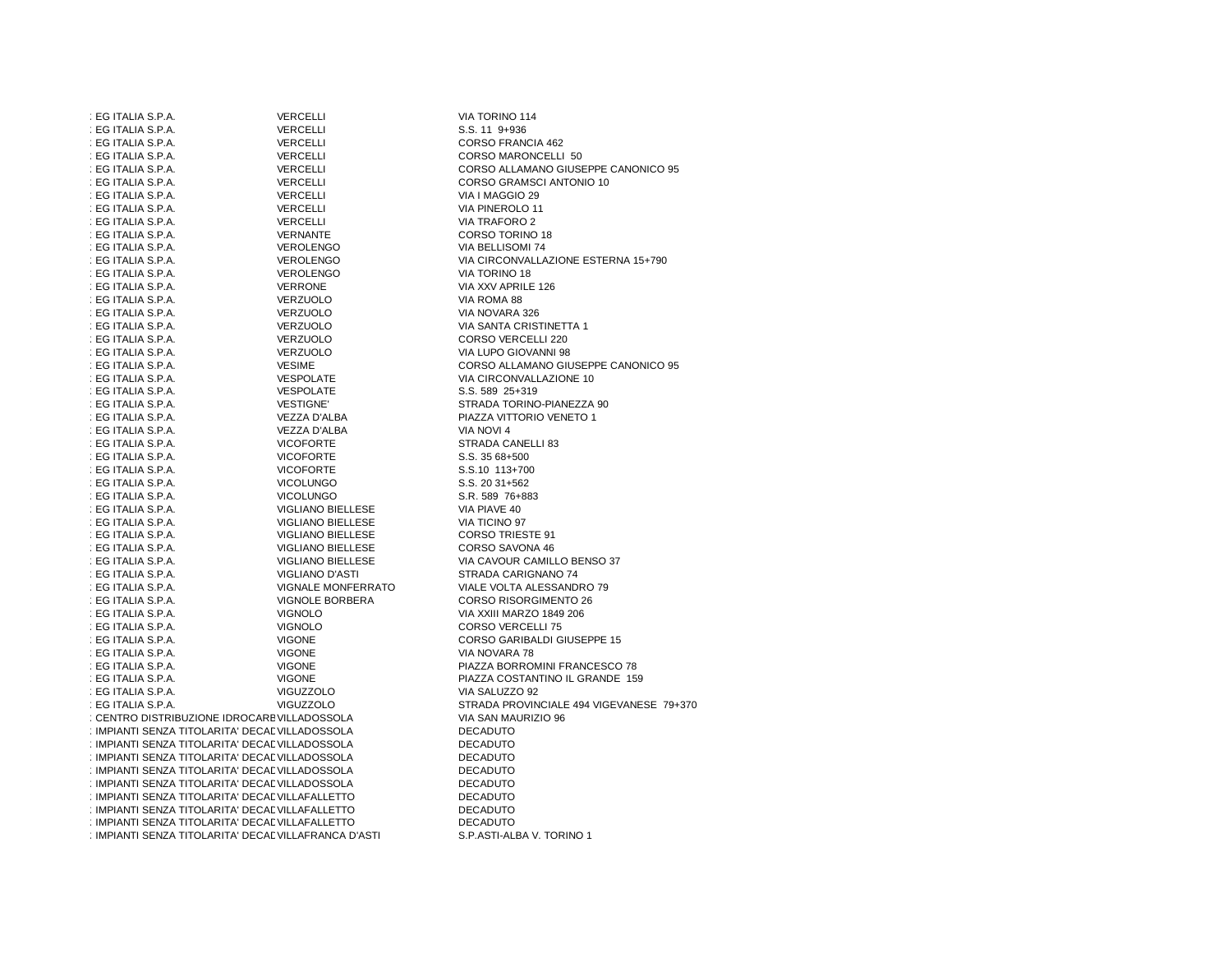| | | |
|---|---|---|
| : EG ITALIA S.P.A. | VERCELLI | VIA TORINO 114 |
| : EG ITALIA S.P.A. | VERCELLI | S.S. 11 9+936 |
| : EG ITALIA S.P.A. | VERCELLI | CORSO FRANCIA 462 |
| : EG ITALIA S.P.A. | VERCELLI | CORSO MARONCELLI 50 |
| : EG ITALIA S.P.A. | VERCELLI | CORSO ALLAMANO GIUSEPPE CANONICO 95 |
| : EG ITALIA S.P.A. | VERCELLI | CORSO GRAMSCI ANTONIO 10 |
| : EG ITALIA S.P.A. | VERCELLI | VIA I MAGGIO 29 |
| : EG ITALIA S.P.A. | VERCELLI | VIA PINEROLO 11 |
| : EG ITALIA S.P.A. | VERCELLI | VIA TRAFORO 2 |
| : EG ITALIA S.P.A. | VERNANTE | CORSO TORINO 18 |
| : EG ITALIA S.P.A. | VEROLENGO | VIA BELLISOMI 74 |
| : EG ITALIA S.P.A. | VEROLENGO | VIA CIRCONVALLAZIONE ESTERNA 15+790 |
| : EG ITALIA S.P.A. | VEROLENGO | VIA TORINO 18 |
| : EG ITALIA S.P.A. | VERRONE | VIA XXV APRILE 126 |
| : EG ITALIA S.P.A. | VERZUOLO | VIA ROMA 88 |
| : EG ITALIA S.P.A. | VERZUOLO | VIA NOVARA 326 |
| : EG ITALIA S.P.A. | VERZUOLO | VIA SANTA CRISTINETTA 1 |
| : EG ITALIA S.P.A. | VERZUOLO | CORSO VERCELLI 220 |
| : EG ITALIA S.P.A. | VERZUOLO | VIA LUPO GIOVANNI 98 |
| : EG ITALIA S.P.A. | VESIME | CORSO ALLAMANO GIUSEPPE CANONICO 95 |
| : EG ITALIA S.P.A. | VESPOLATE | VIA CIRCONVALLAZIONE 10 |
| : EG ITALIA S.P.A. | VESPOLATE | S.S. 589 25+319 |
| : EG ITALIA S.P.A. | VESTIGNE' | STRADA TORINO-PIANEZZA 90 |
| : EG ITALIA S.P.A. | VEZZA D'ALBA | PIAZZA VITTORIO VENETO 1 |
| : EG ITALIA S.P.A. | VEZZA D'ALBA | VIA NOVI 4 |
| : EG ITALIA S.P.A. | VICOFORTE | STRADA CANELLI 83 |
| : EG ITALIA S.P.A. | VICOFORTE | S.S. 35 68+500 |
| : EG ITALIA S.P.A. | VICOFORTE | S.S.10 113+700 |
| : EG ITALIA S.P.A. | VICOLUNGO | S.S. 20 31+562 |
| : EG ITALIA S.P.A. | VICOLUNGO | S.R. 589 76+883 |
| : EG ITALIA S.P.A. | VIGLIANO BIELLESE | VIA PIAVE 40 |
| : EG ITALIA S.P.A. | VIGLIANO BIELLESE | VIA TICINO 97 |
| : EG ITALIA S.P.A. | VIGLIANO BIELLESE | CORSO TRIESTE 91 |
| : EG ITALIA S.P.A. | VIGLIANO BIELLESE | CORSO SAVONA 46 |
| : EG ITALIA S.P.A. | VIGLIANO BIELLESE | VIA CAVOUR CAMILLO BENSO 37 |
| : EG ITALIA S.P.A. | VIGLIANO D'ASTI | STRADA CARIGNANO 74 |
| : EG ITALIA S.P.A. | VIGNALE MONFERRATO | VIALE VOLTA ALESSANDRO 79 |
| : EG ITALIA S.P.A. | VIGNOLE BORBERA | CORSO RISORGIMENTO 26 |
| : EG ITALIA S.P.A. | VIGNOLO | VIA XXIII MARZO 1849 206 |
| : EG ITALIA S.P.A. | VIGNOLO | CORSO VERCELLI 75 |
| : EG ITALIA S.P.A. | VIGONE | CORSO GARIBALDI GIUSEPPE 15 |
| : EG ITALIA S.P.A. | VIGONE | VIA NOVARA 78 |
| : EG ITALIA S.P.A. | VIGONE | PIAZZA BORROMINI FRANCESCO 78 |
| : EG ITALIA S.P.A. | VIGONE | PIAZZA COSTANTINO IL GRANDE 159 |
| : EG ITALIA S.P.A. | VIGUZZOLO | VIA SALUZZO 92 |
| : EG ITALIA S.P.A. | VIGUZZOLO | STRADA PROVINCIALE 494 VIGEVANESE 79+370 |
| : CENTRO DISTRIBUZIONE IDROCARE | VILLADOSSOLA | VIA SAN MAURIZIO 96 |
| : IMPIANTI SENZA TITOLARITA' DECAD | VILLADOSSOLA | DECADUTO |
| : IMPIANTI SENZA TITOLARITA' DECAD | VILLADOSSOLA | DECADUTO |
| : IMPIANTI SENZA TITOLARITA' DECAD | VILLADOSSOLA | DECADUTO |
| : IMPIANTI SENZA TITOLARITA' DECAD | VILLADOSSOLA | DECADUTO |
| : IMPIANTI SENZA TITOLARITA' DECAD | VILLADOSSOLA | DECADUTO |
| : IMPIANTI SENZA TITOLARITA' DECAD | VILLAFALLETTO | DECADUTO |
| : IMPIANTI SENZA TITOLARITA' DECAD | VILLAFALLETTO | DECADUTO |
| : IMPIANTI SENZA TITOLARITA' DECAD | VILLAFALLETTO | DECADUTO |
| : IMPIANTI SENZA TITOLARITA' DECAD | VILLAFRANCA D'ASTI | S.P.ASTI-ALBA V. TORINO 1 |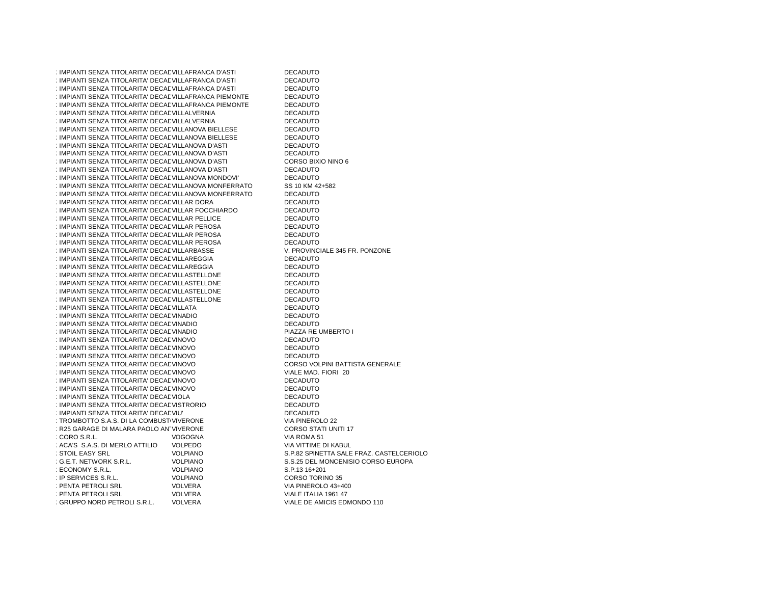| | | |
|---|---|---|
| : IMPIANTI SENZA TITOLARITA' DECAD | VILLAFRANCA D'ASTI | DECADUTO |
| : IMPIANTI SENZA TITOLARITA' DECAD | VILLAFRANCA D'ASTI | DECADUTO |
| : IMPIANTI SENZA TITOLARITA' DECAD | VILLAFRANCA D'ASTI | DECADUTO |
| : IMPIANTI SENZA TITOLARITA' DECAD | VILLAFRANCA PIEMONTE | DECADUTO |
| : IMPIANTI SENZA TITOLARITA' DECAD | VILLAFRANCA PIEMONTE | DECADUTO |
| : IMPIANTI SENZA TITOLARITA' DECAD | VILLALVERNIA | DECADUTO |
| : IMPIANTI SENZA TITOLARITA' DECAD | VILLALVERNIA | DECADUTO |
| : IMPIANTI SENZA TITOLARITA' DECAD | VILLANOVA BIELLESE | DECADUTO |
| : IMPIANTI SENZA TITOLARITA' DECAD | VILLANOVA BIELLESE | DECADUTO |
| : IMPIANTI SENZA TITOLARITA' DECAD | VILLANOVA D'ASTI | DECADUTO |
| : IMPIANTI SENZA TITOLARITA' DECAD | VILLANOVA D'ASTI | DECADUTO |
| : IMPIANTI SENZA TITOLARITA' DECAD | VILLANOVA D'ASTI | CORSO BIXIO NINO 6 |
| : IMPIANTI SENZA TITOLARITA' DECAD | VILLANOVA D'ASTI | DECADUTO |
| : IMPIANTI SENZA TITOLARITA' DECAD | VILLANOVA MONDOVI' | DECADUTO |
| : IMPIANTI SENZA TITOLARITA' DECAD | VILLANOVA MONFERRATO | SS 10 KM 42+582 |
| : IMPIANTI SENZA TITOLARITA' DECAD | VILLANOVA MONFERRATO | DECADUTO |
| : IMPIANTI SENZA TITOLARITA' DECAD | VILLAR DORA | DECADUTO |
| : IMPIANTI SENZA TITOLARITA' DECAD | VILLAR FOCCHIARDO | DECADUTO |
| : IMPIANTI SENZA TITOLARITA' DECAD | VILLAR PELLICE | DECADUTO |
| : IMPIANTI SENZA TITOLARITA' DECAD | VILLAR PEROSA | DECADUTO |
| : IMPIANTI SENZA TITOLARITA' DECAD | VILLAR PEROSA | DECADUTO |
| : IMPIANTI SENZA TITOLARITA' DECAD | VILLAR PEROSA | DECADUTO |
| : IMPIANTI SENZA TITOLARITA' DECAD | VILLARBASSE | V. PROVINCIALE 345 FR. PONZONE |
| : IMPIANTI SENZA TITOLARITA' DECAD | VILLAREGGIA | DECADUTO |
| : IMPIANTI SENZA TITOLARITA' DECAD | VILLAREGGIA | DECADUTO |
| : IMPIANTI SENZA TITOLARITA' DECAD | VILLASTELLONE | DECADUTO |
| : IMPIANTI SENZA TITOLARITA' DECAD | VILLASTELLONE | DECADUTO |
| : IMPIANTI SENZA TITOLARITA' DECAD | VILLASTELLONE | DECADUTO |
| : IMPIANTI SENZA TITOLARITA' DECAD | VILLASTELLONE | DECADUTO |
| : IMPIANTI SENZA TITOLARITA' DECAD | VILLATA | DECADUTO |
| : IMPIANTI SENZA TITOLARITA' DECAD | VINADIO | DECADUTO |
| : IMPIANTI SENZA TITOLARITA' DECAD | VINADIO | DECADUTO |
| : IMPIANTI SENZA TITOLARITA' DECAD | VINADIO | PIAZZA RE UMBERTO I |
| : IMPIANTI SENZA TITOLARITA' DECAD | VINOVO | DECADUTO |
| : IMPIANTI SENZA TITOLARITA' DECAD | VINOVO | DECADUTO |
| : IMPIANTI SENZA TITOLARITA' DECAD | VINOVO | DECADUTO |
| : IMPIANTI SENZA TITOLARITA' DECAD | VINOVO | CORSO VOLPINI BATTISTA GENERALE |
| : IMPIANTI SENZA TITOLARITA' DECAD | VINOVO | VIALE MAD. FIORI 20 |
| : IMPIANTI SENZA TITOLARITA' DECAD | VINOVO | DECADUTO |
| : IMPIANTI SENZA TITOLARITA' DECAD | VINOVO | DECADUTO |
| : IMPIANTI SENZA TITOLARITA' DECAD | VIOLA | DECADUTO |
| : IMPIANTI SENZA TITOLARITA' DECAD | VISTRORIO | DECADUTO |
| : IMPIANTI SENZA TITOLARITA' DECAD | VIU' | DECADUTO |
| : TROMBOTTO S.A.S. DI LA COMBUSTI | VIVERONE | VIA PINEROLO 22 |
| : R25 GARAGE DI MALARA PAOLO AN | VIVERONE | CORSO STATI UNITI 17 |
| : CORO S.R.L. | VOGOGNA | VIA ROMA 51 |
| : ACA'S S.A.S. DI MERLO ATTILIO | VOLPEDO | VIA VITTIME DI KABUL |
| : STOIL EASY SRL | VOLPIANO | S.P.82 SPINETTA SALE FRAZ. CASTELCERIOLO |
| : G.E.T. NETWORK S.R.L. | VOLPIANO | S.S.25 DEL MONCENISIO CORSO EUROPA |
| : ECONOMY S.R.L. | VOLPIANO | S.P.13 16+201 |
| : IP SERVICES S.R.L. | VOLPIANO | CORSO TORINO 35 |
| : PENTA PETROLI SRL | VOLVERA | VIA PINEROLO 43+400 |
| : PENTA PETROLI SRL | VOLVERA | VIALE ITALIA 1961 47 |
| : GRUPPO NORD PETROLI S.R.L. | VOLVERA | VIALE DE AMICIS EDMONDO 110 |